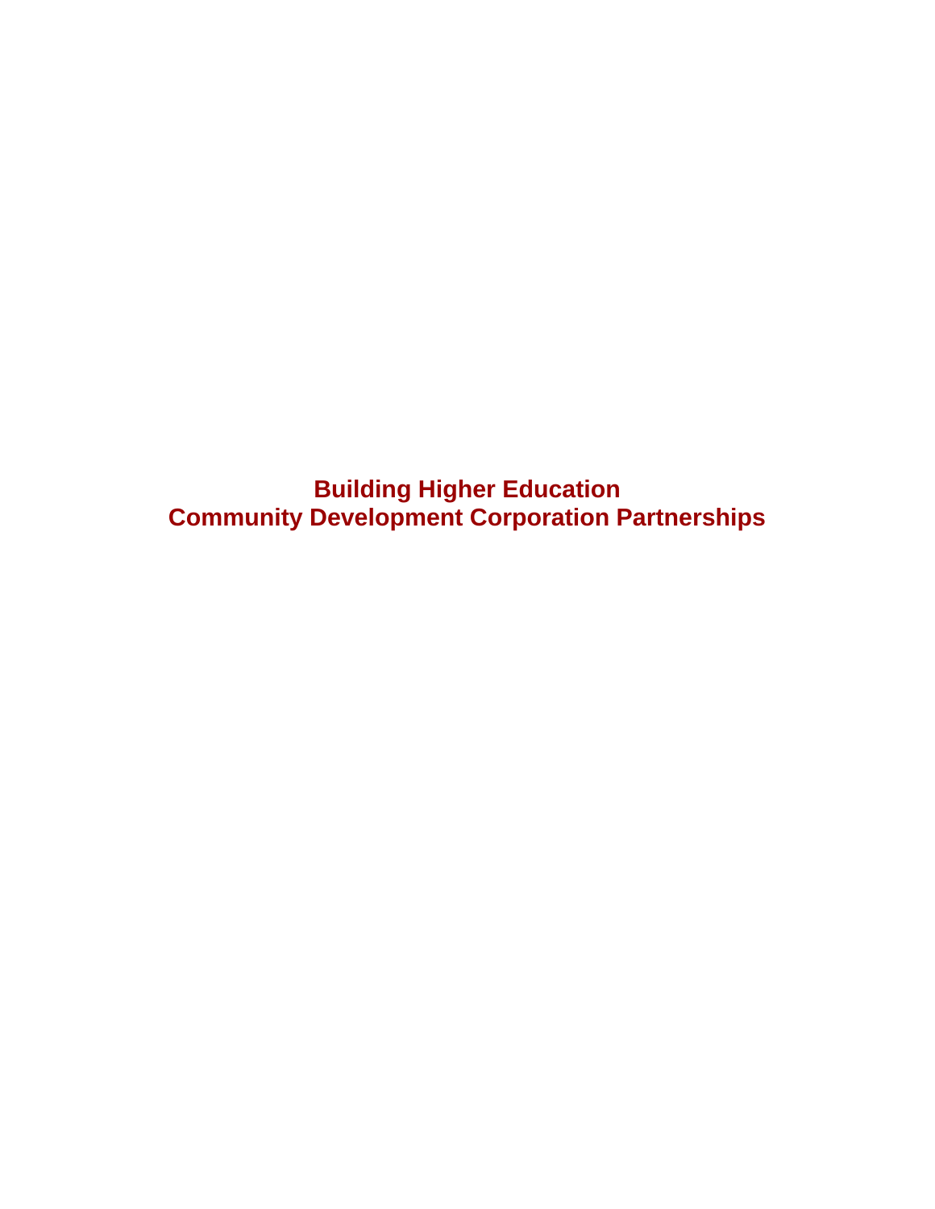# Building Higher Education
# Community Development Corporation Partnerships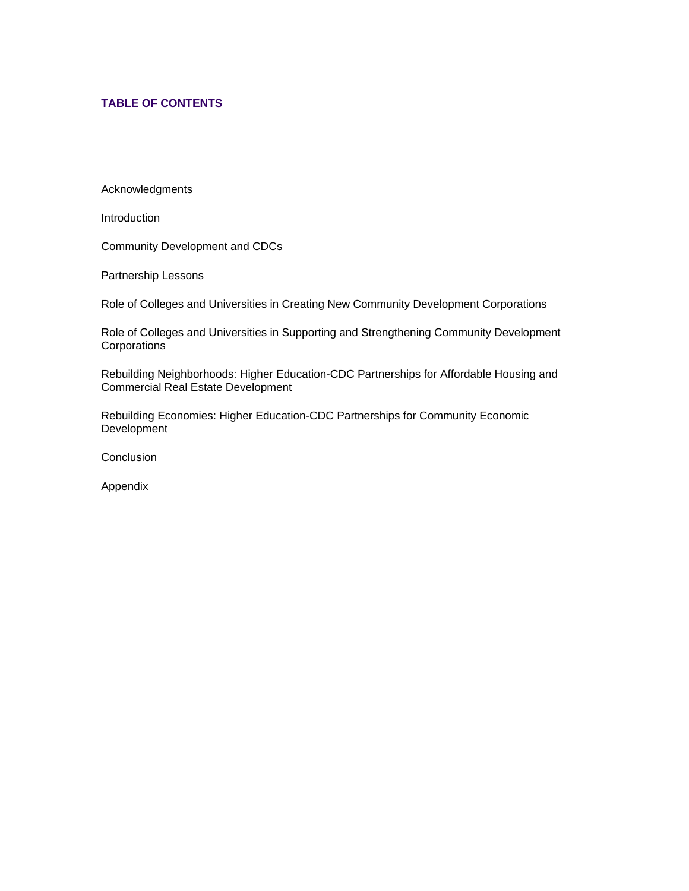# TABLE OF CONTENTS

Acknowledgments

Introduction

Community Development and CDCs

Partnership Lessons

Role of Colleges and Universities in Creating New Community Development Corporations

Role of Colleges and Universities in Supporting and Strengthening Community Development Corporations

Rebuilding Neighborhoods: Higher Education-CDC Partnerships for Affordable Housing and Commercial Real Estate Development

Rebuilding Economies: Higher Education-CDC Partnerships for Community Economic Development

Conclusion

Appendix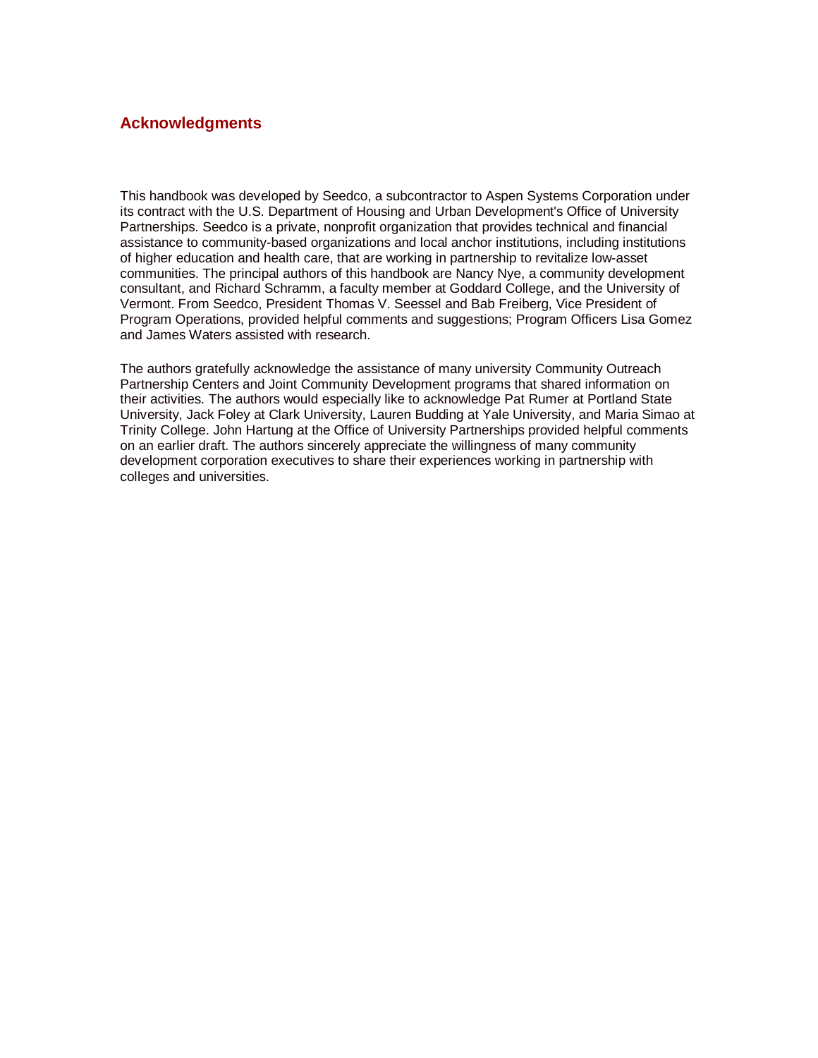## Acknowledgments

This handbook was developed by Seedco, a subcontractor to Aspen Systems Corporation under its contract with the U.S. Department of Housing and Urban Development's Office of University Partnerships. Seedco is a private, nonprofit organization that provides technical and financial assistance to community-based organizations and local anchor institutions, including institutions of higher education and health care, that are working in partnership to revitalize low-asset communities. The principal authors of this handbook are Nancy Nye, a community development consultant, and Richard Schramm, a faculty member at Goddard College, and the University of Vermont. From Seedco, President Thomas V. Seessel and Bab Freiberg, Vice President of Program Operations, provided helpful comments and suggestions; Program Officers Lisa Gomez and James Waters assisted with research.

The authors gratefully acknowledge the assistance of many university Community Outreach Partnership Centers and Joint Community Development programs that shared information on their activities. The authors would especially like to acknowledge Pat Rumer at Portland State University, Jack Foley at Clark University, Lauren Budding at Yale University, and Maria Simao at Trinity College. John Hartung at the Office of University Partnerships provided helpful comments on an earlier draft. The authors sincerely appreciate the willingness of many community development corporation executives to share their experiences working in partnership with colleges and universities.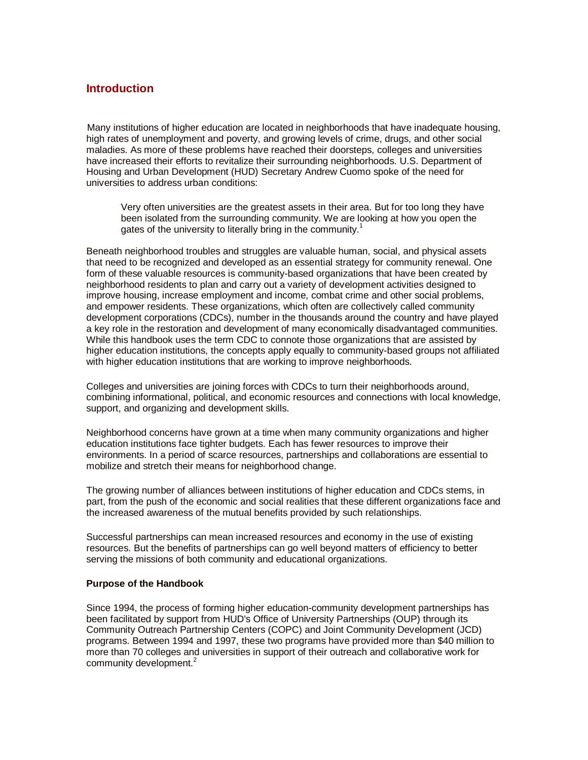## Introduction

Many institutions of higher education are located in neighborhoods that have inadequate housing, high rates of unemployment and poverty, and growing levels of crime, drugs, and other social maladies. As more of these problems have reached their doorsteps, colleges and universities have increased their efforts to revitalize their surrounding neighborhoods. U.S. Department of Housing and Urban Development (HUD) Secretary Andrew Cuomo spoke of the need for universities to address urban conditions:

> Very often universities are the greatest assets in their area. But for too long they have been isolated from the surrounding community. We are looking at how you open the gates of the university to literally bring in the community.[1]

Beneath neighborhood troubles and struggles are valuable human, social, and physical assets that need to be recognized and developed as an essential strategy for community renewal. One form of these valuable resources is community-based organizations that have been created by neighborhood residents to plan and carry out a variety of development activities designed to improve housing, increase employment and income, combat crime and other social problems, and empower residents. These organizations, which often are collectively called community development corporations (CDCs), number in the thousands around the country and have played a key role in the restoration and development of many economically disadvantaged communities. While this handbook uses the term CDC to connote those organizations that are assisted by higher education institutions, the concepts apply equally to community-based groups not affiliated with higher education institutions that are working to improve neighborhoods.

Colleges and universities are joining forces with CDCs to turn their neighborhoods around, combining informational, political, and economic resources and connections with local knowledge, support, and organizing and development skills.

Neighborhood concerns have grown at a time when many community organizations and higher education institutions face tighter budgets. Each has fewer resources to improve their environments. In a period of scarce resources, partnerships and collaborations are essential to mobilize and stretch their means for neighborhood change.

The growing number of alliances between institutions of higher education and CDCs stems, in part, from the push of the economic and social realities that these different organizations face and the increased awareness of the mutual benefits provided by such relationships.

Successful partnerships can mean increased resources and economy in the use of existing resources. But the benefits of partnerships can go well beyond matters of efficiency to better serving the missions of both community and educational organizations.

### Purpose of the Handbook

Since 1994, the process of forming higher education-community development partnerships has been facilitated by support from HUD's Office of University Partnerships (OUP) through its Community Outreach Partnership Centers (COPC) and Joint Community Development (JCD) programs. Between 1994 and 1997, these two programs have provided more than $40 million to more than 70 colleges and universities in support of their outreach and collaborative work for community development.[2]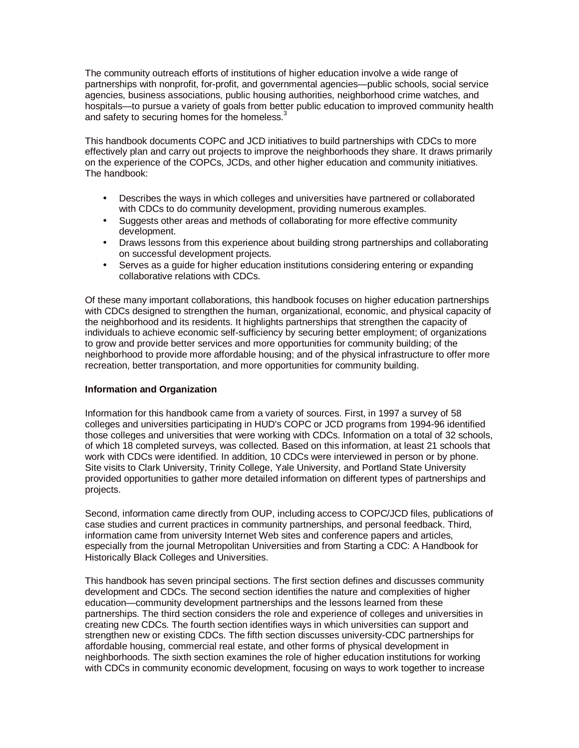The community outreach efforts of institutions of higher education involve a wide range of partnerships with nonprofit, for-profit, and governmental agencies—public schools, social service agencies, business associations, public housing authorities, neighborhood crime watches, and hospitals—to pursue a variety of goals from better public education to improved community health and safety to securing homes for the homeless.[3]

This handbook documents COPC and JCD initiatives to build partnerships with CDCs to more effectively plan and carry out projects to improve the neighborhoods they share. It draws primarily on the experience of the COPCs, JCDs, and other higher education and community initiatives. The handbook:

- Describes the ways in which colleges and universities have partnered or collaborated with CDCs to do community development, providing numerous examples.
- Suggests other areas and methods of collaborating for more effective community development.
- Draws lessons from this experience about building strong partnerships and collaborating on successful development projects.
- Serves as a guide for higher education institutions considering entering or expanding collaborative relations with CDCs.

Of these many important collaborations, this handbook focuses on higher education partnerships with CDCs designed to strengthen the human, organizational, economic, and physical capacity of the neighborhood and its residents. It highlights partnerships that strengthen the capacity of individuals to achieve economic self-sufficiency by securing better employment; of organizations to grow and provide better services and more opportunities for community building; of the neighborhood to provide more affordable housing; and of the physical infrastructure to offer more recreation, better transportation, and more opportunities for community building.

**Information and Organization**

Information for this handbook came from a variety of sources. First, in 1997 a survey of 58 colleges and universities participating in HUD's COPC or JCD programs from 1994-96 identified those colleges and universities that were working with CDCs. Information on a total of 32 schools, of which 18 completed surveys, was collected. Based on this information, at least 21 schools that work with CDCs were identified. In addition, 10 CDCs were interviewed in person or by phone. Site visits to Clark University, Trinity College, Yale University, and Portland State University provided opportunities to gather more detailed information on different types of partnerships and projects.

Second, information came directly from OUP, including access to COPC/JCD files, publications of case studies and current practices in community partnerships, and personal feedback. Third, information came from university Internet Web sites and conference papers and articles, especially from the journal Metropolitan Universities and from Starting a CDC: A Handbook for Historically Black Colleges and Universities.

This handbook has seven principal sections. The first section defines and discusses community development and CDCs. The second section identifies the nature and complexities of higher education—community development partnerships and the lessons learned from these partnerships. The third section considers the role and experience of colleges and universities in creating new CDCs. The fourth section identifies ways in which universities can support and strengthen new or existing CDCs. The fifth section discusses university-CDC partnerships for affordable housing, commercial real estate, and other forms of physical development in neighborhoods. The sixth section examines the role of higher education institutions for working with CDCs in community economic development, focusing on ways to work together to increase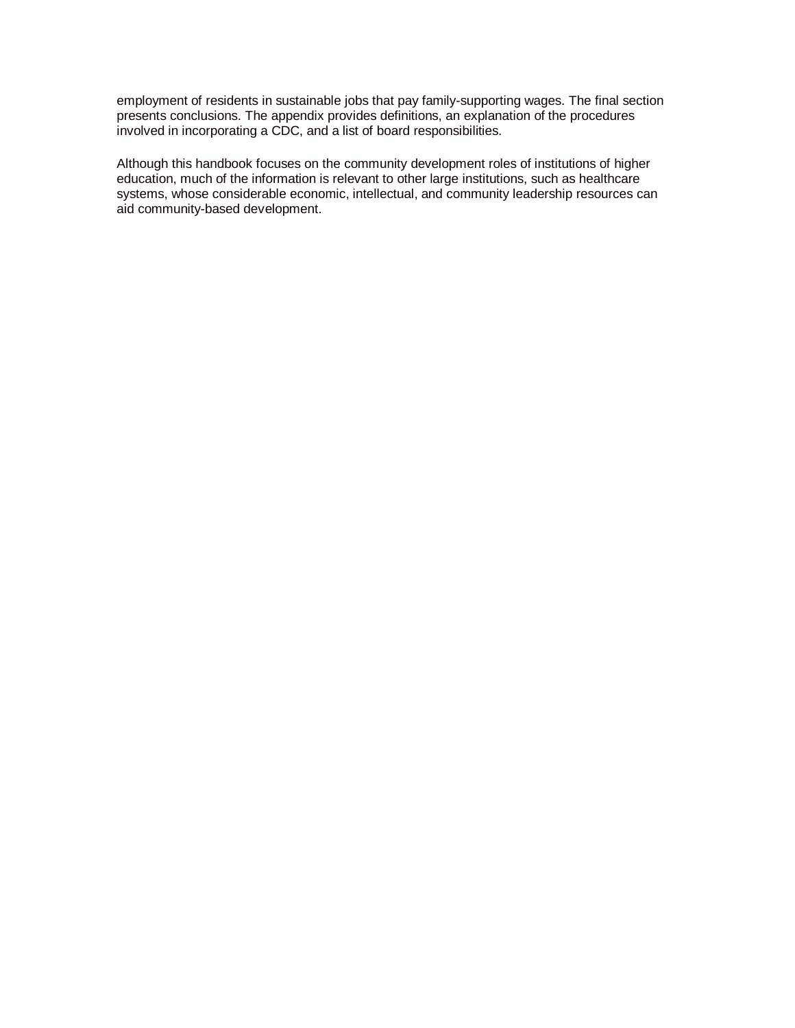employment of residents in sustainable jobs that pay family-supporting wages. The final section presents conclusions. The appendix provides definitions, an explanation of the procedures involved in incorporating a CDC, and a list of board responsibilities.

Although this handbook focuses on the community development roles of institutions of higher education, much of the information is relevant to other large institutions, such as healthcare systems, whose considerable economic, intellectual, and community leadership resources can aid community-based development.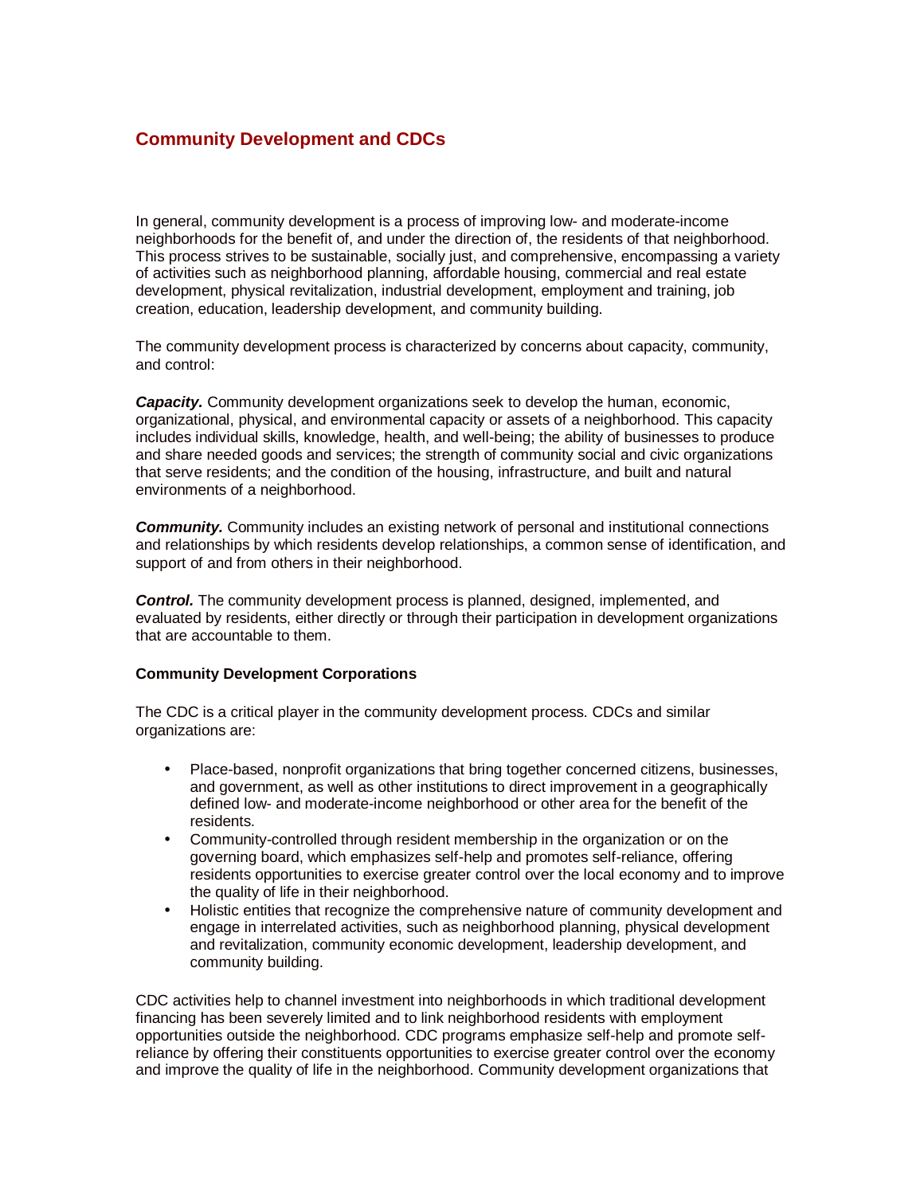## Community Development and CDCs

In general, community development is a process of improving low- and moderate-income neighborhoods for the benefit of, and under the direction of, the residents of that neighborhood. This process strives to be sustainable, socially just, and comprehensive, encompassing a variety of activities such as neighborhood planning, affordable housing, commercial and real estate development, physical revitalization, industrial development, employment and training, job creation, education, leadership development, and community building.

The community development process is characterized by concerns about capacity, community, and control:

***Capacity.*** Community development organizations seek to develop the human, economic, organizational, physical, and environmental capacity or assets of a neighborhood. This capacity includes individual skills, knowledge, health, and well-being; the ability of businesses to produce and share needed goods and services; the strength of community social and civic organizations that serve residents; and the condition of the housing, infrastructure, and built and natural environments of a neighborhood.

***Community.*** Community includes an existing network of personal and institutional connections and relationships by which residents develop relationships, a common sense of identification, and support of and from others in their neighborhood.

***Control.*** The community development process is planned, designed, implemented, and evaluated by residents, either directly or through their participation in development organizations that are accountable to them.

**Community Development Corporations**

The CDC is a critical player in the community development process. CDCs and similar organizations are:

- Place-based, nonprofit organizations that bring together concerned citizens, businesses, and government, as well as other institutions to direct improvement in a geographically defined low- and moderate-income neighborhood or other area for the benefit of the residents.
- Community-controlled through resident membership in the organization or on the governing board, which emphasizes self-help and promotes self-reliance, offering residents opportunities to exercise greater control over the local economy and to improve the quality of life in their neighborhood.
- Holistic entities that recognize the comprehensive nature of community development and engage in interrelated activities, such as neighborhood planning, physical development and revitalization, community economic development, leadership development, and community building.

CDC activities help to channel investment into neighborhoods in which traditional development financing has been severely limited and to link neighborhood residents with employment opportunities outside the neighborhood. CDC programs emphasize self-help and promote self-reliance by offering their constituents opportunities to exercise greater control over the economy and improve the quality of life in the neighborhood. Community development organizations that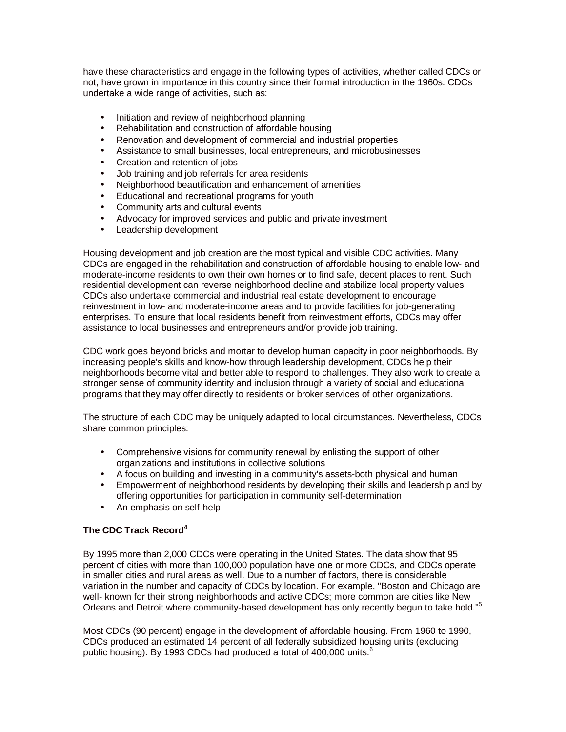have these characteristics and engage in the following types of activities, whether called CDCs or not, have grown in importance in this country since their formal introduction in the 1960s. CDCs undertake a wide range of activities, such as:

- Initiation and review of neighborhood planning
- Rehabilitation and construction of affordable housing
- Renovation and development of commercial and industrial properties
- Assistance to small businesses, local entrepreneurs, and microbusinesses
- Creation and retention of jobs
- Job training and job referrals for area residents
- Neighborhood beautification and enhancement of amenities
- Educational and recreational programs for youth
- Community arts and cultural events
- Advocacy for improved services and public and private investment
- Leadership development

Housing development and job creation are the most typical and visible CDC activities. Many CDCs are engaged in the rehabilitation and construction of affordable housing to enable low- and moderate-income residents to own their own homes or to find safe, decent places to rent. Such residential development can reverse neighborhood decline and stabilize local property values. CDCs also undertake commercial and industrial real estate development to encourage reinvestment in low- and moderate-income areas and to provide facilities for job-generating enterprises. To ensure that local residents benefit from reinvestment efforts, CDCs may offer assistance to local businesses and entrepreneurs and/or provide job training.

CDC work goes beyond bricks and mortar to develop human capacity in poor neighborhoods. By increasing people's skills and know-how through leadership development, CDCs help their neighborhoods become vital and better able to respond to challenges. They also work to create a stronger sense of community identity and inclusion through a variety of social and educational programs that they may offer directly to residents or broker services of other organizations.

The structure of each CDC may be uniquely adapted to local circumstances. Nevertheless, CDCs share common principles:

- Comprehensive visions for community renewal by enlisting the support of other organizations and institutions in collective solutions
- A focus on building and investing in a community's assets-both physical and human
- Empowerment of neighborhood residents by developing their skills and leadership and by offering opportunities for participation in community self-determination
- An emphasis on self-help

**The CDC Track Record**[4]

By 1995 more than 2,000 CDCs were operating in the United States. The data show that 95 percent of cities with more than 100,000 population have one or more CDCs, and CDCs operate in smaller cities and rural areas as well. Due to a number of factors, there is considerable variation in the number and capacity of CDCs by location. For example, "Boston and Chicago are well- known for their strong neighborhoods and active CDCs; more common are cities like New Orleans and Detroit where community-based development has only recently begun to take hold."[5]

Most CDCs (90 percent) engage in the development of affordable housing. From 1960 to 1990, CDCs produced an estimated 14 percent of all federally subsidized housing units (excluding public housing). By 1993 CDCs had produced a total of 400,000 units.[6]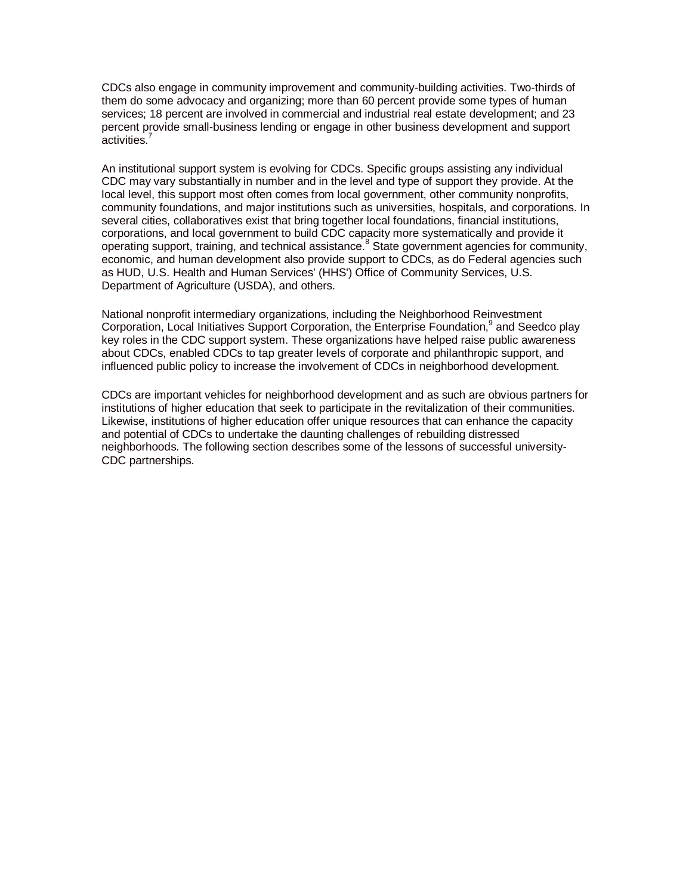CDCs also engage in community improvement and community-building activities. Two-thirds of them do some advocacy and organizing; more than 60 percent provide some types of human services; 18 percent are involved in commercial and industrial real estate development; and 23 percent provide small-business lending or engage in other business development and support activities.[7]

An institutional support system is evolving for CDCs. Specific groups assisting any individual CDC may vary substantially in number and in the level and type of support they provide. At the local level, this support most often comes from local government, other community nonprofits, community foundations, and major institutions such as universities, hospitals, and corporations. In several cities, collaboratives exist that bring together local foundations, financial institutions, corporations, and local government to build CDC capacity more systematically and provide it operating support, training, and technical assistance.[8] State government agencies for community, economic, and human development also provide support to CDCs, as do Federal agencies such as HUD, U.S. Health and Human Services' (HHS') Office of Community Services, U.S. Department of Agriculture (USDA), and others.

National nonprofit intermediary organizations, including the Neighborhood Reinvestment Corporation, Local Initiatives Support Corporation, the Enterprise Foundation,[9] and Seedco play key roles in the CDC support system. These organizations have helped raise public awareness about CDCs, enabled CDCs to tap greater levels of corporate and philanthropic support, and influenced public policy to increase the involvement of CDCs in neighborhood development.

CDCs are important vehicles for neighborhood development and as such are obvious partners for institutions of higher education that seek to participate in the revitalization of their communities. Likewise, institutions of higher education offer unique resources that can enhance the capacity and potential of CDCs to undertake the daunting challenges of rebuilding distressed neighborhoods. The following section describes some of the lessons of successful university-CDC partnerships.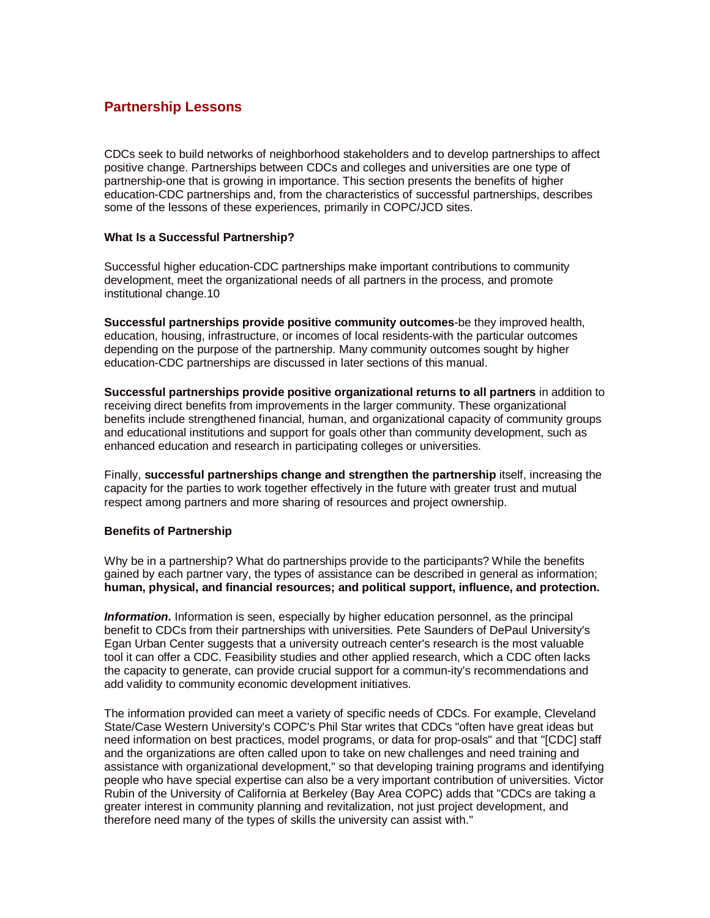## Partnership Lessons

CDCs seek to build networks of neighborhood stakeholders and to develop partnerships to affect positive change. Partnerships between CDCs and colleges and universities are one type of partnership-one that is growing in importance. This section presents the benefits of higher education-CDC partnerships and, from the characteristics of successful partnerships, describes some of the lessons of these experiences, primarily in COPC/JCD sites.

### What Is a Successful Partnership?

Successful higher education-CDC partnerships make important contributions to community development, meet the organizational needs of all partners in the process, and promote institutional change.10

**Successful partnerships provide positive community outcomes**-be they improved health, education, housing, infrastructure, or incomes of local residents-with the particular outcomes depending on the purpose of the partnership. Many community outcomes sought by higher education-CDC partnerships are discussed in later sections of this manual.

**Successful partnerships provide positive organizational returns to all partners** in addition to receiving direct benefits from improvements in the larger community. These organizational benefits include strengthened financial, human, and organizational capacity of community groups and educational institutions and support for goals other than community development, such as enhanced education and research in participating colleges or universities.

Finally, **successful partnerships change and strengthen the partnership** itself, increasing the capacity for the parties to work together effectively in the future with greater trust and mutual respect among partners and more sharing of resources and project ownership.

### Benefits of Partnership

Why be in a partnership? What do partnerships provide to the participants? While the benefits gained by each partner vary, the types of assistance can be described in general as information; **human, physical, and financial resources; and political support, influence, and protection.**

***Information.*** Information is seen, especially by higher education personnel, as the principal benefit to CDCs from their partnerships with universities. Pete Saunders of DePaul University's Egan Urban Center suggests that a university outreach center's research is the most valuable tool it can offer a CDC. Feasibility studies and other applied research, which a CDC often lacks the capacity to generate, can provide crucial support for a commun-ity's recommendations and add validity to community economic development initiatives.

The information provided can meet a variety of specific needs of CDCs. For example, Cleveland State/Case Western University's COPC's Phil Star writes that CDCs "often have great ideas but need information on best practices, model programs, or data for prop-osals" and that "[CDC] staff and the organizations are often called upon to take on new challenges and need training and assistance with organizational development," so that developing training programs and identifying people who have special expertise can also be a very important contribution of universities. Victor Rubin of the University of California at Berkeley (Bay Area COPC) adds that "CDCs are taking a greater interest in community planning and revitalization, not just project development, and therefore need many of the types of skills the university can assist with."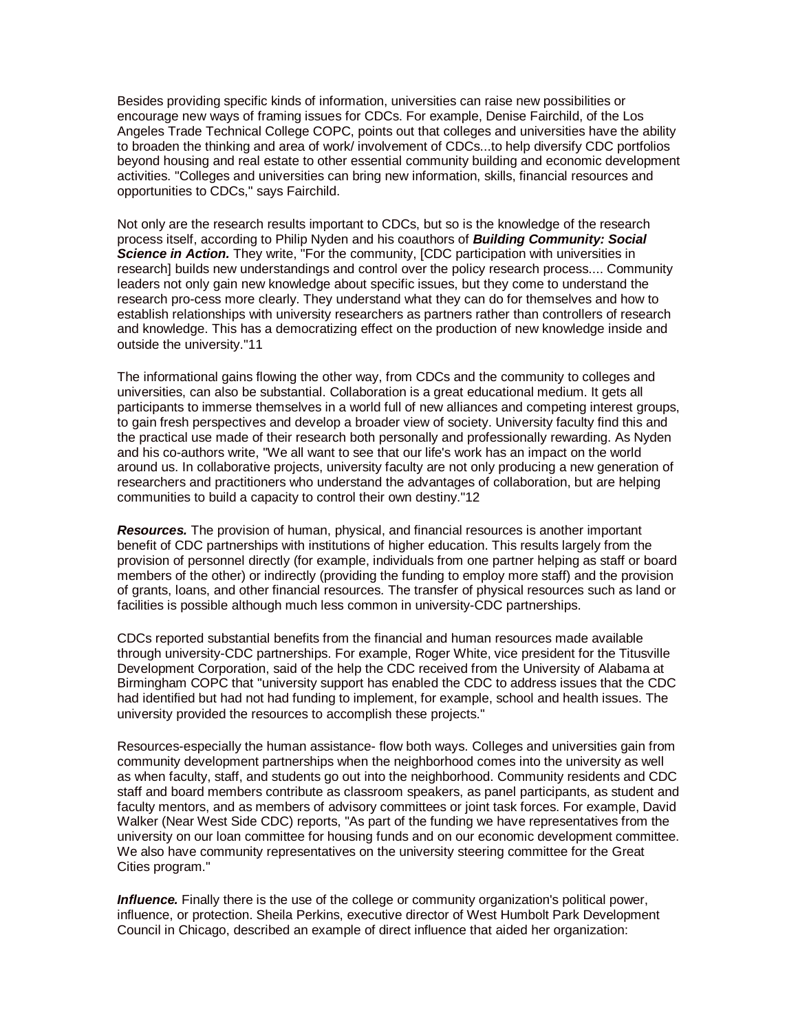Besides providing specific kinds of information, universities can raise new possibilities or encourage new ways of framing issues for CDCs. For example, Denise Fairchild, of the Los Angeles Trade Technical College COPC, points out that colleges and universities have the ability to broaden the thinking and area of work/ involvement of CDCs...to help diversify CDC portfolios beyond housing and real estate to other essential community building and economic development activities. "Colleges and universities can bring new information, skills, financial resources and opportunities to CDCs," says Fairchild.

Not only are the research results important to CDCs, but so is the knowledge of the research process itself, according to Philip Nyden and his coauthors of ***Building Community: Social Science in Action.*** They write, "For the community, [CDC participation with universities in research] builds new understandings and control over the policy research process.... Community leaders not only gain new knowledge about specific issues, but they come to understand the research pro-cess more clearly. They understand what they can do for themselves and how to establish relationships with university researchers as partners rather than controllers of research and knowledge. This has a democratizing effect on the production of new knowledge inside and outside the university."11

The informational gains flowing the other way, from CDCs and the community to colleges and universities, can also be substantial. Collaboration is a great educational medium. It gets all participants to immerse themselves in a world full of new alliances and competing interest groups, to gain fresh perspectives and develop a broader view of society. University faculty find this and the practical use made of their research both personally and professionally rewarding. As Nyden and his co-authors write, "We all want to see that our life's work has an impact on the world around us. In collaborative projects, university faculty are not only producing a new generation of researchers and practitioners who understand the advantages of collaboration, but are helping communities to build a capacity to control their own destiny."12

***Resources.*** The provision of human, physical, and financial resources is another important benefit of CDC partnerships with institutions of higher education. This results largely from the provision of personnel directly (for example, individuals from one partner helping as staff or board members of the other) or indirectly (providing the funding to employ more staff) and the provision of grants, loans, and other financial resources. The transfer of physical resources such as land or facilities is possible although much less common in university-CDC partnerships.

CDCs reported substantial benefits from the financial and human resources made available through university-CDC partnerships. For example, Roger White, vice president for the Titusville Development Corporation, said of the help the CDC received from the University of Alabama at Birmingham COPC that "university support has enabled the CDC to address issues that the CDC had identified but had not had funding to implement, for example, school and health issues. The university provided the resources to accomplish these projects."

Resources-especially the human assistance- flow both ways. Colleges and universities gain from community development partnerships when the neighborhood comes into the university as well as when faculty, staff, and students go out into the neighborhood. Community residents and CDC staff and board members contribute as classroom speakers, as panel participants, as student and faculty mentors, and as members of advisory committees or joint task forces. For example, David Walker (Near West Side CDC) reports, "As part of the funding we have representatives from the university on our loan committee for housing funds and on our economic development committee. We also have community representatives on the university steering committee for the Great Cities program."

***Influence.*** Finally there is the use of the college or community organization's political power, influence, or protection. Sheila Perkins, executive director of West Humbolt Park Development Council in Chicago, described an example of direct influence that aided her organization: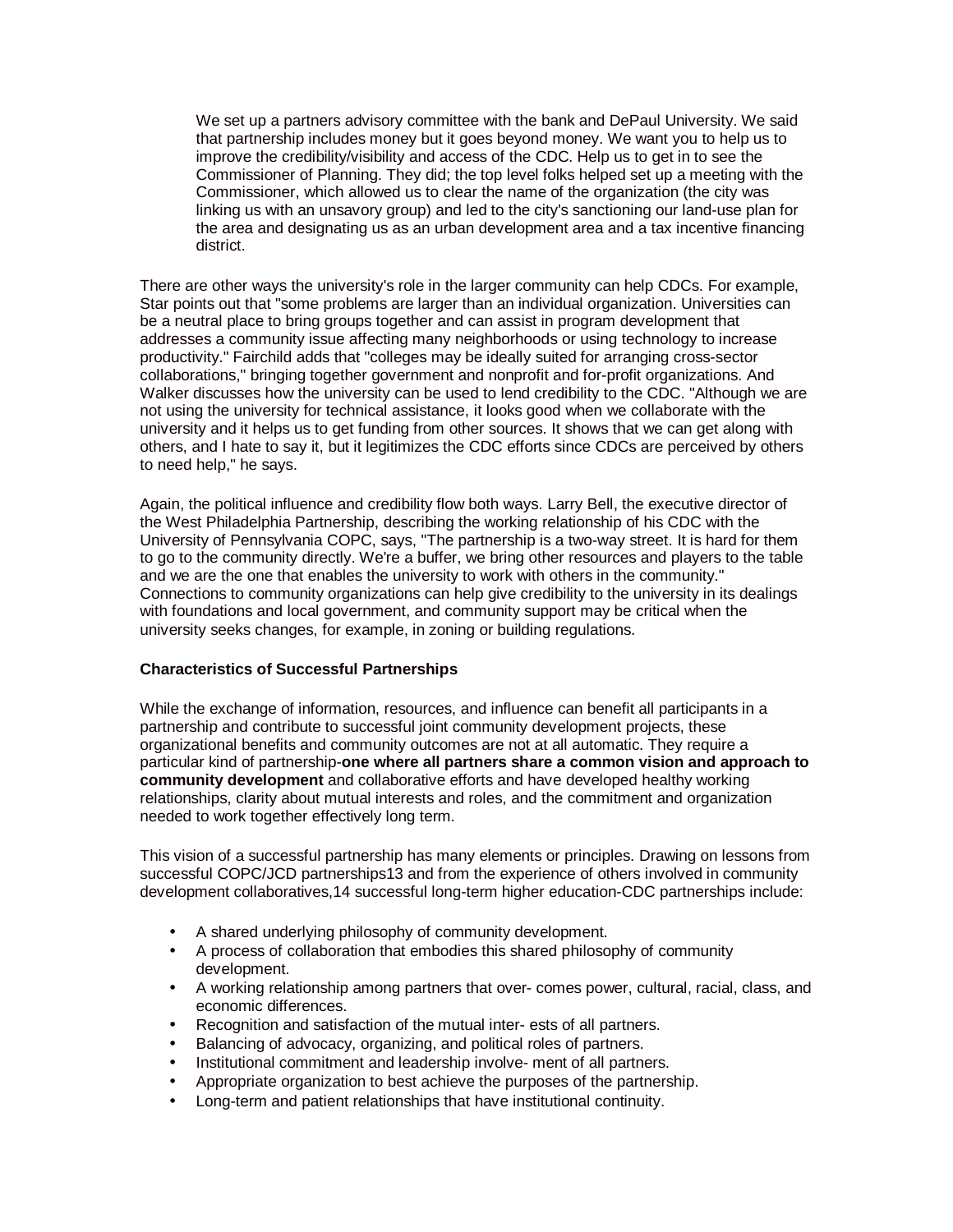> We set up a partners advisory committee with the bank and DePaul University. We said that partnership includes money but it goes beyond money. We want you to help us to improve the credibility/visibility and access of the CDC. Help us to get in to see the Commissioner of Planning. They did; the top level folks helped set up a meeting with the Commissioner, which allowed us to clear the name of the organization (the city was linking us with an unsavory group) and led to the city's sanctioning our land-use plan for the area and designating us as an urban development area and a tax incentive financing district.

There are other ways the university's role in the larger community can help CDCs. For example, Star points out that "some problems are larger than an individual organization. Universities can be a neutral place to bring groups together and can assist in program development that addresses a community issue affecting many neighborhoods or using technology to increase productivity." Fairchild adds that "colleges may be ideally suited for arranging cross-sector collaborations," bringing together government and nonprofit and for-profit organizations. And Walker discusses how the university can be used to lend credibility to the CDC. "Although we are not using the university for technical assistance, it looks good when we collaborate with the university and it helps us to get funding from other sources. It shows that we can get along with others, and I hate to say it, but it legitimizes the CDC efforts since CDCs are perceived by others to need help," he says.

Again, the political influence and credibility flow both ways. Larry Bell, the executive director of the West Philadelphia Partnership, describing the working relationship of his CDC with the University of Pennsylvania COPC, says, "The partnership is a two-way street. It is hard for them to go to the community directly. We're a buffer, we bring other resources and players to the table and we are the one that enables the university to work with others in the community." Connections to community organizations can help give credibility to the university in its dealings with foundations and local government, and community support may be critical when the university seeks changes, for example, in zoning or building regulations.

**Characteristics of Successful Partnerships**

While the exchange of information, resources, and influence can benefit all participants in a partnership and contribute to successful joint community development projects, these organizational benefits and community outcomes are not at all automatic. They require a particular kind of partnership-**one where all partners share a common vision and approach to community development** and collaborative efforts and have developed healthy working relationships, clarity about mutual interests and roles, and the commitment and organization needed to work together effectively long term.

This vision of a successful partnership has many elements or principles. Drawing on lessons from successful COPC/JCD partnerships[13] and from the experience of others involved in community development collaboratives,[14] successful long-term higher education-CDC partnerships include:

- A shared underlying philosophy of community development.
- A process of collaboration that embodies this shared philosophy of community development.
- A working relationship among partners that over- comes power, cultural, racial, class, and economic differences.
- Recognition and satisfaction of the mutual inter- ests of all partners.
- Balancing of advocacy, organizing, and political roles of partners.
- Institutional commitment and leadership involve- ment of all partners.
- Appropriate organization to best achieve the purposes of the partnership.
- Long-term and patient relationships that have institutional continuity.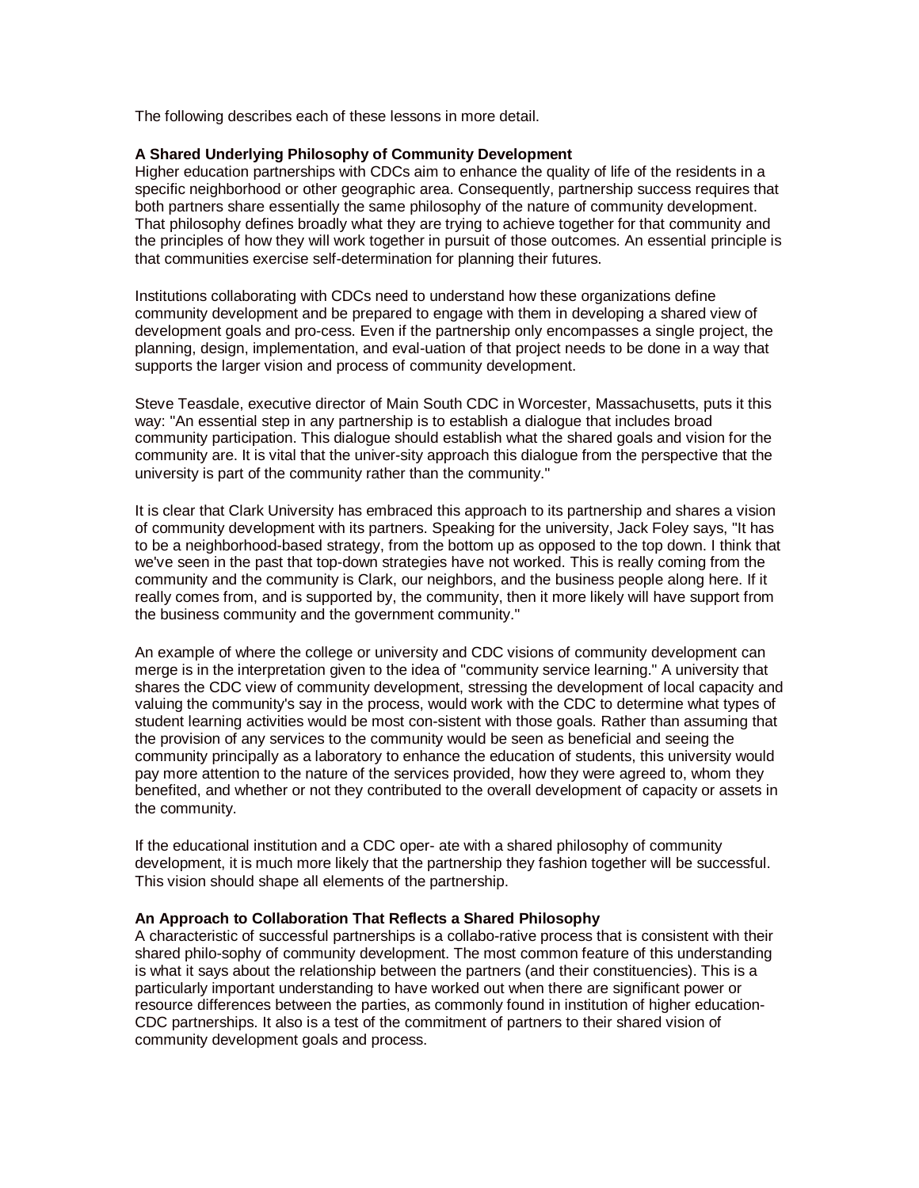The following describes each of these lessons in more detail.

**A Shared Underlying Philosophy of Community Development**

Higher education partnerships with CDCs aim to enhance the quality of life of the residents in a specific neighborhood or other geographic area. Consequently, partnership success requires that both partners share essentially the same philosophy of the nature of community development. That philosophy defines broadly what they are trying to achieve together for that community and the principles of how they will work together in pursuit of those outcomes. An essential principle is that communities exercise self-determination for planning their futures.

Institutions collaborating with CDCs need to understand how these organizations define community development and be prepared to engage with them in developing a shared view of development goals and pro-cess. Even if the partnership only encompasses a single project, the planning, design, implementation, and eval-uation of that project needs to be done in a way that supports the larger vision and process of community development.

Steve Teasdale, executive director of Main South CDC in Worcester, Massachusetts, puts it this way: "An essential step in any partnership is to establish a dialogue that includes broad community participation. This dialogue should establish what the shared goals and vision for the community are. It is vital that the univer-sity approach this dialogue from the perspective that the university is part of the community rather than the community."

It is clear that Clark University has embraced this approach to its partnership and shares a vision of community development with its partners. Speaking for the university, Jack Foley says, "It has to be a neighborhood-based strategy, from the bottom up as opposed to the top down. I think that we've seen in the past that top-down strategies have not worked. This is really coming from the community and the community is Clark, our neighbors, and the business people along here. If it really comes from, and is supported by, the community, then it more likely will have support from the business community and the government community."

An example of where the college or university and CDC visions of community development can merge is in the interpretation given to the idea of "community service learning." A university that shares the CDC view of community development, stressing the development of local capacity and valuing the community's say in the process, would work with the CDC to determine what types of student learning activities would be most con-sistent with those goals. Rather than assuming that the provision of any services to the community would be seen as beneficial and seeing the community principally as a laboratory to enhance the education of students, this university would pay more attention to the nature of the services provided, how they were agreed to, whom they benefited, and whether or not they contributed to the overall development of capacity or assets in the community.

If the educational institution and a CDC oper- ate with a shared philosophy of community development, it is much more likely that the partnership they fashion together will be successful. This vision should shape all elements of the partnership.

**An Approach to Collaboration That Reflects a Shared Philosophy**

A characteristic of successful partnerships is a collabo-rative process that is consistent with their shared philo-sophy of community development. The most common feature of this understanding is what it says about the relationship between the partners (and their constituencies). This is a particularly important understanding to have worked out when there are significant power or resource differences between the parties, as commonly found in institution of higher education-CDC partnerships. It also is a test of the commitment of partners to their shared vision of community development goals and process.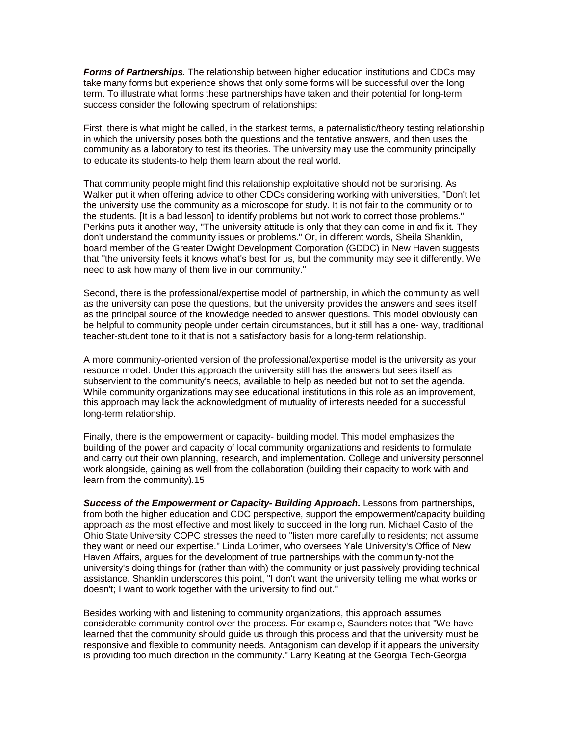***Forms of Partnerships.*** The relationship between higher education institutions and CDCs may take many forms but experience shows that only some forms will be successful over the long term. To illustrate what forms these partnerships have taken and their potential for long-term success consider the following spectrum of relationships:

First, there is what might be called, in the starkest terms, a paternalistic/theory testing relationship in which the university poses both the questions and the tentative answers, and then uses the community as a laboratory to test its theories. The university may use the community principally to educate its students-to help them learn about the real world.

That community people might find this relationship exploitative should not be surprising. As Walker put it when offering advice to other CDCs considering working with universities, "Don't let the university use the community as a microscope for study. It is not fair to the community or to the students. [It is a bad lesson] to identify problems but not work to correct those problems." Perkins puts it another way, "The university attitude is only that they can come in and fix it. They don't understand the community issues or problems." Or, in different words, Sheila Shanklin, board member of the Greater Dwight Development Corporation (GDDC) in New Haven suggests that "the university feels it knows what's best for us, but the community may see it differently. We need to ask how many of them live in our community."

Second, there is the professional/expertise model of partnership, in which the community as well as the university can pose the questions, but the university provides the answers and sees itself as the principal source of the knowledge needed to answer questions. This model obviously can be helpful to community people under certain circumstances, but it still has a one- way, traditional teacher-student tone to it that is not a satisfactory basis for a long-term relationship.

A more community-oriented version of the professional/expertise model is the university as your resource model. Under this approach the university still has the answers but sees itself as subservient to the community's needs, available to help as needed but not to set the agenda. While community organizations may see educational institutions in this role as an improvement, this approach may lack the acknowledgment of mutuality of interests needed for a successful long-term relationship.

Finally, there is the empowerment or capacity- building model. This model emphasizes the building of the power and capacity of local community organizations and residents to formulate and carry out their own planning, research, and implementation. College and university personnel work alongside, gaining as well from the collaboration (building their capacity to work with and learn from the community).15

***Success of the Empowerment or Capacity- Building Approach.*** Lessons from partnerships, from both the higher education and CDC perspective, support the empowerment/capacity building approach as the most effective and most likely to succeed in the long run. Michael Casto of the Ohio State University COPC stresses the need to "listen more carefully to residents; not assume they want or need our expertise." Linda Lorimer, who oversees Yale University's Office of New Haven Affairs, argues for the development of true partnerships with the community-not the university's doing things for (rather than with) the community or just passively providing technical assistance. Shanklin underscores this point, "I don't want the university telling me what works or doesn't; I want to work together with the university to find out."

Besides working with and listening to community organizations, this approach assumes considerable community control over the process. For example, Saunders notes that "We have learned that the community should guide us through this process and that the university must be responsive and flexible to community needs. Antagonism can develop if it appears the university is providing too much direction in the community." Larry Keating at the Georgia Tech-Georgia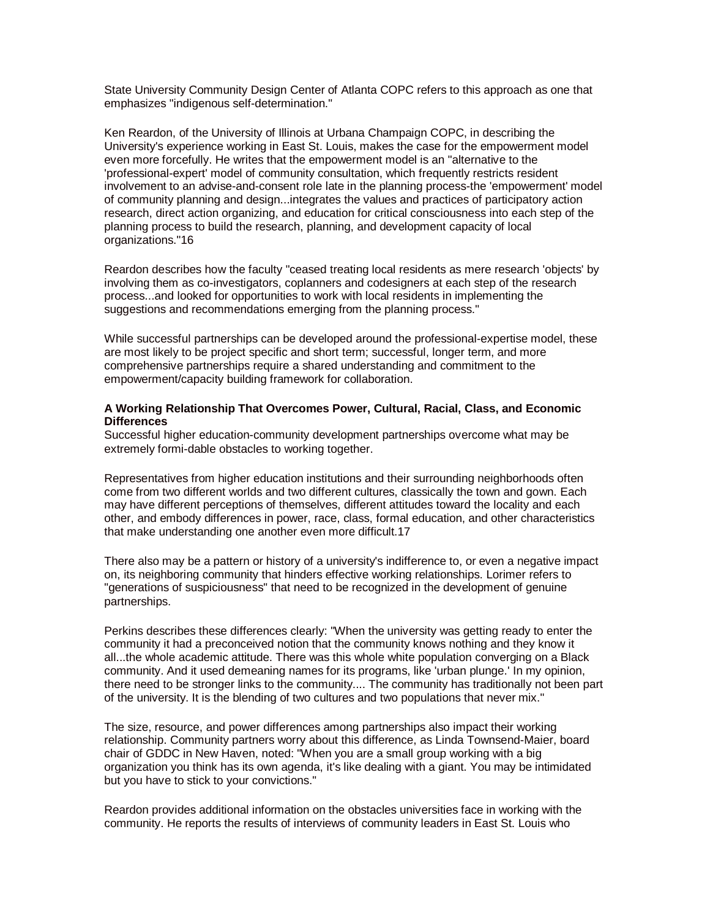State University Community Design Center of Atlanta COPC refers to this approach as one that emphasizes "indigenous self-determination."

Ken Reardon, of the University of Illinois at Urbana Champaign COPC, in describing the University's experience working in East St. Louis, makes the case for the empowerment model even more forcefully. He writes that the empowerment model is an "alternative to the 'professional-expert' model of community consultation, which frequently restricts resident involvement to an advise-and-consent role late in the planning process-the 'empowerment' model of community planning and design...integrates the values and practices of participatory action research, direct action organizing, and education for critical consciousness into each step of the planning process to build the research, planning, and development capacity of local organizations."16

Reardon describes how the faculty "ceased treating local residents as mere research 'objects' by involving them as co-investigators, coplanners and codesigners at each step of the research process...and looked for opportunities to work with local residents in implementing the suggestions and recommendations emerging from the planning process."

While successful partnerships can be developed around the professional-expertise model, these are most likely to be project specific and short term; successful, longer term, and more comprehensive partnerships require a shared understanding and commitment to the empowerment/capacity building framework for collaboration.

**A Working Relationship That Overcomes Power, Cultural, Racial, Class, and Economic Differences**

Successful higher education-community development partnerships overcome what may be extremely formi-dable obstacles to working together.

Representatives from higher education institutions and their surrounding neighborhoods often come from two different worlds and two different cultures, classically the town and gown. Each may have different perceptions of themselves, different attitudes toward the locality and each other, and embody differences in power, race, class, formal education, and other characteristics that make understanding one another even more difficult.17

There also may be a pattern or history of a university's indifference to, or even a negative impact on, its neighboring community that hinders effective working relationships. Lorimer refers to "generations of suspiciousness" that need to be recognized in the development of genuine partnerships.

Perkins describes these differences clearly: "When the university was getting ready to enter the community it had a preconceived notion that the community knows nothing and they know it all...the whole academic attitude. There was this whole white population converging on a Black community. And it used demeaning names for its programs, like 'urban plunge.' In my opinion, there need to be stronger links to the community.... The community has traditionally not been part of the university. It is the blending of two cultures and two populations that never mix."

The size, resource, and power differences among partnerships also impact their working relationship. Community partners worry about this difference, as Linda Townsend-Maier, board chair of GDDC in New Haven, noted: "When you are a small group working with a big organization you think has its own agenda, it's like dealing with a giant. You may be intimidated but you have to stick to your convictions."

Reardon provides additional information on the obstacles universities face in working with the community. He reports the results of interviews of community leaders in East St. Louis who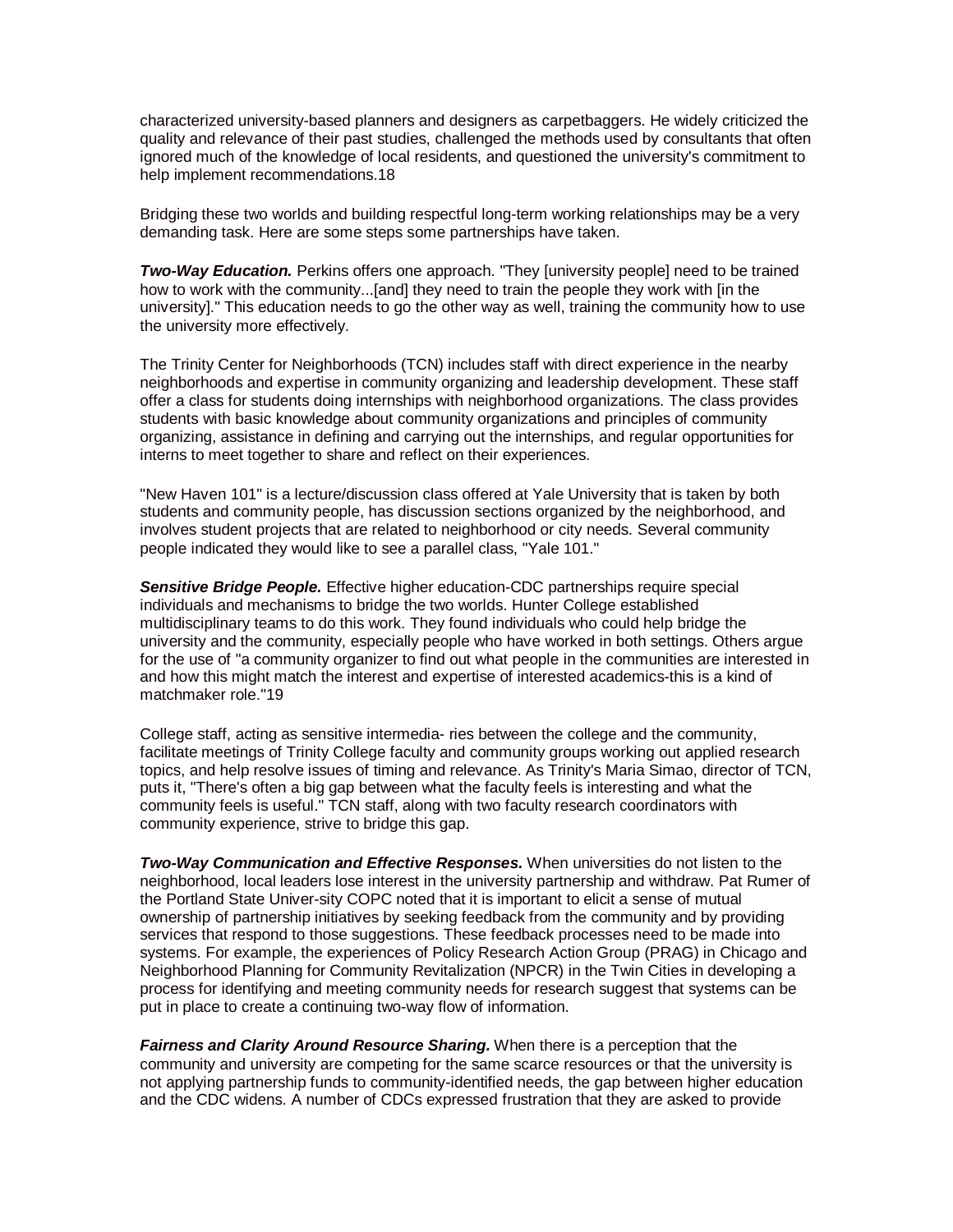characterized university-based planners and designers as carpetbaggers. He widely criticized the quality and relevance of their past studies, challenged the methods used by consultants that often ignored much of the knowledge of local residents, and questioned the university's commitment to help implement recommendations.18

Bridging these two worlds and building respectful long-term working relationships may be a very demanding task. Here are some steps some partnerships have taken.

***Two-Way Education.*** Perkins offers one approach. "They [university people] need to be trained how to work with the community...[and] they need to train the people they work with [in the university]." This education needs to go the other way as well, training the community how to use the university more effectively.

The Trinity Center for Neighborhoods (TCN) includes staff with direct experience in the nearby neighborhoods and expertise in community organizing and leadership development. These staff offer a class for students doing internships with neighborhood organizations. The class provides students with basic knowledge about community organizations and principles of community organizing, assistance in defining and carrying out the internships, and regular opportunities for interns to meet together to share and reflect on their experiences.

"New Haven 101" is a lecture/discussion class offered at Yale University that is taken by both students and community people, has discussion sections organized by the neighborhood, and involves student projects that are related to neighborhood or city needs. Several community people indicated they would like to see a parallel class, "Yale 101."

***Sensitive Bridge People.*** Effective higher education-CDC partnerships require special individuals and mechanisms to bridge the two worlds. Hunter College established multidisciplinary teams to do this work. They found individuals who could help bridge the university and the community, especially people who have worked in both settings. Others argue for the use of "a community organizer to find out what people in the communities are interested in and how this might match the interest and expertise of interested academics-this is a kind of matchmaker role."19

College staff, acting as sensitive intermedia- ries between the college and the community, facilitate meetings of Trinity College faculty and community groups working out applied research topics, and help resolve issues of timing and relevance. As Trinity's Maria Simao, director of TCN, puts it, "There's often a big gap between what the faculty feels is interesting and what the community feels is useful." TCN staff, along with two faculty research coordinators with community experience, strive to bridge this gap.

***Two-Way Communication and Effective Responses.*** When universities do not listen to the neighborhood, local leaders lose interest in the university partnership and withdraw. Pat Rumer of the Portland State Univer-sity COPC noted that it is important to elicit a sense of mutual ownership of partnership initiatives by seeking feedback from the community and by providing services that respond to those suggestions. These feedback processes need to be made into systems. For example, the experiences of Policy Research Action Group (PRAG) in Chicago and Neighborhood Planning for Community Revitalization (NPCR) in the Twin Cities in developing a process for identifying and meeting community needs for research suggest that systems can be put in place to create a continuing two-way flow of information.

***Fairness and Clarity Around Resource Sharing.*** When there is a perception that the community and university are competing for the same scarce resources or that the university is not applying partnership funds to community-identified needs, the gap between higher education and the CDC widens. A number of CDCs expressed frustration that they are asked to provide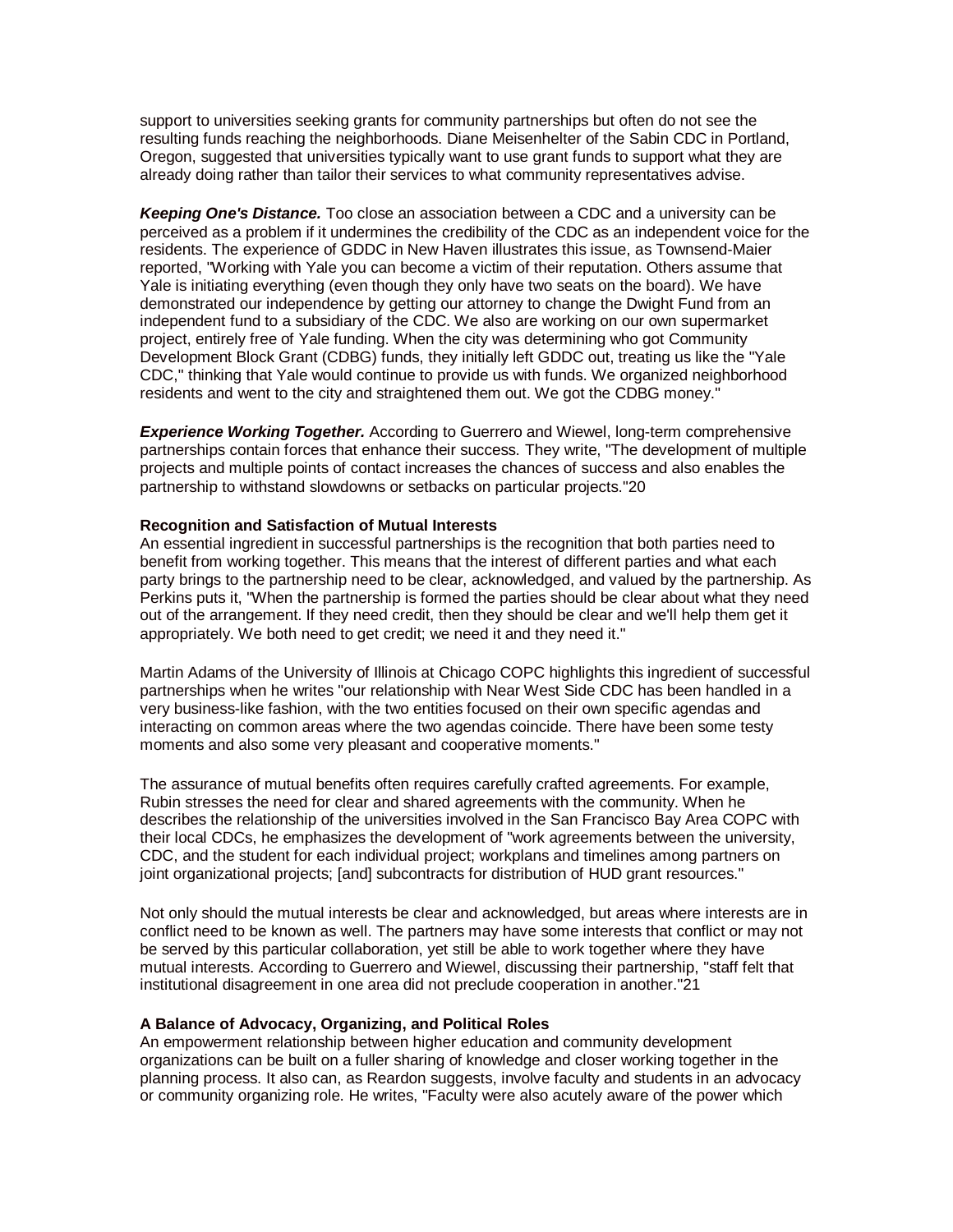support to universities seeking grants for community partnerships but often do not see the resulting funds reaching the neighborhoods. Diane Meisenhelter of the Sabin CDC in Portland, Oregon, suggested that universities typically want to use grant funds to support what they are already doing rather than tailor their services to what community representatives advise.

***Keeping One's Distance.*** Too close an association between a CDC and a university can be perceived as a problem if it undermines the credibility of the CDC as an independent voice for the residents. The experience of GDDC in New Haven illustrates this issue, as Townsend-Maier reported, "Working with Yale you can become a victim of their reputation. Others assume that Yale is initiating everything (even though they only have two seats on the board). We have demonstrated our independence by getting our attorney to change the Dwight Fund from an independent fund to a subsidiary of the CDC. We also are working on our own supermarket project, entirely free of Yale funding. When the city was determining who got Community Development Block Grant (CDBG) funds, they initially left GDDC out, treating us like the "Yale CDC," thinking that Yale would continue to provide us with funds. We organized neighborhood residents and went to the city and straightened them out. We got the CDBG money."

***Experience Working Together.*** According to Guerrero and Wiewel, long-term comprehensive partnerships contain forces that enhance their success. They write, "The development of multiple projects and multiple points of contact increases the chances of success and also enables the partnership to withstand slowdowns or setbacks on particular projects."20

**Recognition and Satisfaction of Mutual Interests**

An essential ingredient in successful partnerships is the recognition that both parties need to benefit from working together. This means that the interest of different parties and what each party brings to the partnership need to be clear, acknowledged, and valued by the partnership. As Perkins puts it, "When the partnership is formed the parties should be clear about what they need out of the arrangement. If they need credit, then they should be clear and we'll help them get it appropriately. We both need to get credit; we need it and they need it."

Martin Adams of the University of Illinois at Chicago COPC highlights this ingredient of successful partnerships when he writes "our relationship with Near West Side CDC has been handled in a very business-like fashion, with the two entities focused on their own specific agendas and interacting on common areas where the two agendas coincide. There have been some testy moments and also some very pleasant and cooperative moments."

The assurance of mutual benefits often requires carefully crafted agreements. For example, Rubin stresses the need for clear and shared agreements with the community. When he describes the relationship of the universities involved in the San Francisco Bay Area COPC with their local CDCs, he emphasizes the development of "work agreements between the university, CDC, and the student for each individual project; workplans and timelines among partners on joint organizational projects; [and] subcontracts for distribution of HUD grant resources."

Not only should the mutual interests be clear and acknowledged, but areas where interests are in conflict need to be known as well. The partners may have some interests that conflict or may not be served by this particular collaboration, yet still be able to work together where they have mutual interests. According to Guerrero and Wiewel, discussing their partnership, "staff felt that institutional disagreement in one area did not preclude cooperation in another."21

**A Balance of Advocacy, Organizing, and Political Roles**

An empowerment relationship between higher education and community development organizations can be built on a fuller sharing of knowledge and closer working together in the planning process. It also can, as Reardon suggests, involve faculty and students in an advocacy or community organizing role. He writes, "Faculty were also acutely aware of the power which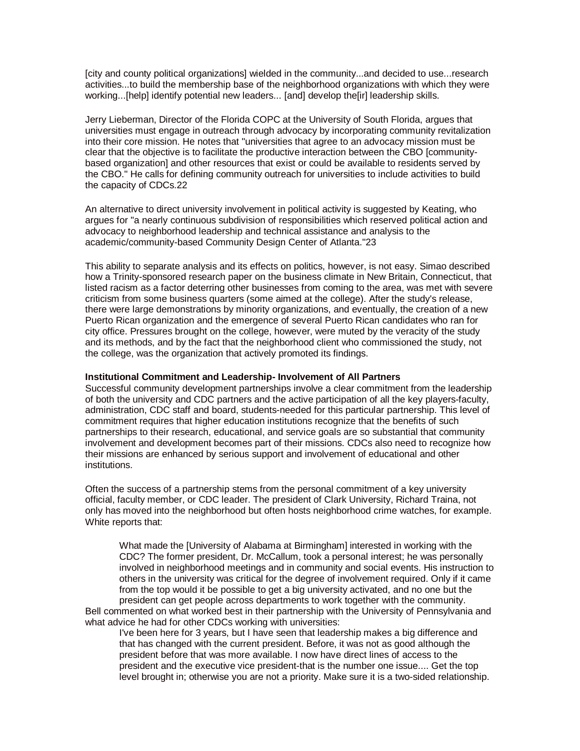[city and county political organizations] wielded in the community...and decided to use...research activities...to build the membership base of the neighborhood organizations with which they were working...[help] identify potential new leaders... [and] develop the[ir] leadership skills.

Jerry Lieberman, Director of the Florida COPC at the University of South Florida, argues that universities must engage in outreach through advocacy by incorporating community revitalization into their core mission. He notes that "universities that agree to an advocacy mission must be clear that the objective is to facilitate the productive interaction between the CBO [community-based organization] and other resources that exist or could be available to residents served by the CBO." He calls for defining community outreach for universities to include activities to build the capacity of CDCs.22

An alternative to direct university involvement in political activity is suggested by Keating, who argues for "a nearly continuous subdivision of responsibilities which reserved political action and advocacy to neighborhood leadership and technical assistance and analysis to the academic/community-based Community Design Center of Atlanta."23

This ability to separate analysis and its effects on politics, however, is not easy. Simao described how a Trinity-sponsored research paper on the business climate in New Britain, Connecticut, that listed racism as a factor deterring other businesses from coming to the area, was met with severe criticism from some business quarters (some aimed at the college). After the study's release, there were large demonstrations by minority organizations, and eventually, the creation of a new Puerto Rican organization and the emergence of several Puerto Rican candidates who ran for city office. Pressures brought on the college, however, were muted by the veracity of the study and its methods, and by the fact that the neighborhood client who commissioned the study, not the college, was the organization that actively promoted its findings.

**Institutional Commitment and Leadership- Involvement of All Partners**

Successful community development partnerships involve a clear commitment from the leadership of both the university and CDC partners and the active participation of all the key players-faculty, administration, CDC staff and board, students-needed for this particular partnership. This level of commitment requires that higher education institutions recognize that the benefits of such partnerships to their research, educational, and service goals are so substantial that community involvement and development becomes part of their missions. CDCs also need to recognize how their missions are enhanced by serious support and involvement of educational and other institutions.

Often the success of a partnership stems from the personal commitment of a key university official, faculty member, or CDC leader. The president of Clark University, Richard Traina, not only has moved into the neighborhood but often hosts neighborhood crime watches, for example. White reports that:

> What made the [University of Alabama at Birmingham] interested in working with the CDC? The former president, Dr. McCallum, took a personal interest; he was personally involved in neighborhood meetings and in community and social events. His instruction to others in the university was critical for the degree of involvement required. Only if it came from the top would it be possible to get a big university activated, and no one but the president can get people across departments to work together with the community.

Bell commented on what worked best in their partnership with the University of Pennsylvania and what advice he had for other CDCs working with universities:

> I've been here for 3 years, but I have seen that leadership makes a big difference and that has changed with the current president. Before, it was not as good although the president before that was more available. I now have direct lines of access to the president and the executive vice president-that is the number one issue.... Get the top level brought in; otherwise you are not a priority. Make sure it is a two-sided relationship.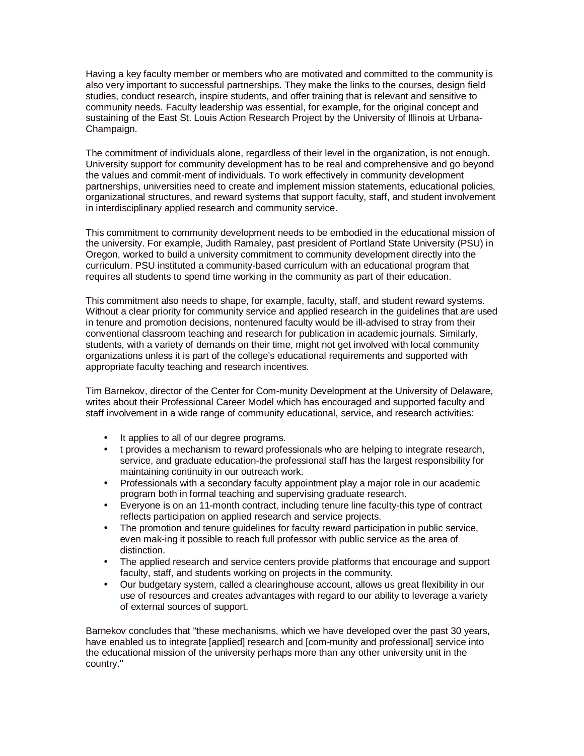Having a key faculty member or members who are motivated and committed to the community is also very important to successful partnerships. They make the links to the courses, design field studies, conduct research, inspire students, and offer training that is relevant and sensitive to community needs. Faculty leadership was essential, for example, for the original concept and sustaining of the East St. Louis Action Research Project by the University of Illinois at Urbana-Champaign.

The commitment of individuals alone, regardless of their level in the organization, is not enough. University support for community development has to be real and comprehensive and go beyond the values and commit-ment of individuals. To work effectively in community development partnerships, universities need to create and implement mission statements, educational policies, organizational structures, and reward systems that support faculty, staff, and student involvement in interdisciplinary applied research and community service.

This commitment to community development needs to be embodied in the educational mission of the university. For example, Judith Ramaley, past president of Portland State University (PSU) in Oregon, worked to build a university commitment to community development directly into the curriculum. PSU instituted a community-based curriculum with an educational program that requires all students to spend time working in the community as part of their education.

This commitment also needs to shape, for example, faculty, staff, and student reward systems. Without a clear priority for community service and applied research in the guidelines that are used in tenure and promotion decisions, nontenured faculty would be ill-advised to stray from their conventional classroom teaching and research for publication in academic journals. Similarly, students, with a variety of demands on their time, might not get involved with local community organizations unless it is part of the college's educational requirements and supported with appropriate faculty teaching and research incentives.

Tim Barnekov, director of the Center for Com-munity Development at the University of Delaware, writes about their Professional Career Model which has encouraged and supported faculty and staff involvement in a wide range of community educational, service, and research activities:

- It applies to all of our degree programs.
- t provides a mechanism to reward professionals who are helping to integrate research, service, and graduate education-the professional staff has the largest responsibility for maintaining continuity in our outreach work.
- Professionals with a secondary faculty appointment play a major role in our academic program both in formal teaching and supervising graduate research.
- Everyone is on an 11-month contract, including tenure line faculty-this type of contract reflects participation on applied research and service projects.
- The promotion and tenure guidelines for faculty reward participation in public service, even mak-ing it possible to reach full professor with public service as the area of distinction.
- The applied research and service centers provide platforms that encourage and support faculty, staff, and students working on projects in the community.
- Our budgetary system, called a clearinghouse account, allows us great flexibility in our use of resources and creates advantages with regard to our ability to leverage a variety of external sources of support.

Barnekov concludes that "these mechanisms, which we have developed over the past 30 years, have enabled us to integrate [applied] research and [com-munity and professional] service into the educational mission of the university perhaps more than any other university unit in the country."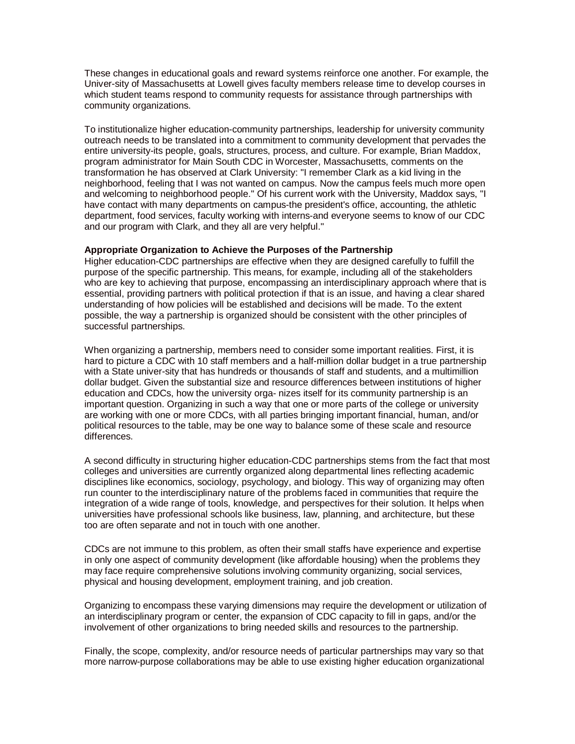These changes in educational goals and reward systems reinforce one another. For example, the Univer-sity of Massachusetts at Lowell gives faculty members release time to develop courses in which student teams respond to community requests for assistance through partnerships with community organizations.

To institutionalize higher education-community partnerships, leadership for university community outreach needs to be translated into a commitment to community development that pervades the entire university-its people, goals, structures, process, and culture. For example, Brian Maddox, program administrator for Main South CDC in Worcester, Massachusetts, comments on the transformation he has observed at Clark University: "I remember Clark as a kid living in the neighborhood, feeling that I was not wanted on campus. Now the campus feels much more open and welcoming to neighborhood people." Of his current work with the University, Maddox says, "I have contact with many departments on campus-the president's office, accounting, the athletic department, food services, faculty working with interns-and everyone seems to know of our CDC and our program with Clark, and they all are very helpful."

**Appropriate Organization to Achieve the Purposes of the Partnership**

Higher education-CDC partnerships are effective when they are designed carefully to fulfill the purpose of the specific partnership. This means, for example, including all of the stakeholders who are key to achieving that purpose, encompassing an interdisciplinary approach where that is essential, providing partners with political protection if that is an issue, and having a clear shared understanding of how policies will be established and decisions will be made. To the extent possible, the way a partnership is organized should be consistent with the other principles of successful partnerships.

When organizing a partnership, members need to consider some important realities. First, it is hard to picture a CDC with 10 staff members and a half-million dollar budget in a true partnership with a State univer-sity that has hundreds or thousands of staff and students, and a multimillion dollar budget. Given the substantial size and resource differences between institutions of higher education and CDCs, how the university orga- nizes itself for its community partnership is an important question. Organizing in such a way that one or more parts of the college or university are working with one or more CDCs, with all parties bringing important financial, human, and/or political resources to the table, may be one way to balance some of these scale and resource differences.

A second difficulty in structuring higher education-CDC partnerships stems from the fact that most colleges and universities are currently organized along departmental lines reflecting academic disciplines like economics, sociology, psychology, and biology. This way of organizing may often run counter to the interdisciplinary nature of the problems faced in communities that require the integration of a wide range of tools, knowledge, and perspectives for their solution. It helps when universities have professional schools like business, law, planning, and architecture, but these too are often separate and not in touch with one another.

CDCs are not immune to this problem, as often their small staffs have experience and expertise in only one aspect of community development (like affordable housing) when the problems they may face require comprehensive solutions involving community organizing, social services, physical and housing development, employment training, and job creation.

Organizing to encompass these varying dimensions may require the development or utilization of an interdisciplinary program or center, the expansion of CDC capacity to fill in gaps, and/or the involvement of other organizations to bring needed skills and resources to the partnership.

Finally, the scope, complexity, and/or resource needs of particular partnerships may vary so that more narrow-purpose collaborations may be able to use existing higher education organizational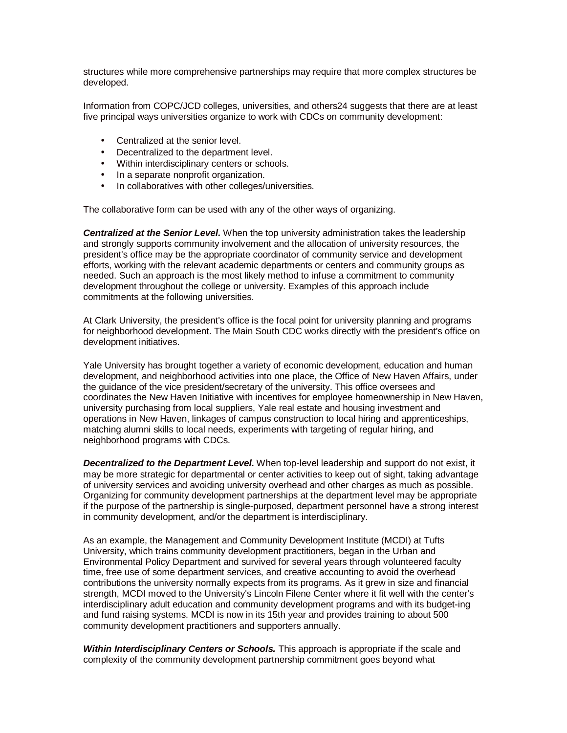structures while more comprehensive partnerships may require that more complex structures be developed.

Information from COPC/JCD colleges, universities, and others24 suggests that there are at least five principal ways universities organize to work with CDCs on community development:

- Centralized at the senior level.
- Decentralized to the department level.
- Within interdisciplinary centers or schools.
- In a separate nonprofit organization.
- In collaboratives with other colleges/universities.

The collaborative form can be used with any of the other ways of organizing.

***Centralized at the Senior Level.*** When the top university administration takes the leadership and strongly supports community involvement and the allocation of university resources, the president's office may be the appropriate coordinator of community service and development efforts, working with the relevant academic departments or centers and community groups as needed. Such an approach is the most likely method to infuse a commitment to community development throughout the college or university. Examples of this approach include commitments at the following universities.

At Clark University, the president's office is the focal point for university planning and programs for neighborhood development. The Main South CDC works directly with the president's office on development initiatives.

Yale University has brought together a variety of economic development, education and human development, and neighborhood activities into one place, the Office of New Haven Affairs, under the guidance of the vice president/secretary of the university. This office oversees and coordinates the New Haven Initiative with incentives for employee homeownership in New Haven, university purchasing from local suppliers, Yale real estate and housing investment and operations in New Haven, linkages of campus construction to local hiring and apprenticeships, matching alumni skills to local needs, experiments with targeting of regular hiring, and neighborhood programs with CDCs.

***Decentralized to the Department Level.*** When top-level leadership and support do not exist, it may be more strategic for departmental or center activities to keep out of sight, taking advantage of university services and avoiding university overhead and other charges as much as possible. Organizing for community development partnerships at the department level may be appropriate if the purpose of the partnership is single-purposed, department personnel have a strong interest in community development, and/or the department is interdisciplinary.

As an example, the Management and Community Development Institute (MCDI) at Tufts University, which trains community development practitioners, began in the Urban and Environmental Policy Department and survived for several years through volunteered faculty time, free use of some department services, and creative accounting to avoid the overhead contributions the university normally expects from its programs. As it grew in size and financial strength, MCDI moved to the University's Lincoln Filene Center where it fit well with the center's interdisciplinary adult education and community development programs and with its budget-ing and fund raising systems. MCDI is now in its 15th year and provides training to about 500 community development practitioners and supporters annually.

***Within Interdisciplinary Centers or Schools.*** This approach is appropriate if the scale and complexity of the community development partnership commitment goes beyond what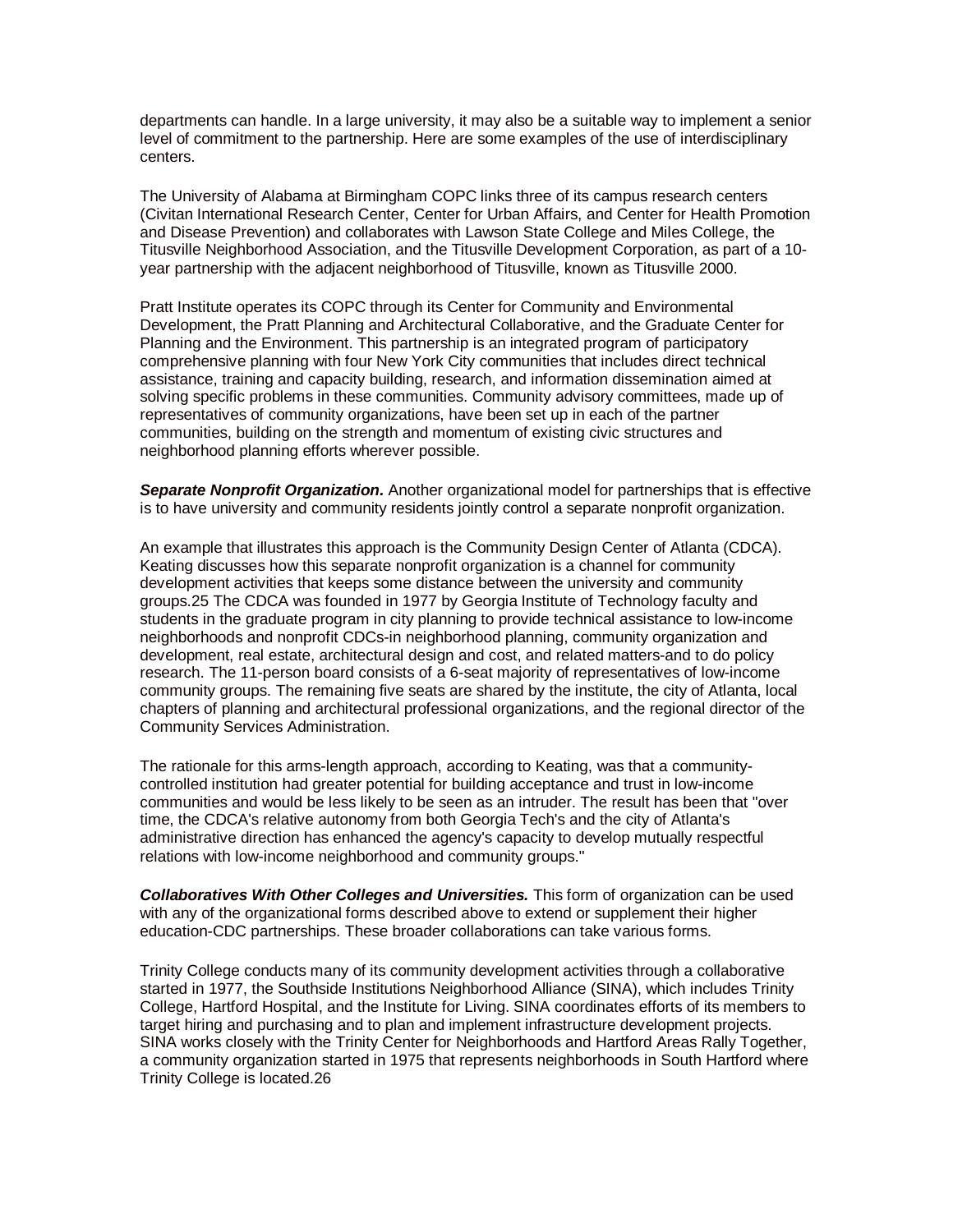departments can handle. In a large university, it may also be a suitable way to implement a senior level of commitment to the partnership. Here are some examples of the use of interdisciplinary centers.

The University of Alabama at Birmingham COPC links three of its campus research centers (Civitan International Research Center, Center for Urban Affairs, and Center for Health Promotion and Disease Prevention) and collaborates with Lawson State College and Miles College, the Titusville Neighborhood Association, and the Titusville Development Corporation, as part of a 10-year partnership with the adjacent neighborhood of Titusville, known as Titusville 2000.

Pratt Institute operates its COPC through its Center for Community and Environmental Development, the Pratt Planning and Architectural Collaborative, and the Graduate Center for Planning and the Environment. This partnership is an integrated program of participatory comprehensive planning with four New York City communities that includes direct technical assistance, training and capacity building, research, and information dissemination aimed at solving specific problems in these communities. Community advisory committees, made up of representatives of community organizations, have been set up in each of the partner communities, building on the strength and momentum of existing civic structures and neighborhood planning efforts wherever possible.

***Separate Nonprofit Organization.*** Another organizational model for partnerships that is effective is to have university and community residents jointly control a separate nonprofit organization.

An example that illustrates this approach is the Community Design Center of Atlanta (CDCA). Keating discusses how this separate nonprofit organization is a channel for community development activities that keeps some distance between the university and community groups.25 The CDCA was founded in 1977 by Georgia Institute of Technology faculty and students in the graduate program in city planning to provide technical assistance to low-income neighborhoods and nonprofit CDCs-in neighborhood planning, community organization and development, real estate, architectural design and cost, and related matters-and to do policy research. The 11-person board consists of a 6-seat majority of representatives of low-income community groups. The remaining five seats are shared by the institute, the city of Atlanta, local chapters of planning and architectural professional organizations, and the regional director of the Community Services Administration.

The rationale for this arms-length approach, according to Keating, was that a community-controlled institution had greater potential for building acceptance and trust in low-income communities and would be less likely to be seen as an intruder. The result has been that "over time, the CDCA's relative autonomy from both Georgia Tech's and the city of Atlanta's administrative direction has enhanced the agency's capacity to develop mutually respectful relations with low-income neighborhood and community groups."

***Collaboratives With Other Colleges and Universities.*** This form of organization can be used with any of the organizational forms described above to extend or supplement their higher education-CDC partnerships. These broader collaborations can take various forms.

Trinity College conducts many of its community development activities through a collaborative started in 1977, the Southside Institutions Neighborhood Alliance (SINA), which includes Trinity College, Hartford Hospital, and the Institute for Living. SINA coordinates efforts of its members to target hiring and purchasing and to plan and implement infrastructure development projects. SINA works closely with the Trinity Center for Neighborhoods and Hartford Areas Rally Together, a community organization started in 1975 that represents neighborhoods in South Hartford where Trinity College is located.26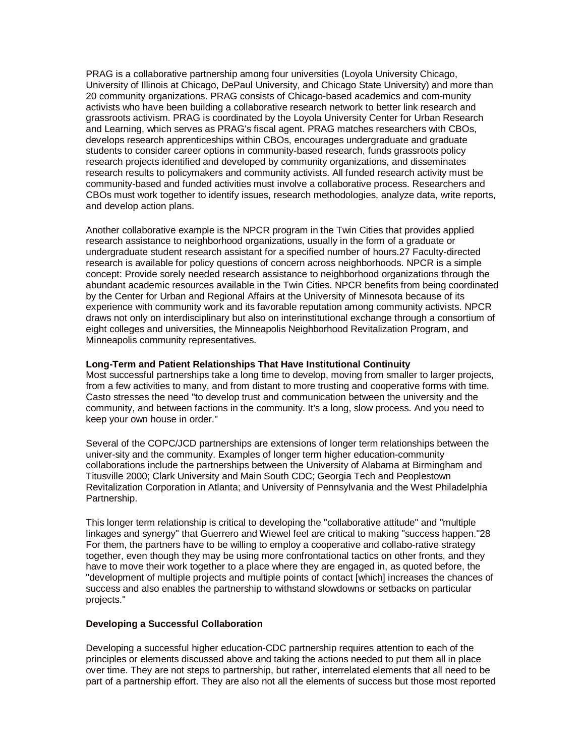PRAG is a collaborative partnership among four universities (Loyola University Chicago, University of Illinois at Chicago, DePaul University, and Chicago State University) and more than 20 community organizations. PRAG consists of Chicago-based academics and com-munity activists who have been building a collaborative research network to better link research and grassroots activism. PRAG is coordinated by the Loyola University Center for Urban Research and Learning, which serves as PRAG's fiscal agent. PRAG matches researchers with CBOs, develops research apprenticeships within CBOs, encourages undergraduate and graduate students to consider career options in community-based research, funds grassroots policy research projects identified and developed by community organizations, and disseminates research results to policymakers and community activists. All funded research activity must be community-based and funded activities must involve a collaborative process. Researchers and CBOs must work together to identify issues, research methodologies, analyze data, write reports, and develop action plans.

Another collaborative example is the NPCR program in the Twin Cities that provides applied research assistance to neighborhood organizations, usually in the form of a graduate or undergraduate student research assistant for a specified number of hours.[27] Faculty-directed research is available for policy questions of concern across neighborhoods. NPCR is a simple concept: Provide sorely needed research assistance to neighborhood organizations through the abundant academic resources available in the Twin Cities. NPCR benefits from being coordinated by the Center for Urban and Regional Affairs at the University of Minnesota because of its experience with community work and its favorable reputation among community activists. NPCR draws not only on interdisciplinary but also on interinstitutional exchange through a consortium of eight colleges and universities, the Minneapolis Neighborhood Revitalization Program, and Minneapolis community representatives.

**Long-Term and Patient Relationships That Have Institutional Continuity**

Most successful partnerships take a long time to develop, moving from smaller to larger projects, from a few activities to many, and from distant to more trusting and cooperative forms with time. Casto stresses the need "to develop trust and communication between the university and the community, and between factions in the community. It's a long, slow process. And you need to keep your own house in order."

Several of the COPC/JCD partnerships are extensions of longer term relationships between the univer-sity and the community. Examples of longer term higher education-community collaborations include the partnerships between the University of Alabama at Birmingham and Titusville 2000; Clark University and Main South CDC; Georgia Tech and Peoplestown Revitalization Corporation in Atlanta; and University of Pennsylvania and the West Philadelphia Partnership.

This longer term relationship is critical to developing the "collaborative attitude" and "multiple linkages and synergy" that Guerrero and Wiewel feel are critical to making "success happen."[28] For them, the partners have to be willing to employ a cooperative and collabo-rative strategy together, even though they may be using more confrontational tactics on other fronts, and they have to move their work together to a place where they are engaged in, as quoted before, the "development of multiple projects and multiple points of contact [which] increases the chances of success and also enables the partnership to withstand slowdowns or setbacks on particular projects."

**Developing a Successful Collaboration**

Developing a successful higher education-CDC partnership requires attention to each of the principles or elements discussed above and taking the actions needed to put them all in place over time. They are not steps to partnership, but rather, interrelated elements that all need to be part of a partnership effort. They are also not all the elements of success but those most reported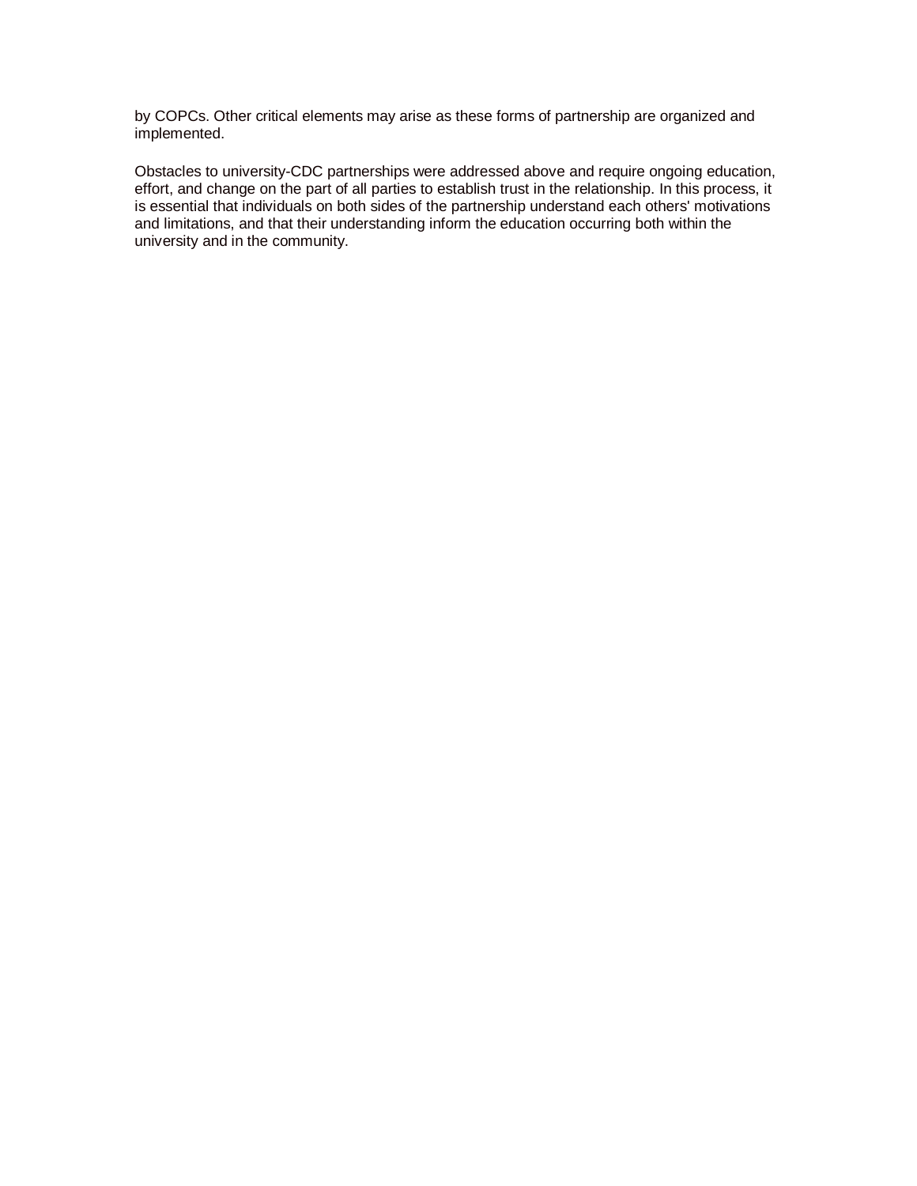by COPCs. Other critical elements may arise as these forms of partnership are organized and implemented.

Obstacles to university-CDC partnerships were addressed above and require ongoing education, effort, and change on the part of all parties to establish trust in the relationship. In this process, it is essential that individuals on both sides of the partnership understand each others' motivations and limitations, and that their understanding inform the education occurring both within the university and in the community.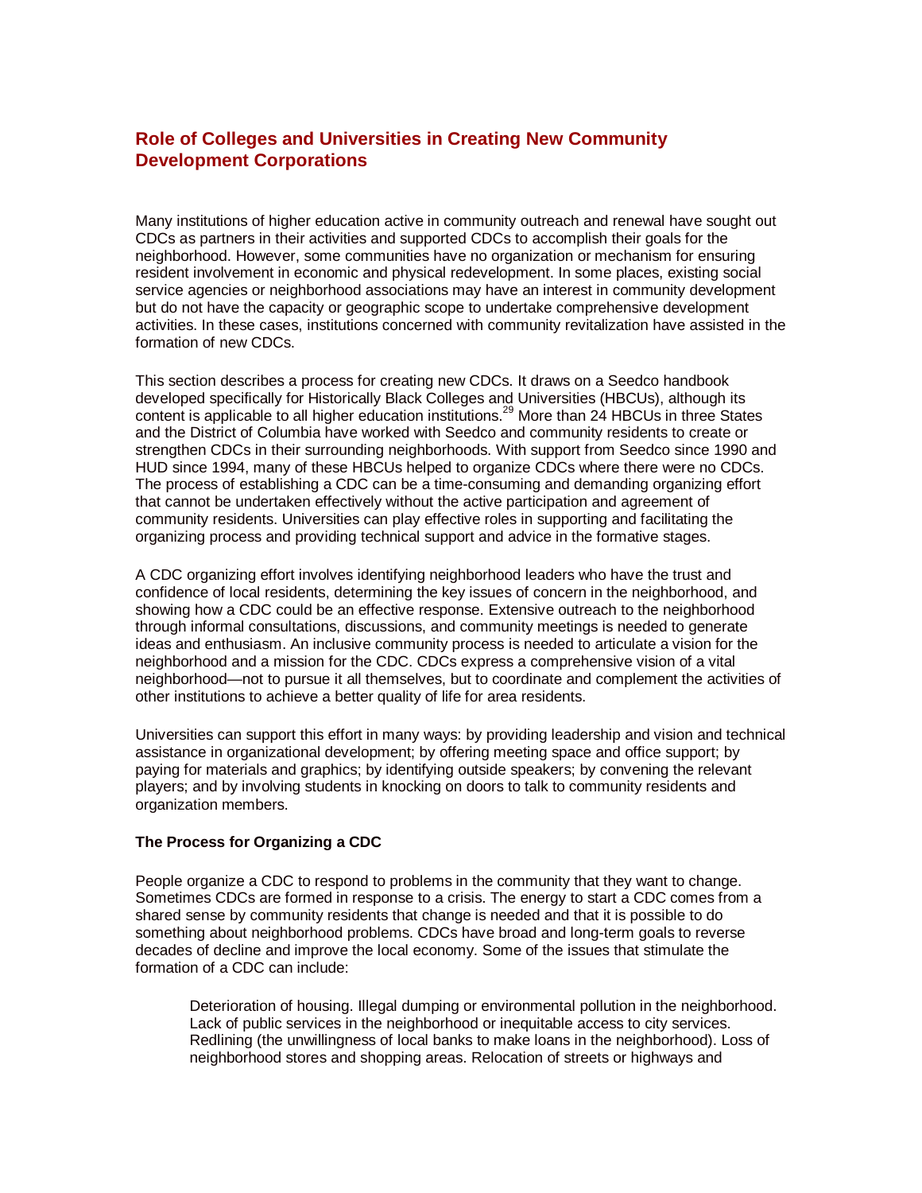## Role of Colleges and Universities in Creating New Community Development Corporations

Many institutions of higher education active in community outreach and renewal have sought out CDCs as partners in their activities and supported CDCs to accomplish their goals for the neighborhood. However, some communities have no organization or mechanism for ensuring resident involvement in economic and physical redevelopment. In some places, existing social service agencies or neighborhood associations may have an interest in community development but do not have the capacity or geographic scope to undertake comprehensive development activities. In these cases, institutions concerned with community revitalization have assisted in the formation of new CDCs.

This section describes a process for creating new CDCs. It draws on a Seedco handbook developed specifically for Historically Black Colleges and Universities (HBCUs), although its content is applicable to all higher education institutions.[29] More than 24 HBCUs in three States and the District of Columbia have worked with Seedco and community residents to create or strengthen CDCs in their surrounding neighborhoods. With support from Seedco since 1990 and HUD since 1994, many of these HBCUs helped to organize CDCs where there were no CDCs. The process of establishing a CDC can be a time-consuming and demanding organizing effort that cannot be undertaken effectively without the active participation and agreement of community residents. Universities can play effective roles in supporting and facilitating the organizing process and providing technical support and advice in the formative stages.

A CDC organizing effort involves identifying neighborhood leaders who have the trust and confidence of local residents, determining the key issues of concern in the neighborhood, and showing how a CDC could be an effective response. Extensive outreach to the neighborhood through informal consultations, discussions, and community meetings is needed to generate ideas and enthusiasm. An inclusive community process is needed to articulate a vision for the neighborhood and a mission for the CDC. CDCs express a comprehensive vision of a vital neighborhood—not to pursue it all themselves, but to coordinate and complement the activities of other institutions to achieve a better quality of life for area residents.

Universities can support this effort in many ways: by providing leadership and vision and technical assistance in organizational development; by offering meeting space and office support; by paying for materials and graphics; by identifying outside speakers; by convening the relevant players; and by involving students in knocking on doors to talk to community residents and organization members.

### The Process for Organizing a CDC

People organize a CDC to respond to problems in the community that they want to change. Sometimes CDCs are formed in response to a crisis. The energy to start a CDC comes from a shared sense by community residents that change is needed and that it is possible to do something about neighborhood problems. CDCs have broad and long-term goals to reverse decades of decline and improve the local economy. Some of the issues that stimulate the formation of a CDC can include:

> Deterioration of housing. Illegal dumping or environmental pollution in the neighborhood. Lack of public services in the neighborhood or inequitable access to city services. Redlining (the unwillingness of local banks to make loans in the neighborhood). Loss of neighborhood stores and shopping areas. Relocation of streets or highways and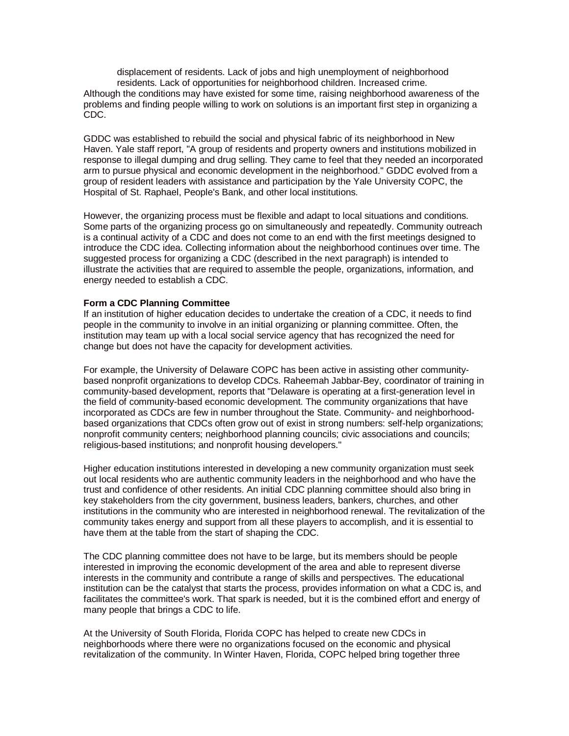displacement of residents. Lack of jobs and high unemployment of neighborhood residents. Lack of opportunities for neighborhood children. Increased crime.

Although the conditions may have existed for some time, raising neighborhood awareness of the problems and finding people willing to work on solutions is an important first step in organizing a CDC.

GDDC was established to rebuild the social and physical fabric of its neighborhood in New Haven. Yale staff report, "A group of residents and property owners and institutions mobilized in response to illegal dumping and drug selling. They came to feel that they needed an incorporated arm to pursue physical and economic development in the neighborhood." GDDC evolved from a group of resident leaders with assistance and participation by the Yale University COPC, the Hospital of St. Raphael, People's Bank, and other local institutions.

However, the organizing process must be flexible and adapt to local situations and conditions. Some parts of the organizing process go on simultaneously and repeatedly. Community outreach is a continual activity of a CDC and does not come to an end with the first meetings designed to introduce the CDC idea. Collecting information about the neighborhood continues over time. The suggested process for organizing a CDC (described in the next paragraph) is intended to illustrate the activities that are required to assemble the people, organizations, information, and energy needed to establish a CDC.

**Form a CDC Planning Committee**

If an institution of higher education decides to undertake the creation of a CDC, it needs to find people in the community to involve in an initial organizing or planning committee. Often, the institution may team up with a local social service agency that has recognized the need for change but does not have the capacity for development activities.

For example, the University of Delaware COPC has been active in assisting other community-based nonprofit organizations to develop CDCs. Raheemah Jabbar-Bey, coordinator of training in community-based development, reports that "Delaware is operating at a first-generation level in the field of community-based economic development. The community organizations that have incorporated as CDCs are few in number throughout the State. Community- and neighborhood-based organizations that CDCs often grow out of exist in strong numbers: self-help organizations; nonprofit community centers; neighborhood planning councils; civic associations and councils; religious-based institutions; and nonprofit housing developers."

Higher education institutions interested in developing a new community organization must seek out local residents who are authentic community leaders in the neighborhood and who have the trust and confidence of other residents. An initial CDC planning committee should also bring in key stakeholders from the city government, business leaders, bankers, churches, and other institutions in the community who are interested in neighborhood renewal. The revitalization of the community takes energy and support from all these players to accomplish, and it is essential to have them at the table from the start of shaping the CDC.

The CDC planning committee does not have to be large, but its members should be people interested in improving the economic development of the area and able to represent diverse interests in the community and contribute a range of skills and perspectives. The educational institution can be the catalyst that starts the process, provides information on what a CDC is, and facilitates the committee's work. That spark is needed, but it is the combined effort and energy of many people that brings a CDC to life.

At the University of South Florida, Florida COPC has helped to create new CDCs in neighborhoods where there were no organizations focused on the economic and physical revitalization of the community. In Winter Haven, Florida, COPC helped bring together three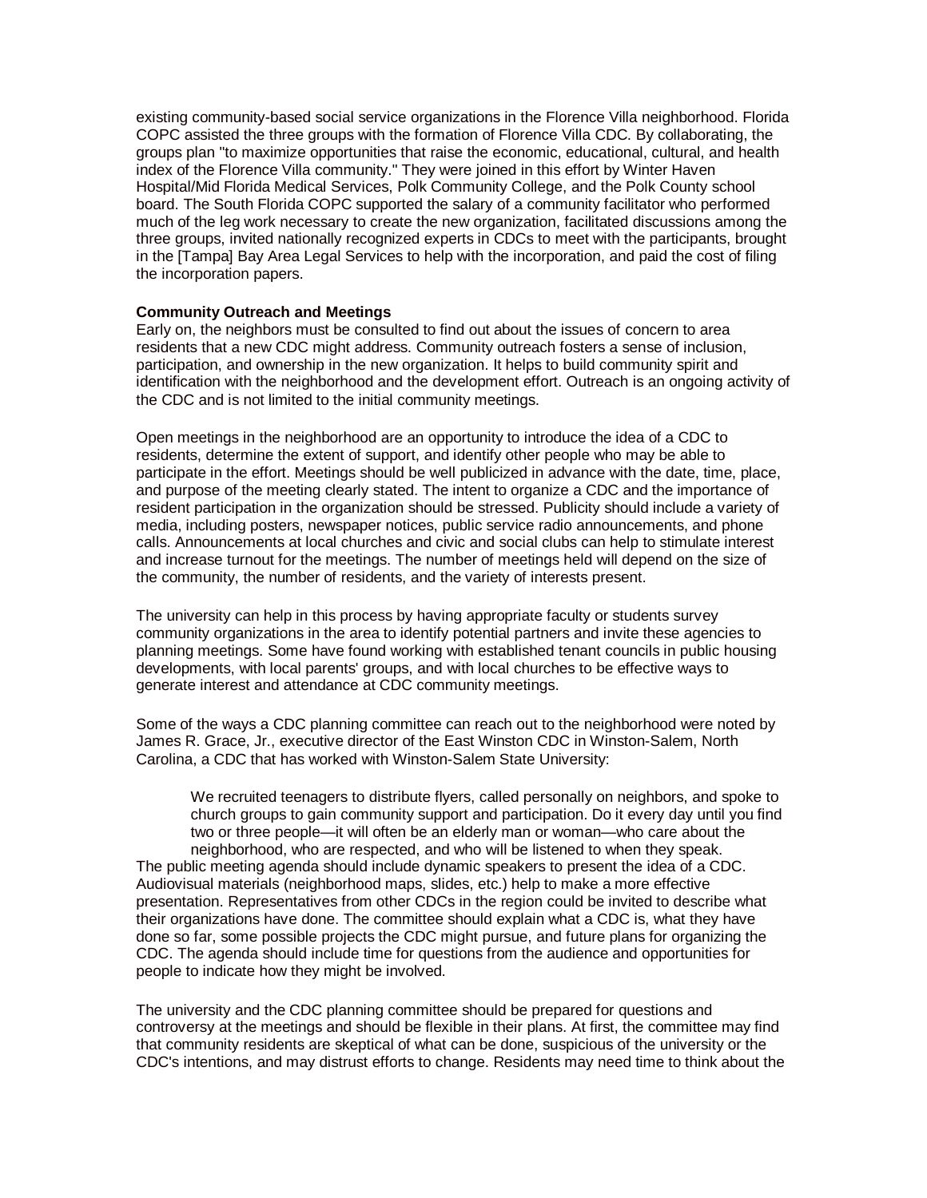existing community-based social service organizations in the Florence Villa neighborhood. Florida COPC assisted the three groups with the formation of Florence Villa CDC. By collaborating, the groups plan "to maximize opportunities that raise the economic, educational, cultural, and health index of the Florence Villa community." They were joined in this effort by Winter Haven Hospital/Mid Florida Medical Services, Polk Community College, and the Polk County school board. The South Florida COPC supported the salary of a community facilitator who performed much of the leg work necessary to create the new organization, facilitated discussions among the three groups, invited nationally recognized experts in CDCs to meet with the participants, brought in the [Tampa] Bay Area Legal Services to help with the incorporation, and paid the cost of filing the incorporation papers.

**Community Outreach and Meetings**

Early on, the neighbors must be consulted to find out about the issues of concern to area residents that a new CDC might address. Community outreach fosters a sense of inclusion, participation, and ownership in the new organization. It helps to build community spirit and identification with the neighborhood and the development effort. Outreach is an ongoing activity of the CDC and is not limited to the initial community meetings.

Open meetings in the neighborhood are an opportunity to introduce the idea of a CDC to residents, determine the extent of support, and identify other people who may be able to participate in the effort. Meetings should be well publicized in advance with the date, time, place, and purpose of the meeting clearly stated. The intent to organize a CDC and the importance of resident participation in the organization should be stressed. Publicity should include a variety of media, including posters, newspaper notices, public service radio announcements, and phone calls. Announcements at local churches and civic and social clubs can help to stimulate interest and increase turnout for the meetings. The number of meetings held will depend on the size of the community, the number of residents, and the variety of interests present.

The university can help in this process by having appropriate faculty or students survey community organizations in the area to identify potential partners and invite these agencies to planning meetings. Some have found working with established tenant councils in public housing developments, with local parents' groups, and with local churches to be effective ways to generate interest and attendance at CDC community meetings.

Some of the ways a CDC planning committee can reach out to the neighborhood were noted by James R. Grace, Jr., executive director of the East Winston CDC in Winston-Salem, North Carolina, a CDC that has worked with Winston-Salem State University:

> We recruited teenagers to distribute flyers, called personally on neighbors, and spoke to church groups to gain community support and participation. Do it every day until you find two or three people—it will often be an elderly man or woman—who care about the neighborhood, who are respected, and who will be listened to when they speak.

The public meeting agenda should include dynamic speakers to present the idea of a CDC. Audiovisual materials (neighborhood maps, slides, etc.) help to make a more effective presentation. Representatives from other CDCs in the region could be invited to describe what their organizations have done. The committee should explain what a CDC is, what they have done so far, some possible projects the CDC might pursue, and future plans for organizing the CDC. The agenda should include time for questions from the audience and opportunities for people to indicate how they might be involved.

The university and the CDC planning committee should be prepared for questions and controversy at the meetings and should be flexible in their plans. At first, the committee may find that community residents are skeptical of what can be done, suspicious of the university or the CDC's intentions, and may distrust efforts to change. Residents may need time to think about the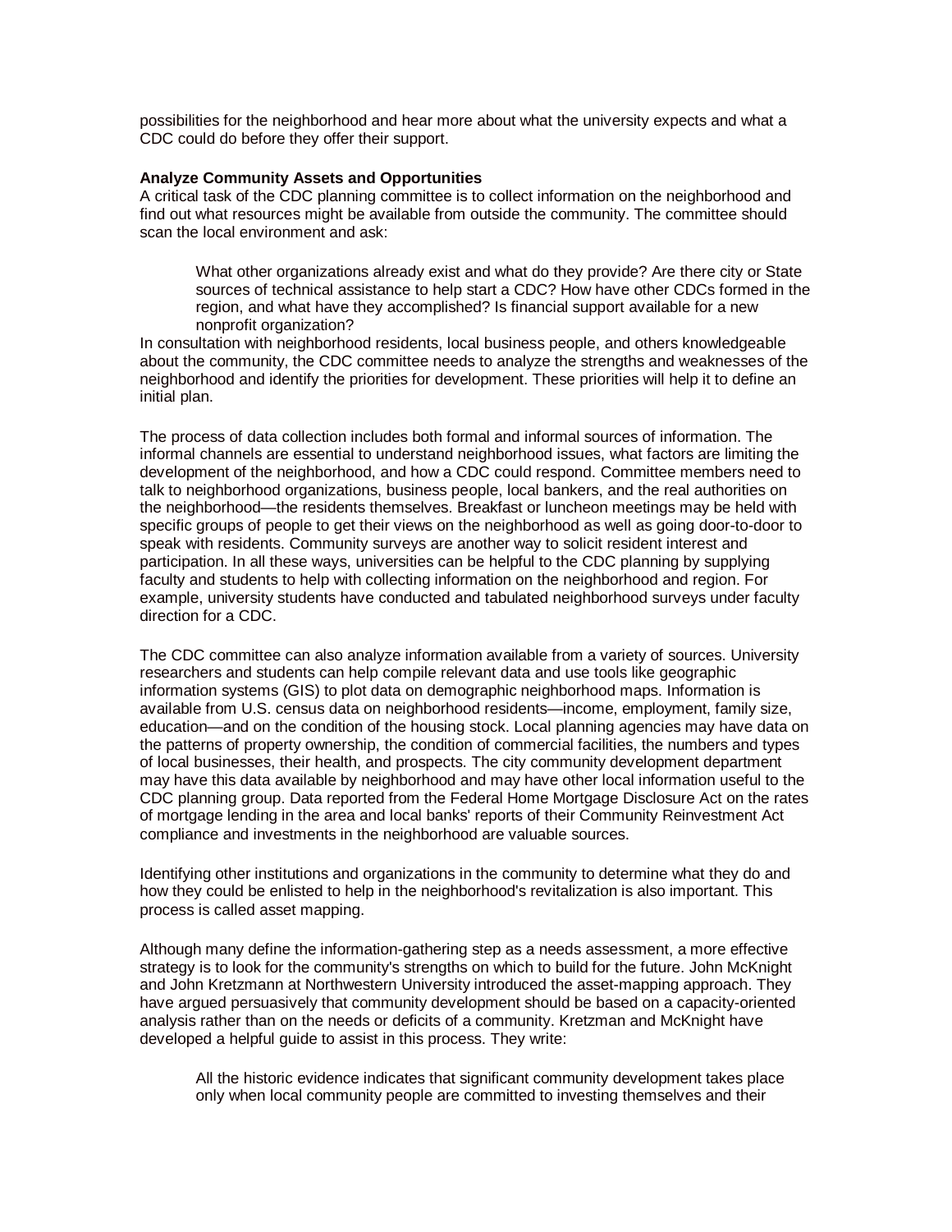possibilities for the neighborhood and hear more about what the university expects and what a CDC could do before they offer their support.

**Analyze Community Assets and Opportunities**

A critical task of the CDC planning committee is to collect information on the neighborhood and find out what resources might be available from outside the community. The committee should scan the local environment and ask:

> What other organizations already exist and what do they provide? Are there city or State sources of technical assistance to help start a CDC? How have other CDCs formed in the region, and what have they accomplished? Is financial support available for a new nonprofit organization?

In consultation with neighborhood residents, local business people, and others knowledgeable about the community, the CDC committee needs to analyze the strengths and weaknesses of the neighborhood and identify the priorities for development. These priorities will help it to define an initial plan.

The process of data collection includes both formal and informal sources of information. The informal channels are essential to understand neighborhood issues, what factors are limiting the development of the neighborhood, and how a CDC could respond. Committee members need to talk to neighborhood organizations, business people, local bankers, and the real authorities on the neighborhood—the residents themselves. Breakfast or luncheon meetings may be held with specific groups of people to get their views on the neighborhood as well as going door-to-door to speak with residents. Community surveys are another way to solicit resident interest and participation. In all these ways, universities can be helpful to the CDC planning by supplying faculty and students to help with collecting information on the neighborhood and region. For example, university students have conducted and tabulated neighborhood surveys under faculty direction for a CDC.

The CDC committee can also analyze information available from a variety of sources. University researchers and students can help compile relevant data and use tools like geographic information systems (GIS) to plot data on demographic neighborhood maps. Information is available from U.S. census data on neighborhood residents—income, employment, family size, education—and on the condition of the housing stock. Local planning agencies may have data on the patterns of property ownership, the condition of commercial facilities, the numbers and types of local businesses, their health, and prospects. The city community development department may have this data available by neighborhood and may have other local information useful to the CDC planning group. Data reported from the Federal Home Mortgage Disclosure Act on the rates of mortgage lending in the area and local banks' reports of their Community Reinvestment Act compliance and investments in the neighborhood are valuable sources.

Identifying other institutions and organizations in the community to determine what they do and how they could be enlisted to help in the neighborhood's revitalization is also important. This process is called asset mapping.

Although many define the information-gathering step as a needs assessment, a more effective strategy is to look for the community's strengths on which to build for the future. John McKnight and John Kretzmann at Northwestern University introduced the asset-mapping approach. They have argued persuasively that community development should be based on a capacity-oriented analysis rather than on the needs or deficits of a community. Kretzman and McKnight have developed a helpful guide to assist in this process. They write:

> All the historic evidence indicates that significant community development takes place only when local community people are committed to investing themselves and their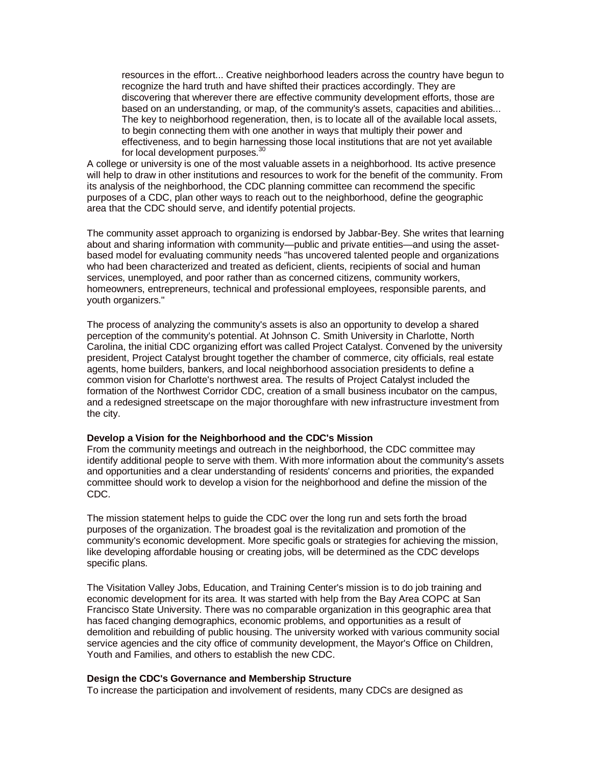> resources in the effort... Creative neighborhood leaders across the country have begun to recognize the hard truth and have shifted their practices accordingly. They are discovering that wherever there are effective community development efforts, those are based on an understanding, or map, of the community's assets, capacities and abilities... The key to neighborhood regeneration, then, is to locate all of the available local assets, to begin connecting them with one another in ways that multiply their power and effectiveness, and to begin harnessing those local institutions that are not yet available for local development purposes.[30]

A college or university is one of the most valuable assets in a neighborhood. Its active presence will help to draw in other institutions and resources to work for the benefit of the community. From its analysis of the neighborhood, the CDC planning committee can recommend the specific purposes of a CDC, plan other ways to reach out to the neighborhood, define the geographic area that the CDC should serve, and identify potential projects.

The community asset approach to organizing is endorsed by Jabbar-Bey. She writes that learning about and sharing information with community—public and private entities—and using the asset-based model for evaluating community needs "has uncovered talented people and organizations who had been characterized and treated as deficient, clients, recipients of social and human services, unemployed, and poor rather than as concerned citizens, community workers, homeowners, entrepreneurs, technical and professional employees, responsible parents, and youth organizers."

The process of analyzing the community's assets is also an opportunity to develop a shared perception of the community's potential. At Johnson C. Smith University in Charlotte, North Carolina, the initial CDC organizing effort was called Project Catalyst. Convened by the university president, Project Catalyst brought together the chamber of commerce, city officials, real estate agents, home builders, bankers, and local neighborhood association presidents to define a common vision for Charlotte's northwest area. The results of Project Catalyst included the formation of the Northwest Corridor CDC, creation of a small business incubator on the campus, and a redesigned streetscape on the major thoroughfare with new infrastructure investment from the city.

**Develop a Vision for the Neighborhood and the CDC's Mission**

From the community meetings and outreach in the neighborhood, the CDC committee may identify additional people to serve with them. With more information about the community's assets and opportunities and a clear understanding of residents' concerns and priorities, the expanded committee should work to develop a vision for the neighborhood and define the mission of the CDC.

The mission statement helps to guide the CDC over the long run and sets forth the broad purposes of the organization. The broadest goal is the revitalization and promotion of the community's economic development. More specific goals or strategies for achieving the mission, like developing affordable housing or creating jobs, will be determined as the CDC develops specific plans.

The Visitation Valley Jobs, Education, and Training Center's mission is to do job training and economic development for its area. It was started with help from the Bay Area COPC at San Francisco State University. There was no comparable organization in this geographic area that has faced changing demographics, economic problems, and opportunities as a result of demolition and rebuilding of public housing. The university worked with various community social service agencies and the city office of community development, the Mayor's Office on Children, Youth and Families, and others to establish the new CDC.

**Design the CDC's Governance and Membership Structure**

To increase the participation and involvement of residents, many CDCs are designed as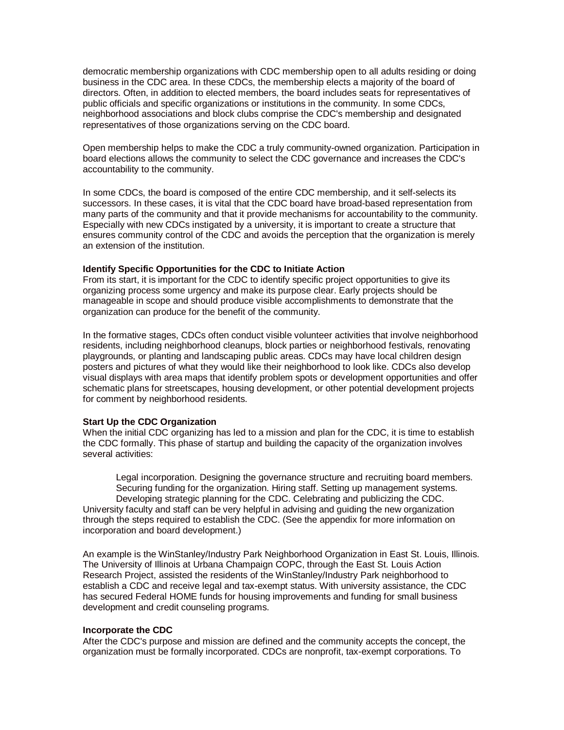democratic membership organizations with CDC membership open to all adults residing or doing business in the CDC area. In these CDCs, the membership elects a majority of the board of directors. Often, in addition to elected members, the board includes seats for representatives of public officials and specific organizations or institutions in the community. In some CDCs, neighborhood associations and block clubs comprise the CDC's membership and designated representatives of those organizations serving on the CDC board.

Open membership helps to make the CDC a truly community-owned organization. Participation in board elections allows the community to select the CDC governance and increases the CDC's accountability to the community.

In some CDCs, the board is composed of the entire CDC membership, and it self-selects its successors. In these cases, it is vital that the CDC board have broad-based representation from many parts of the community and that it provide mechanisms for accountability to the community. Especially with new CDCs instigated by a university, it is important to create a structure that ensures community control of the CDC and avoids the perception that the organization is merely an extension of the institution.

**Identify Specific Opportunities for the CDC to Initiate Action**
From its start, it is important for the CDC to identify specific project opportunities to give its organizing process some urgency and make its purpose clear. Early projects should be manageable in scope and should produce visible accomplishments to demonstrate that the organization can produce for the benefit of the community.

In the formative stages, CDCs often conduct visible volunteer activities that involve neighborhood residents, including neighborhood cleanups, block parties or neighborhood festivals, renovating playgrounds, or planting and landscaping public areas. CDCs may have local children design posters and pictures of what they would like their neighborhood to look like. CDCs also develop visual displays with area maps that identify problem spots or development opportunities and offer schematic plans for streetscapes, housing development, or other potential development projects for comment by neighborhood residents.

**Start Up the CDC Organization**
When the initial CDC organizing has led to a mission and plan for the CDC, it is time to establish the CDC formally. This phase of startup and building the capacity of the organization involves several activities:

> Legal incorporation. Designing the governance structure and recruiting board members. Securing funding for the organization. Hiring staff. Setting up management systems. Developing strategic planning for the CDC. Celebrating and publicizing the CDC.

University faculty and staff can be very helpful in advising and guiding the new organization through the steps required to establish the CDC. (See the appendix for more information on incorporation and board development.)

An example is the WinStanley/Industry Park Neighborhood Organization in East St. Louis, Illinois. The University of Illinois at Urbana Champaign COPC, through the East St. Louis Action Research Project, assisted the residents of the WinStanley/Industry Park neighborhood to establish a CDC and receive legal and tax-exempt status. With university assistance, the CDC has secured Federal HOME funds for housing improvements and funding for small business development and credit counseling programs.

**Incorporate the CDC**
After the CDC's purpose and mission are defined and the community accepts the concept, the organization must be formally incorporated. CDCs are nonprofit, tax-exempt corporations. To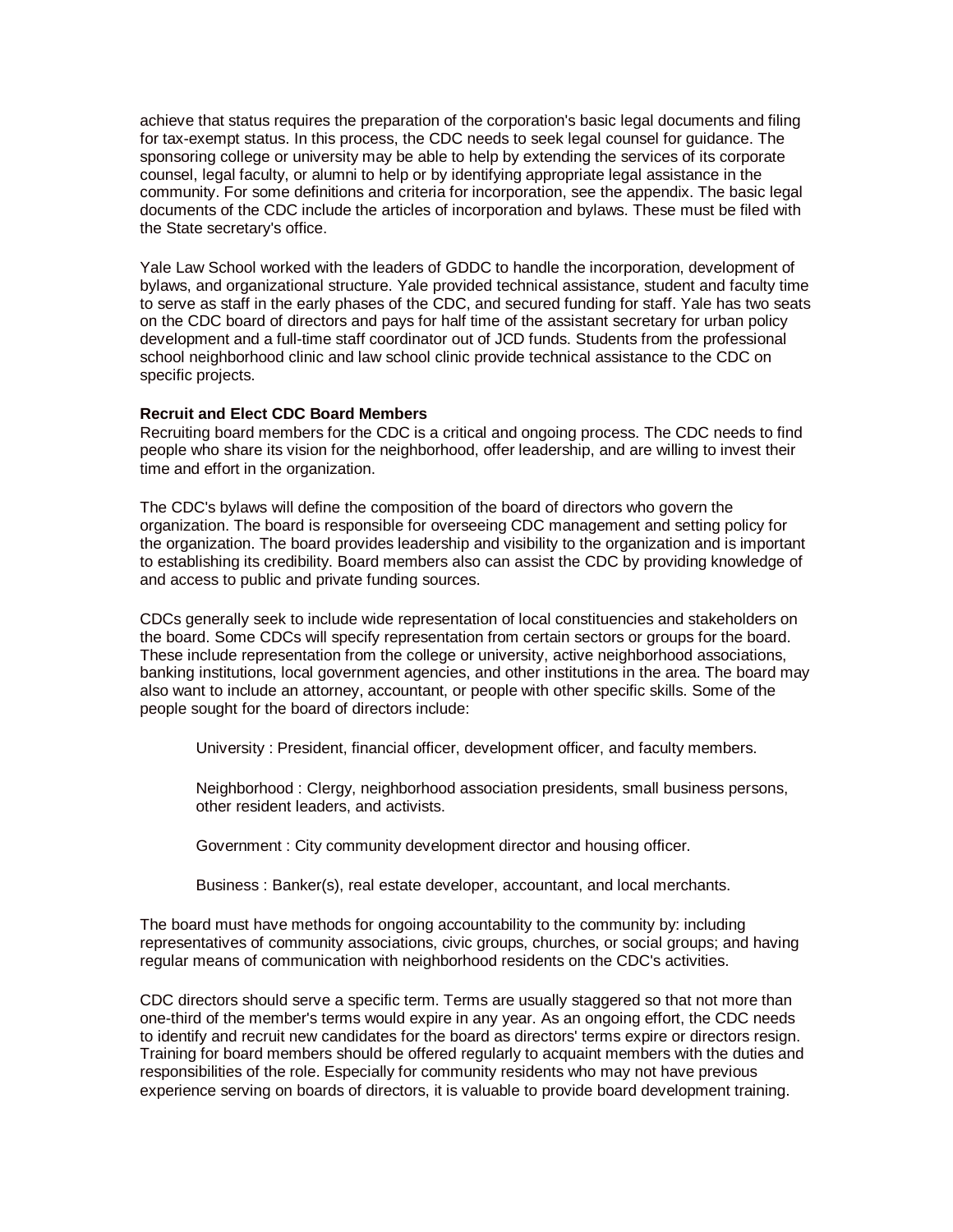achieve that status requires the preparation of the corporation's basic legal documents and filing for tax-exempt status. In this process, the CDC needs to seek legal counsel for guidance. The sponsoring college or university may be able to help by extending the services of its corporate counsel, legal faculty, or alumni to help or by identifying appropriate legal assistance in the community. For some definitions and criteria for incorporation, see the appendix. The basic legal documents of the CDC include the articles of incorporation and bylaws. These must be filed with the State secretary's office.

Yale Law School worked with the leaders of GDDC to handle the incorporation, development of bylaws, and organizational structure. Yale provided technical assistance, student and faculty time to serve as staff in the early phases of the CDC, and secured funding for staff. Yale has two seats on the CDC board of directors and pays for half time of the assistant secretary for urban policy development and a full-time staff coordinator out of JCD funds. Students from the professional school neighborhood clinic and law school clinic provide technical assistance to the CDC on specific projects.

**Recruit and Elect CDC Board Members**

Recruiting board members for the CDC is a critical and ongoing process. The CDC needs to find people who share its vision for the neighborhood, offer leadership, and are willing to invest their time and effort in the organization.

The CDC's bylaws will define the composition of the board of directors who govern the organization. The board is responsible for overseeing CDC management and setting policy for the organization. The board provides leadership and visibility to the organization and is important to establishing its credibility. Board members also can assist the CDC by providing knowledge of and access to public and private funding sources.

CDCs generally seek to include wide representation of local constituencies and stakeholders on the board. Some CDCs will specify representation from certain sectors or groups for the board. These include representation from the college or university, active neighborhood associations, banking institutions, local government agencies, and other institutions in the area. The board may also want to include an attorney, accountant, or people with other specific skills. Some of the people sought for the board of directors include:

University : President, financial officer, development officer, and faculty members.

Neighborhood : Clergy, neighborhood association presidents, small business persons, other resident leaders, and activists.

Government : City community development director and housing officer.

Business : Banker(s), real estate developer, accountant, and local merchants.

The board must have methods for ongoing accountability to the community by: including representatives of community associations, civic groups, churches, or social groups; and having regular means of communication with neighborhood residents on the CDC's activities.

CDC directors should serve a specific term. Terms are usually staggered so that not more than one-third of the member's terms would expire in any year. As an ongoing effort, the CDC needs to identify and recruit new candidates for the board as directors' terms expire or directors resign. Training for board members should be offered regularly to acquaint members with the duties and responsibilities of the role. Especially for community residents who may not have previous experience serving on boards of directors, it is valuable to provide board development training.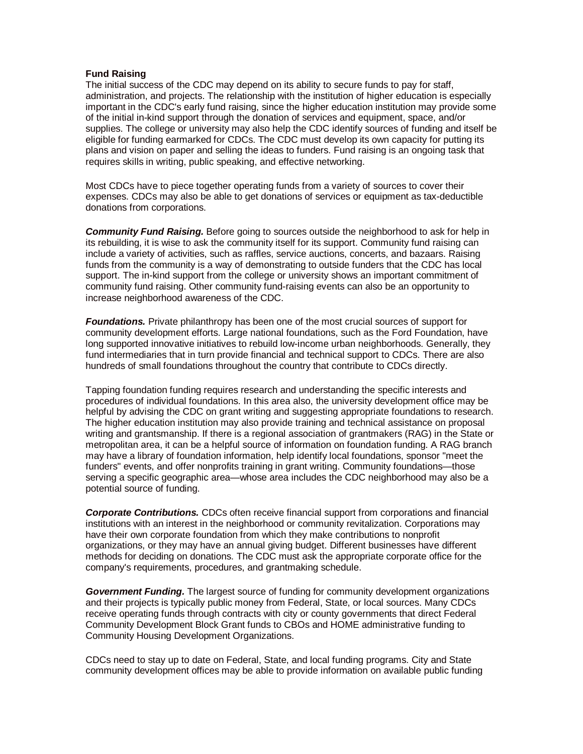**Fund Raising**

The initial success of the CDC may depend on its ability to secure funds to pay for staff, administration, and projects. The relationship with the institution of higher education is especially important in the CDC's early fund raising, since the higher education institution may provide some of the initial in-kind support through the donation of services and equipment, space, and/or supplies. The college or university may also help the CDC identify sources of funding and itself be eligible for funding earmarked for CDCs. The CDC must develop its own capacity for putting its plans and vision on paper and selling the ideas to funders. Fund raising is an ongoing task that requires skills in writing, public speaking, and effective networking.

Most CDCs have to piece together operating funds from a variety of sources to cover their expenses. CDCs may also be able to get donations of services or equipment as tax-deductible donations from corporations.

***Community Fund Raising.*** Before going to sources outside the neighborhood to ask for help in its rebuilding, it is wise to ask the community itself for its support. Community fund raising can include a variety of activities, such as raffles, service auctions, concerts, and bazaars. Raising funds from the community is a way of demonstrating to outside funders that the CDC has local support. The in-kind support from the college or university shows an important commitment of community fund raising. Other community fund-raising events can also be an opportunity to increase neighborhood awareness of the CDC.

***Foundations.*** Private philanthropy has been one of the most crucial sources of support for community development efforts. Large national foundations, such as the Ford Foundation, have long supported innovative initiatives to rebuild low-income urban neighborhoods. Generally, they fund intermediaries that in turn provide financial and technical support to CDCs. There are also hundreds of small foundations throughout the country that contribute to CDCs directly.

Tapping foundation funding requires research and understanding the specific interests and procedures of individual foundations. In this area also, the university development office may be helpful by advising the CDC on grant writing and suggesting appropriate foundations to research. The higher education institution may also provide training and technical assistance on proposal writing and grantsmanship. If there is a regional association of grantmakers (RAG) in the State or metropolitan area, it can be a helpful source of information on foundation funding. A RAG branch may have a library of foundation information, help identify local foundations, sponsor "meet the funders" events, and offer nonprofits training in grant writing. Community foundations—those serving a specific geographic area—whose area includes the CDC neighborhood may also be a potential source of funding.

***Corporate Contributions.*** CDCs often receive financial support from corporations and financial institutions with an interest in the neighborhood or community revitalization. Corporations may have their own corporate foundation from which they make contributions to nonprofit organizations, or they may have an annual giving budget. Different businesses have different methods for deciding on donations. The CDC must ask the appropriate corporate office for the company's requirements, procedures, and grantmaking schedule.

***Government Funding.*** The largest source of funding for community development organizations and their projects is typically public money from Federal, State, or local sources. Many CDCs receive operating funds through contracts with city or county governments that direct Federal Community Development Block Grant funds to CBOs and HOME administrative funding to Community Housing Development Organizations.

CDCs need to stay up to date on Federal, State, and local funding programs. City and State community development offices may be able to provide information on available public funding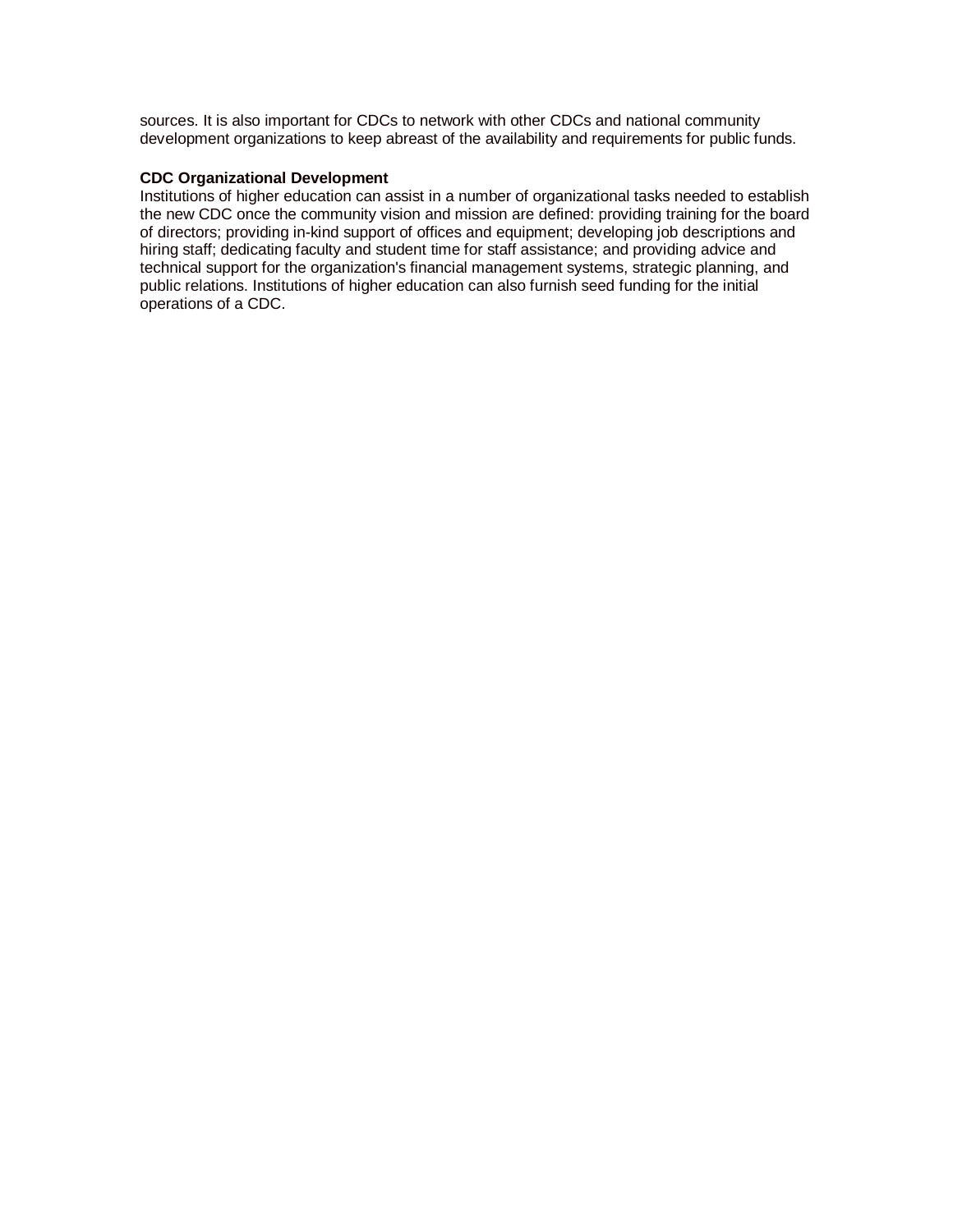sources. It is also important for CDCs to network with other CDCs and national community development organizations to keep abreast of the availability and requirements for public funds.

**CDC Organizational Development**

Institutions of higher education can assist in a number of organizational tasks needed to establish the new CDC once the community vision and mission are defined: providing training for the board of directors; providing in-kind support of offices and equipment; developing job descriptions and hiring staff; dedicating faculty and student time for staff assistance; and providing advice and technical support for the organization's financial management systems, strategic planning, and public relations. Institutions of higher education can also furnish seed funding for the initial operations of a CDC.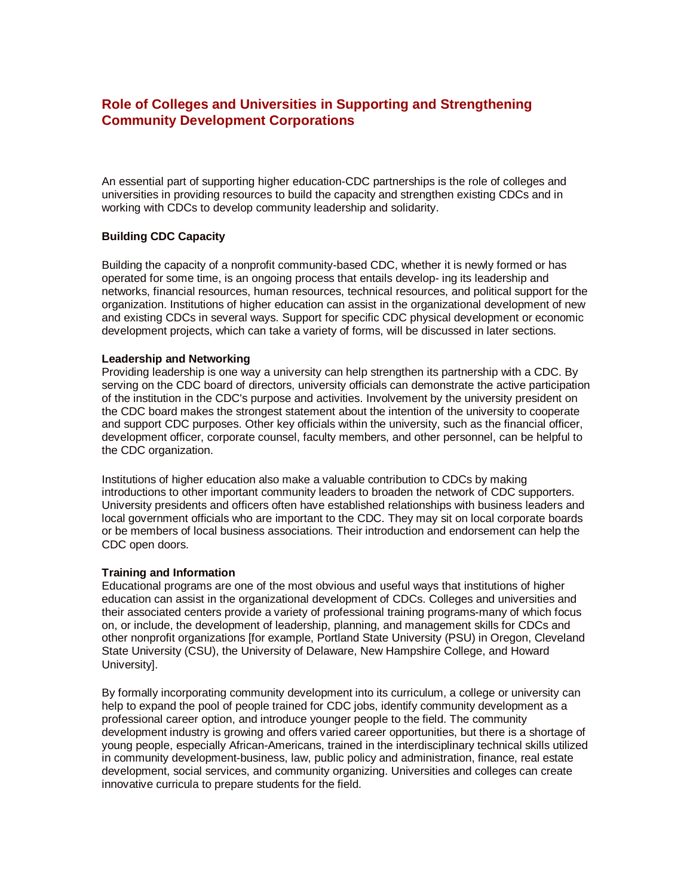## Role of Colleges and Universities in Supporting and Strengthening Community Development Corporations

An essential part of supporting higher education-CDC partnerships is the role of colleges and universities in providing resources to build the capacity and strengthen existing CDCs and in working with CDCs to develop community leadership and solidarity.

### Building CDC Capacity

Building the capacity of a nonprofit community-based CDC, whether it is newly formed or has operated for some time, is an ongoing process that entails develop- ing its leadership and networks, financial resources, human resources, technical resources, and political support for the organization. Institutions of higher education can assist in the organizational development of new and existing CDCs in several ways. Support for specific CDC physical development or economic development projects, which can take a variety of forms, will be discussed in later sections.

#### Leadership and Networking

Providing leadership is one way a university can help strengthen its partnership with a CDC. By serving on the CDC board of directors, university officials can demonstrate the active participation of the institution in the CDC's purpose and activities. Involvement by the university president on the CDC board makes the strongest statement about the intention of the university to cooperate and support CDC purposes. Other key officials within the university, such as the financial officer, development officer, corporate counsel, faculty members, and other personnel, can be helpful to the CDC organization.

Institutions of higher education also make a valuable contribution to CDCs by making introductions to other important community leaders to broaden the network of CDC supporters. University presidents and officers often have established relationships with business leaders and local government officials who are important to the CDC. They may sit on local corporate boards or be members of local business associations. Their introduction and endorsement can help the CDC open doors.

#### Training and Information

Educational programs are one of the most obvious and useful ways that institutions of higher education can assist in the organizational development of CDCs. Colleges and universities and their associated centers provide a variety of professional training programs-many of which focus on, or include, the development of leadership, planning, and management skills for CDCs and other nonprofit organizations [for example, Portland State University (PSU) in Oregon, Cleveland State University (CSU), the University of Delaware, New Hampshire College, and Howard University].

By formally incorporating community development into its curriculum, a college or university can help to expand the pool of people trained for CDC jobs, identify community development as a professional career option, and introduce younger people to the field. The community development industry is growing and offers varied career opportunities, but there is a shortage of young people, especially African-Americans, trained in the interdisciplinary technical skills utilized in community development-business, law, public policy and administration, finance, real estate development, social services, and community organizing. Universities and colleges can create innovative curricula to prepare students for the field.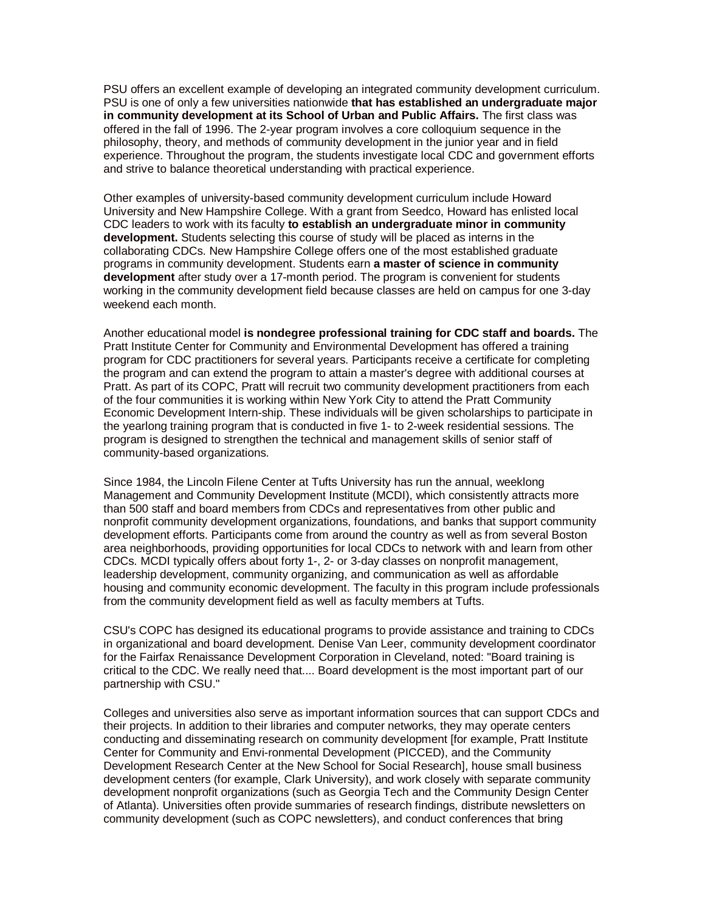PSU offers an excellent example of developing an integrated community development curriculum. PSU is one of only a few universities nationwide **that has established an undergraduate major in community development at its School of Urban and Public Affairs.** The first class was offered in the fall of 1996. The 2-year program involves a core colloquium sequence in the philosophy, theory, and methods of community development in the junior year and in field experience. Throughout the program, the students investigate local CDC and government efforts and strive to balance theoretical understanding with practical experience.

Other examples of university-based community development curriculum include Howard University and New Hampshire College. With a grant from Seedco, Howard has enlisted local CDC leaders to work with its faculty **to establish an undergraduate minor in community development.** Students selecting this course of study will be placed as interns in the collaborating CDCs. New Hampshire College offers one of the most established graduate programs in community development. Students earn **a master of science in community development** after study over a 17-month period. The program is convenient for students working in the community development field because classes are held on campus for one 3-day weekend each month.

Another educational model **is nondegree professional training for CDC staff and boards.** The Pratt Institute Center for Community and Environmental Development has offered a training program for CDC practitioners for several years. Participants receive a certificate for completing the program and can extend the program to attain a master's degree with additional courses at Pratt. As part of its COPC, Pratt will recruit two community development practitioners from each of the four communities it is working within New York City to attend the Pratt Community Economic Development Intern-ship. These individuals will be given scholarships to participate in the yearlong training program that is conducted in five 1- to 2-week residential sessions. The program is designed to strengthen the technical and management skills of senior staff of community-based organizations.

Since 1984, the Lincoln Filene Center at Tufts University has run the annual, weeklong Management and Community Development Institute (MCDI), which consistently attracts more than 500 staff and board members from CDCs and representatives from other public and nonprofit community development organizations, foundations, and banks that support community development efforts. Participants come from around the country as well as from several Boston area neighborhoods, providing opportunities for local CDCs to network with and learn from other CDCs. MCDI typically offers about forty 1-, 2- or 3-day classes on nonprofit management, leadership development, community organizing, and communication as well as affordable housing and community economic development. The faculty in this program include professionals from the community development field as well as faculty members at Tufts.

CSU's COPC has designed its educational programs to provide assistance and training to CDCs in organizational and board development. Denise Van Leer, community development coordinator for the Fairfax Renaissance Development Corporation in Cleveland, noted: "Board training is critical to the CDC. We really need that.... Board development is the most important part of our partnership with CSU."

Colleges and universities also serve as important information sources that can support CDCs and their projects. In addition to their libraries and computer networks, they may operate centers conducting and disseminating research on community development [for example, Pratt Institute Center for Community and Envi-ronmental Development (PICCED), and the Community Development Research Center at the New School for Social Research], house small business development centers (for example, Clark University), and work closely with separate community development nonprofit organizations (such as Georgia Tech and the Community Design Center of Atlanta). Universities often provide summaries of research findings, distribute newsletters on community development (such as COPC newsletters), and conduct conferences that bring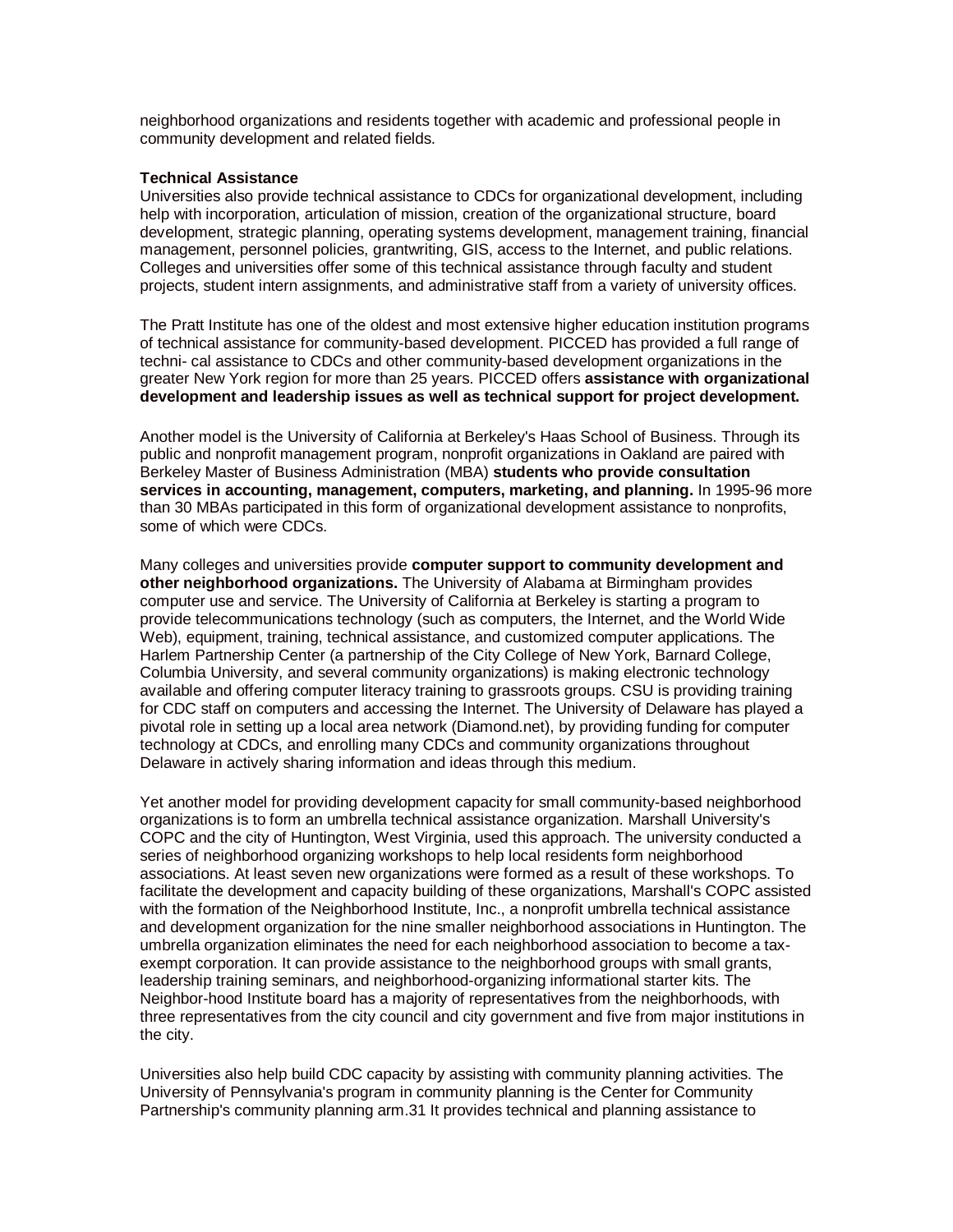neighborhood organizations and residents together with academic and professional people in community development and related fields.

**Technical Assistance**

Universities also provide technical assistance to CDCs for organizational development, including help with incorporation, articulation of mission, creation of the organizational structure, board development, strategic planning, operating systems development, management training, financial management, personnel policies, grantwriting, GIS, access to the Internet, and public relations. Colleges and universities offer some of this technical assistance through faculty and student projects, student intern assignments, and administrative staff from a variety of university offices.

The Pratt Institute has one of the oldest and most extensive higher education institution programs of technical assistance for community-based development. PICCED has provided a full range of techni- cal assistance to CDCs and other community-based development organizations in the greater New York region for more than 25 years. PICCED offers **assistance with organizational development and leadership issues as well as technical support for project development.**

Another model is the University of California at Berkeley's Haas School of Business. Through its public and nonprofit management program, nonprofit organizations in Oakland are paired with Berkeley Master of Business Administration (MBA) **students who provide consultation services in accounting, management, computers, marketing, and planning.** In 1995-96 more than 30 MBAs participated in this form of organizational development assistance to nonprofits, some of which were CDCs.

Many colleges and universities provide **computer support to community development and other neighborhood organizations.** The University of Alabama at Birmingham provides computer use and service. The University of California at Berkeley is starting a program to provide telecommunications technology (such as computers, the Internet, and the World Wide Web), equipment, training, technical assistance, and customized computer applications. The Harlem Partnership Center (a partnership of the City College of New York, Barnard College, Columbia University, and several community organizations) is making electronic technology available and offering computer literacy training to grassroots groups. CSU is providing training for CDC staff on computers and accessing the Internet. The University of Delaware has played a pivotal role in setting up a local area network (Diamond.net), by providing funding for computer technology at CDCs, and enrolling many CDCs and community organizations throughout Delaware in actively sharing information and ideas through this medium.

Yet another model for providing development capacity for small community-based neighborhood organizations is to form an umbrella technical assistance organization. Marshall University's COPC and the city of Huntington, West Virginia, used this approach. The university conducted a series of neighborhood organizing workshops to help local residents form neighborhood associations. At least seven new organizations were formed as a result of these workshops. To facilitate the development and capacity building of these organizations, Marshall's COPC assisted with the formation of the Neighborhood Institute, Inc., a nonprofit umbrella technical assistance and development organization for the nine smaller neighborhood associations in Huntington. The umbrella organization eliminates the need for each neighborhood association to become a tax-exempt corporation. It can provide assistance to the neighborhood groups with small grants, leadership training seminars, and neighborhood-organizing informational starter kits. The Neighbor-hood Institute board has a majority of representatives from the neighborhoods, with three representatives from the city council and city government and five from major institutions in the city.

Universities also help build CDC capacity by assisting with community planning activities. The University of Pennsylvania's program in community planning is the Center for Community Partnership's community planning arm.31 It provides technical and planning assistance to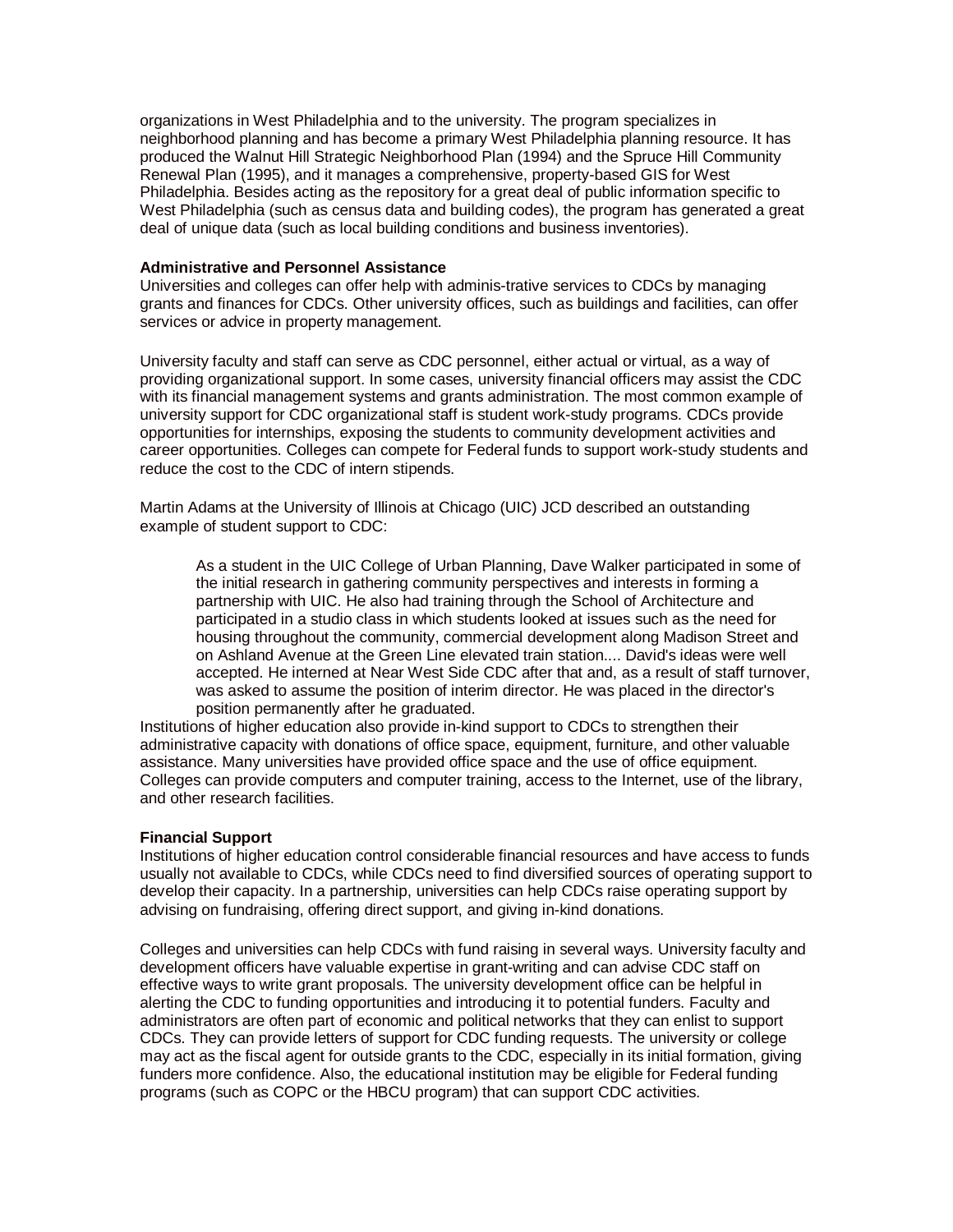organizations in West Philadelphia and to the university. The program specializes in neighborhood planning and has become a primary West Philadelphia planning resource. It has produced the Walnut Hill Strategic Neighborhood Plan (1994) and the Spruce Hill Community Renewal Plan (1995), and it manages a comprehensive, property-based GIS for West Philadelphia. Besides acting as the repository for a great deal of public information specific to West Philadelphia (such as census data and building codes), the program has generated a great deal of unique data (such as local building conditions and business inventories).

**Administrative and Personnel Assistance**

Universities and colleges can offer help with adminis-trative services to CDCs by managing grants and finances for CDCs. Other university offices, such as buildings and facilities, can offer services or advice in property management.

University faculty and staff can serve as CDC personnel, either actual or virtual, as a way of providing organizational support. In some cases, university financial officers may assist the CDC with its financial management systems and grants administration. The most common example of university support for CDC organizational staff is student work-study programs. CDCs provide opportunities for internships, exposing the students to community development activities and career opportunities. Colleges can compete for Federal funds to support work-study students and reduce the cost to the CDC of intern stipends.

Martin Adams at the University of Illinois at Chicago (UIC) JCD described an outstanding example of student support to CDC:

> As a student in the UIC College of Urban Planning, Dave Walker participated in some of the initial research in gathering community perspectives and interests in forming a partnership with UIC. He also had training through the School of Architecture and participated in a studio class in which students looked at issues such as the need for housing throughout the community, commercial development along Madison Street and on Ashland Avenue at the Green Line elevated train station.... David's ideas were well accepted. He interned at Near West Side CDC after that and, as a result of staff turnover, was asked to assume the position of interim director. He was placed in the director's position permanently after he graduated.

Institutions of higher education also provide in-kind support to CDCs to strengthen their administrative capacity with donations of office space, equipment, furniture, and other valuable assistance. Many universities have provided office space and the use of office equipment. Colleges can provide computers and computer training, access to the Internet, use of the library, and other research facilities.

**Financial Support**

Institutions of higher education control considerable financial resources and have access to funds usually not available to CDCs, while CDCs need to find diversified sources of operating support to develop their capacity. In a partnership, universities can help CDCs raise operating support by advising on fundraising, offering direct support, and giving in-kind donations.

Colleges and universities can help CDCs with fund raising in several ways. University faculty and development officers have valuable expertise in grant-writing and can advise CDC staff on effective ways to write grant proposals. The university development office can be helpful in alerting the CDC to funding opportunities and introducing it to potential funders. Faculty and administrators are often part of economic and political networks that they can enlist to support CDCs. They can provide letters of support for CDC funding requests. The university or college may act as the fiscal agent for outside grants to the CDC, especially in its initial formation, giving funders more confidence. Also, the educational institution may be eligible for Federal funding programs (such as COPC or the HBCU program) that can support CDC activities.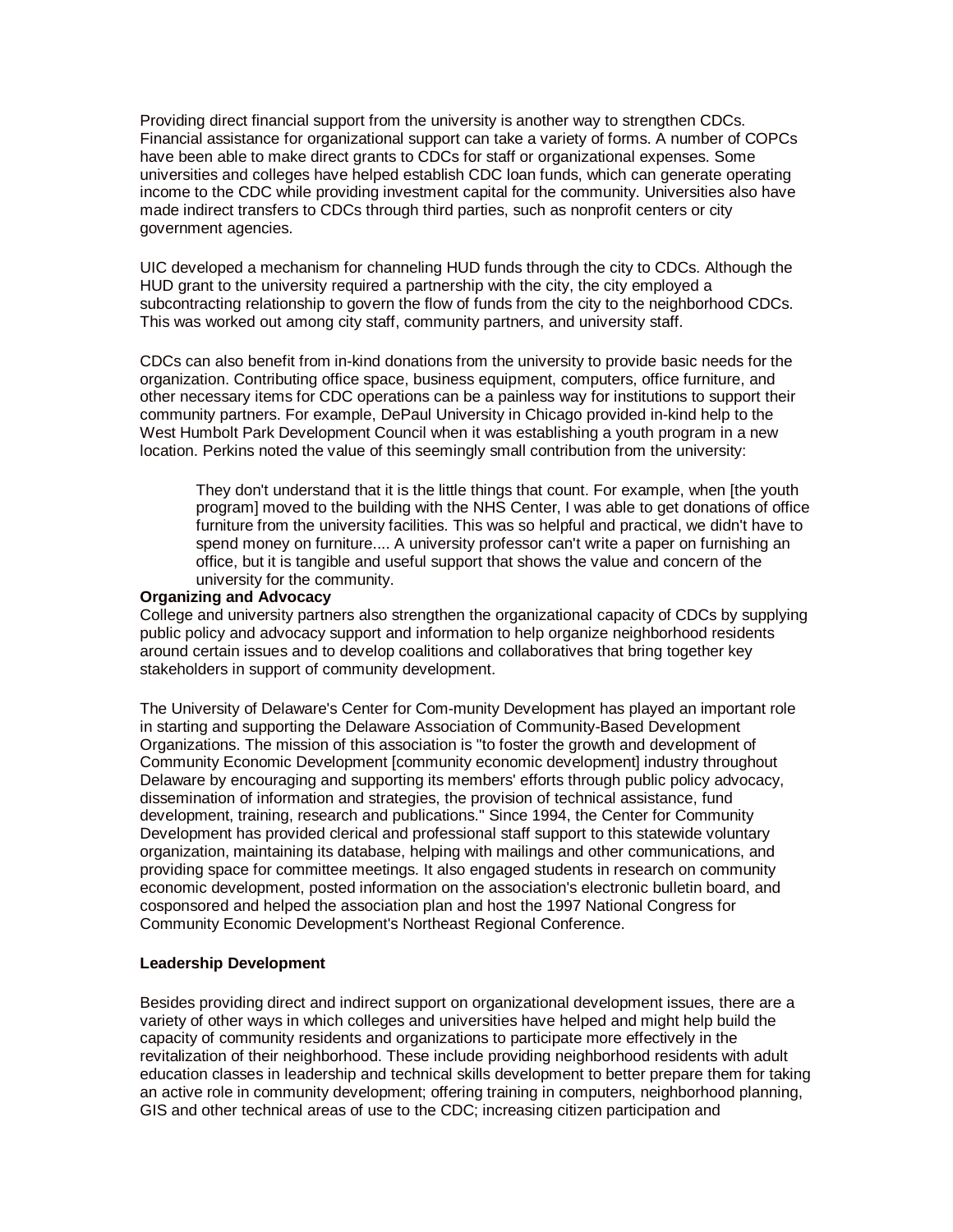Providing direct financial support from the university is another way to strengthen CDCs. Financial assistance for organizational support can take a variety of forms. A number of COPCs have been able to make direct grants to CDCs for staff or organizational expenses. Some universities and colleges have helped establish CDC loan funds, which can generate operating income to the CDC while providing investment capital for the community. Universities also have made indirect transfers to CDCs through third parties, such as nonprofit centers or city government agencies.

UIC developed a mechanism for channeling HUD funds through the city to CDCs. Although the HUD grant to the university required a partnership with the city, the city employed a subcontracting relationship to govern the flow of funds from the city to the neighborhood CDCs. This was worked out among city staff, community partners, and university staff.

CDCs can also benefit from in-kind donations from the university to provide basic needs for the organization. Contributing office space, business equipment, computers, office furniture, and other necessary items for CDC operations can be a painless way for institutions to support their community partners. For example, DePaul University in Chicago provided in-kind help to the West Humbolt Park Development Council when it was establishing a youth program in a new location. Perkins noted the value of this seemingly small contribution from the university:

> They don't understand that it is the little things that count. For example, when [the youth program] moved to the building with the NHS Center, I was able to get donations of office furniture from the university facilities. This was so helpful and practical, we didn't have to spend money on furniture.... A university professor can't write a paper on furnishing an office, but it is tangible and useful support that shows the value and concern of the university for the community.

**Organizing and Advocacy**

College and university partners also strengthen the organizational capacity of CDCs by supplying public policy and advocacy support and information to help organize neighborhood residents around certain issues and to develop coalitions and collaboratives that bring together key stakeholders in support of community development.

The University of Delaware's Center for Com-munity Development has played an important role in starting and supporting the Delaware Association of Community-Based Development Organizations. The mission of this association is "to foster the growth and development of Community Economic Development [community economic development] industry throughout Delaware by encouraging and supporting its members' efforts through public policy advocacy, dissemination of information and strategies, the provision of technical assistance, fund development, training, research and publications." Since 1994, the Center for Community Development has provided clerical and professional staff support to this statewide voluntary organization, maintaining its database, helping with mailings and other communications, and providing space for committee meetings. It also engaged students in research on community economic development, posted information on the association's electronic bulletin board, and cosponsored and helped the association plan and host the 1997 National Congress for Community Economic Development's Northeast Regional Conference.

**Leadership Development**

Besides providing direct and indirect support on organizational development issues, there are a variety of other ways in which colleges and universities have helped and might help build the capacity of community residents and organizations to participate more effectively in the revitalization of their neighborhood. These include providing neighborhood residents with adult education classes in leadership and technical skills development to better prepare them for taking an active role in community development; offering training in computers, neighborhood planning, GIS and other technical areas of use to the CDC; increasing citizen participation and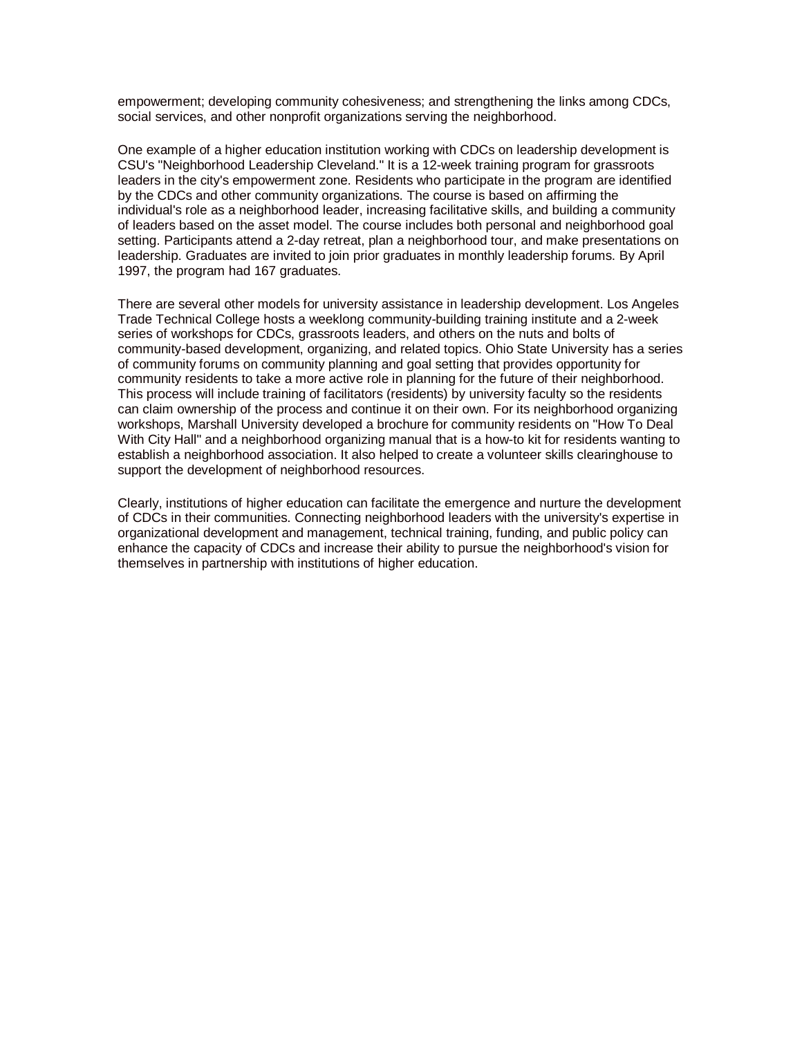empowerment; developing community cohesiveness; and strengthening the links among CDCs, social services, and other nonprofit organizations serving the neighborhood.

One example of a higher education institution working with CDCs on leadership development is CSU's "Neighborhood Leadership Cleveland." It is a 12-week training program for grassroots leaders in the city's empowerment zone. Residents who participate in the program are identified by the CDCs and other community organizations. The course is based on affirming the individual's role as a neighborhood leader, increasing facilitative skills, and building a community of leaders based on the asset model. The course includes both personal and neighborhood goal setting. Participants attend a 2-day retreat, plan a neighborhood tour, and make presentations on leadership. Graduates are invited to join prior graduates in monthly leadership forums. By April 1997, the program had 167 graduates.

There are several other models for university assistance in leadership development. Los Angeles Trade Technical College hosts a weeklong community-building training institute and a 2-week series of workshops for CDCs, grassroots leaders, and others on the nuts and bolts of community-based development, organizing, and related topics. Ohio State University has a series of community forums on community planning and goal setting that provides opportunity for community residents to take a more active role in planning for the future of their neighborhood. This process will include training of facilitators (residents) by university faculty so the residents can claim ownership of the process and continue it on their own. For its neighborhood organizing workshops, Marshall University developed a brochure for community residents on "How To Deal With City Hall" and a neighborhood organizing manual that is a how-to kit for residents wanting to establish a neighborhood association. It also helped to create a volunteer skills clearinghouse to support the development of neighborhood resources.

Clearly, institutions of higher education can facilitate the emergence and nurture the development of CDCs in their communities. Connecting neighborhood leaders with the university's expertise in organizational development and management, technical training, funding, and public policy can enhance the capacity of CDCs and increase their ability to pursue the neighborhood's vision for themselves in partnership with institutions of higher education.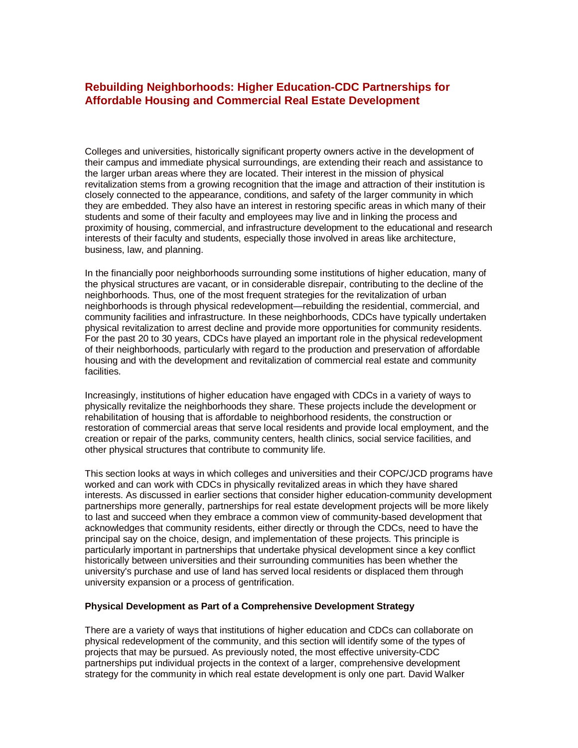## Rebuilding Neighborhoods: Higher Education-CDC Partnerships for Affordable Housing and Commercial Real Estate Development

Colleges and universities, historically significant property owners active in the development of their campus and immediate physical surroundings, are extending their reach and assistance to the larger urban areas where they are located. Their interest in the mission of physical revitalization stems from a growing recognition that the image and attraction of their institution is closely connected to the appearance, conditions, and safety of the larger community in which they are embedded. They also have an interest in restoring specific areas in which many of their students and some of their faculty and employees may live and in linking the process and proximity of housing, commercial, and infrastructure development to the educational and research interests of their faculty and students, especially those involved in areas like architecture, business, law, and planning.

In the financially poor neighborhoods surrounding some institutions of higher education, many of the physical structures are vacant, or in considerable disrepair, contributing to the decline of the neighborhoods. Thus, one of the most frequent strategies for the revitalization of urban neighborhoods is through physical redevelopment—rebuilding the residential, commercial, and community facilities and infrastructure. In these neighborhoods, CDCs have typically undertaken physical revitalization to arrest decline and provide more opportunities for community residents. For the past 20 to 30 years, CDCs have played an important role in the physical redevelopment of their neighborhoods, particularly with regard to the production and preservation of affordable housing and with the development and revitalization of commercial real estate and community facilities.

Increasingly, institutions of higher education have engaged with CDCs in a variety of ways to physically revitalize the neighborhoods they share. These projects include the development or rehabilitation of housing that is affordable to neighborhood residents, the construction or restoration of commercial areas that serve local residents and provide local employment, and the creation or repair of the parks, community centers, health clinics, social service facilities, and other physical structures that contribute to community life.

This section looks at ways in which colleges and universities and their COPC/JCD programs have worked and can work with CDCs in physically revitalized areas in which they have shared interests. As discussed in earlier sections that consider higher education-community development partnerships more generally, partnerships for real estate development projects will be more likely to last and succeed when they embrace a common view of community-based development that acknowledges that community residents, either directly or through the CDCs, need to have the principal say on the choice, design, and implementation of these projects. This principle is particularly important in partnerships that undertake physical development since a key conflict historically between universities and their surrounding communities has been whether the university's purchase and use of land has served local residents or displaced them through university expansion or a process of gentrification.

### Physical Development as Part of a Comprehensive Development Strategy

There are a variety of ways that institutions of higher education and CDCs can collaborate on physical redevelopment of the community, and this section will identify some of the types of projects that may be pursued. As previously noted, the most effective university-CDC partnerships put individual projects in the context of a larger, comprehensive development strategy for the community in which real estate development is only one part. David Walker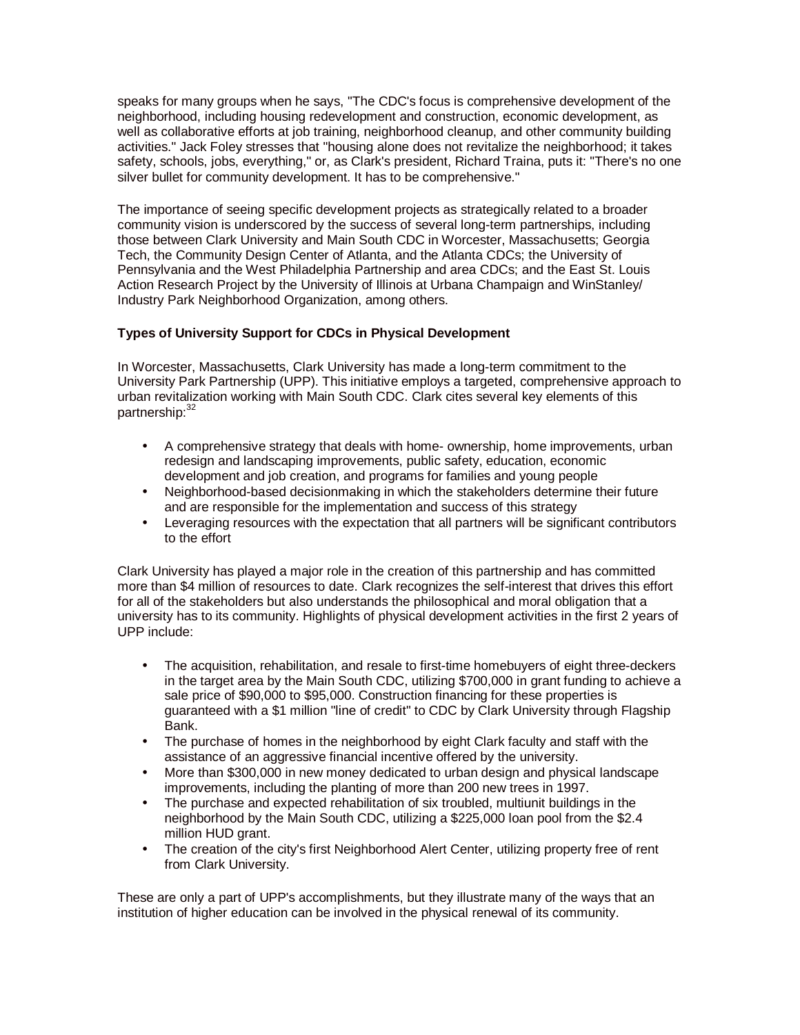speaks for many groups when he says, "The CDC's focus is comprehensive development of the neighborhood, including housing redevelopment and construction, economic development, as well as collaborative efforts at job training, neighborhood cleanup, and other community building activities." Jack Foley stresses that "housing alone does not revitalize the neighborhood; it takes safety, schools, jobs, everything," or, as Clark's president, Richard Traina, puts it: "There's no one silver bullet for community development. It has to be comprehensive."

The importance of seeing specific development projects as strategically related to a broader community vision is underscored by the success of several long-term partnerships, including those between Clark University and Main South CDC in Worcester, Massachusetts; Georgia Tech, the Community Design Center of Atlanta, and the Atlanta CDCs; the University of Pennsylvania and the West Philadelphia Partnership and area CDCs; and the East St. Louis Action Research Project by the University of Illinois at Urbana Champaign and WinStanley/ Industry Park Neighborhood Organization, among others.

### Types of University Support for CDCs in Physical Development

In Worcester, Massachusetts, Clark University has made a long-term commitment to the University Park Partnership (UPP). This initiative employs a targeted, comprehensive approach to urban revitalization working with Main South CDC. Clark cites several key elements of this partnership:[32]

- A comprehensive strategy that deals with home- ownership, home improvements, urban redesign and landscaping improvements, public safety, education, economic development and job creation, and programs for families and young people
- Neighborhood-based decisionmaking in which the stakeholders determine their future and are responsible for the implementation and success of this strategy
- Leveraging resources with the expectation that all partners will be significant contributors to the effort

Clark University has played a major role in the creation of this partnership and has committed more than $4 million of resources to date. Clark recognizes the self-interest that drives this effort for all of the stakeholders but also understands the philosophical and moral obligation that a university has to its community. Highlights of physical development activities in the first 2 years of UPP include:

- The acquisition, rehabilitation, and resale to first-time homebuyers of eight three-deckers in the target area by the Main South CDC, utilizing $700,000 in grant funding to achieve a sale price of $90,000 to $95,000. Construction financing for these properties is guaranteed with a $1 million "line of credit" to CDC by Clark University through Flagship Bank.
- The purchase of homes in the neighborhood by eight Clark faculty and staff with the assistance of an aggressive financial incentive offered by the university.
- More than $300,000 in new money dedicated to urban design and physical landscape improvements, including the planting of more than 200 new trees in 1997.
- The purchase and expected rehabilitation of six troubled, multiunit buildings in the neighborhood by the Main South CDC, utilizing a $225,000 loan pool from the $2.4 million HUD grant.
- The creation of the city's first Neighborhood Alert Center, utilizing property free of rent from Clark University.

These are only a part of UPP's accomplishments, but they illustrate many of the ways that an institution of higher education can be involved in the physical renewal of its community.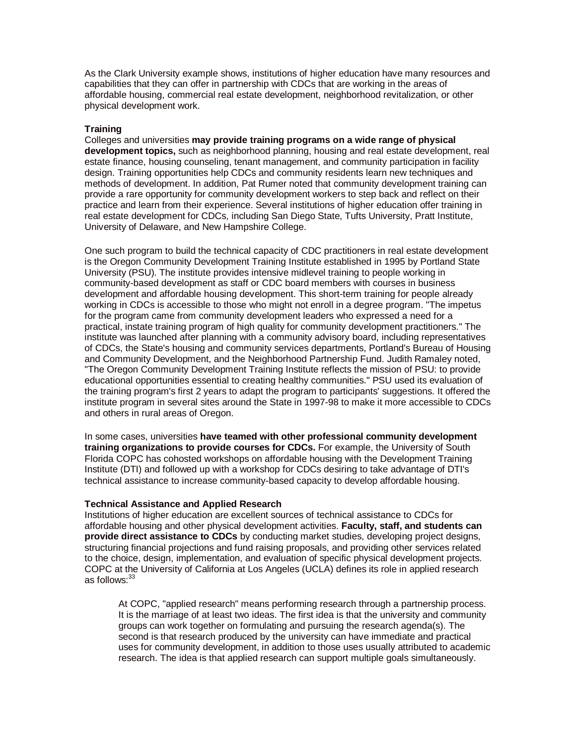As the Clark University example shows, institutions of higher education have many resources and capabilities that they can offer in partnership with CDCs that are working in the areas of affordable housing, commercial real estate development, neighborhood revitalization, or other physical development work.

**Training**

Colleges and universities **may provide training programs on a wide range of physical development topics,** such as neighborhood planning, housing and real estate development, real estate finance, housing counseling, tenant management, and community participation in facility design. Training opportunities help CDCs and community residents learn new techniques and methods of development. In addition, Pat Rumer noted that community development training can provide a rare opportunity for community development workers to step back and reflect on their practice and learn from their experience. Several institutions of higher education offer training in real estate development for CDCs, including San Diego State, Tufts University, Pratt Institute, University of Delaware, and New Hampshire College.

One such program to build the technical capacity of CDC practitioners in real estate development is the Oregon Community Development Training Institute established in 1995 by Portland State University (PSU). The institute provides intensive midlevel training to people working in community-based development as staff or CDC board members with courses in business development and affordable housing development. This short-term training for people already working in CDCs is accessible to those who might not enroll in a degree program. "The impetus for the program came from community development leaders who expressed a need for a practical, instate training program of high quality for community development practitioners." The institute was launched after planning with a community advisory board, including representatives of CDCs, the State's housing and community services departments, Portland's Bureau of Housing and Community Development, and the Neighborhood Partnership Fund. Judith Ramaley noted, "The Oregon Community Development Training Institute reflects the mission of PSU: to provide educational opportunities essential to creating healthy communities." PSU used its evaluation of the training program's first 2 years to adapt the program to participants' suggestions. It offered the institute program in several sites around the State in 1997-98 to make it more accessible to CDCs and others in rural areas of Oregon.

In some cases, universities **have teamed with other professional community development training organizations to provide courses for CDCs.** For example, the University of South Florida COPC has cohosted workshops on affordable housing with the Development Training Institute (DTI) and followed up with a workshop for CDCs desiring to take advantage of DTI's technical assistance to increase community-based capacity to develop affordable housing.

**Technical Assistance and Applied Research**

Institutions of higher education are excellent sources of technical assistance to CDCs for affordable housing and other physical development activities. **Faculty, staff, and students can provide direct assistance to CDCs** by conducting market studies, developing project designs, structuring financial projections and fund raising proposals, and providing other services related to the choice, design, implementation, and evaluation of specific physical development projects. COPC at the University of California at Los Angeles (UCLA) defines its role in applied research as follows:[33]

> At COPC, "applied research" means performing research through a partnership process. It is the marriage of at least two ideas. The first idea is that the university and community groups can work together on formulating and pursuing the research agenda(s). The second is that research produced by the university can have immediate and practical uses for community development, in addition to those uses usually attributed to academic research. The idea is that applied research can support multiple goals simultaneously.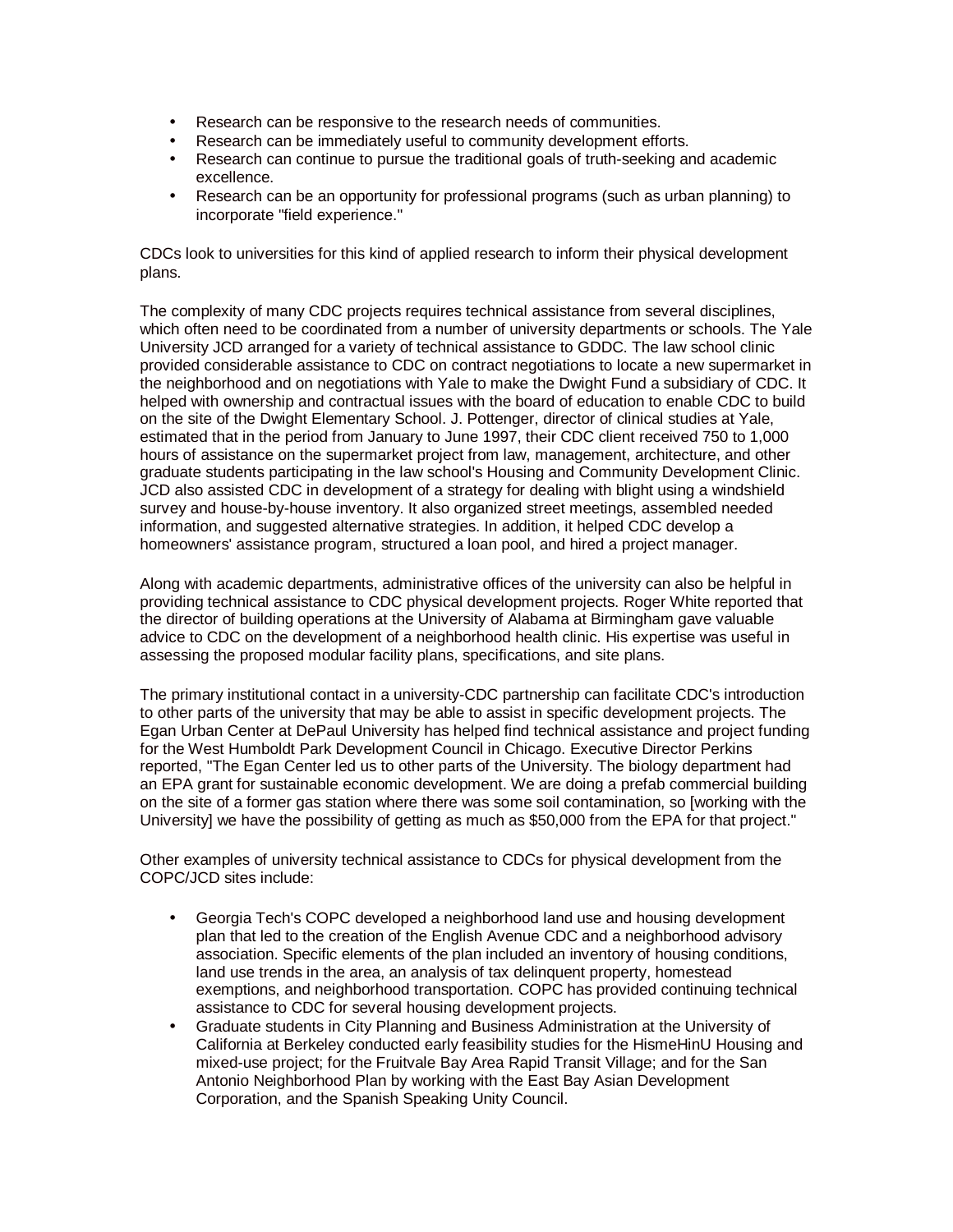- Research can be responsive to the research needs of communities.
- Research can be immediately useful to community development efforts.
- Research can continue to pursue the traditional goals of truth-seeking and academic excellence.
- Research can be an opportunity for professional programs (such as urban planning) to incorporate "field experience."

CDCs look to universities for this kind of applied research to inform their physical development plans.

The complexity of many CDC projects requires technical assistance from several disciplines, which often need to be coordinated from a number of university departments or schools. The Yale University JCD arranged for a variety of technical assistance to GDDC. The law school clinic provided considerable assistance to CDC on contract negotiations to locate a new supermarket in the neighborhood and on negotiations with Yale to make the Dwight Fund a subsidiary of CDC. It helped with ownership and contractual issues with the board of education to enable CDC to build on the site of the Dwight Elementary School. J. Pottenger, director of clinical studies at Yale, estimated that in the period from January to June 1997, their CDC client received 750 to 1,000 hours of assistance on the supermarket project from law, management, architecture, and other graduate students participating in the law school's Housing and Community Development Clinic. JCD also assisted CDC in development of a strategy for dealing with blight using a windshield survey and house-by-house inventory. It also organized street meetings, assembled needed information, and suggested alternative strategies. In addition, it helped CDC develop a homeowners' assistance program, structured a loan pool, and hired a project manager.

Along with academic departments, administrative offices of the university can also be helpful in providing technical assistance to CDC physical development projects. Roger White reported that the director of building operations at the University of Alabama at Birmingham gave valuable advice to CDC on the development of a neighborhood health clinic. His expertise was useful in assessing the proposed modular facility plans, specifications, and site plans.

The primary institutional contact in a university-CDC partnership can facilitate CDC's introduction to other parts of the university that may be able to assist in specific development projects. The Egan Urban Center at DePaul University has helped find technical assistance and project funding for the West Humboldt Park Development Council in Chicago. Executive Director Perkins reported, "The Egan Center led us to other parts of the University. The biology department had an EPA grant for sustainable economic development. We are doing a prefab commercial building on the site of a former gas station where there was some soil contamination, so [working with the University] we have the possibility of getting as much as $50,000 from the EPA for that project."

Other examples of university technical assistance to CDCs for physical development from the COPC/JCD sites include:

- Georgia Tech's COPC developed a neighborhood land use and housing development plan that led to the creation of the English Avenue CDC and a neighborhood advisory association. Specific elements of the plan included an inventory of housing conditions, land use trends in the area, an analysis of tax delinquent property, homestead exemptions, and neighborhood transportation. COPC has provided continuing technical assistance to CDC for several housing development projects.
- Graduate students in City Planning and Business Administration at the University of California at Berkeley conducted early feasibility studies for the HismeHinU Housing and mixed-use project; for the Fruitvale Bay Area Rapid Transit Village; and for the San Antonio Neighborhood Plan by working with the East Bay Asian Development Corporation, and the Spanish Speaking Unity Council.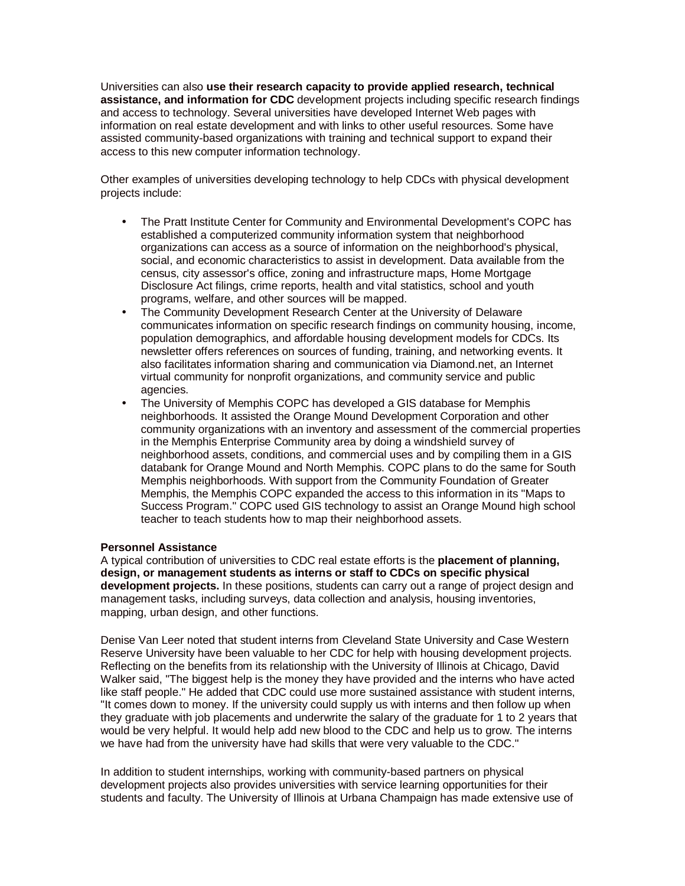Universities can also **use their research capacity to provide applied research, technical assistance, and information for CDC** development projects including specific research findings and access to technology. Several universities have developed Internet Web pages with information on real estate development and with links to other useful resources. Some have assisted community-based organizations with training and technical support to expand their access to this new computer information technology.

Other examples of universities developing technology to help CDCs with physical development projects include:

- The Pratt Institute Center for Community and Environmental Development's COPC has established a computerized community information system that neighborhood organizations can access as a source of information on the neighborhood's physical, social, and economic characteristics to assist in development. Data available from the census, city assessor's office, zoning and infrastructure maps, Home Mortgage Disclosure Act filings, crime reports, health and vital statistics, school and youth programs, welfare, and other sources will be mapped.
- The Community Development Research Center at the University of Delaware communicates information on specific research findings on community housing, income, population demographics, and affordable housing development models for CDCs. Its newsletter offers references on sources of funding, training, and networking events. It also facilitates information sharing and communication via Diamond.net, an Internet virtual community for nonprofit organizations, and community service and public agencies.
- The University of Memphis COPC has developed a GIS database for Memphis neighborhoods. It assisted the Orange Mound Development Corporation and other community organizations with an inventory and assessment of the commercial properties in the Memphis Enterprise Community area by doing a windshield survey of neighborhood assets, conditions, and commercial uses and by compiling them in a GIS databank for Orange Mound and North Memphis. COPC plans to do the same for South Memphis neighborhoods. With support from the Community Foundation of Greater Memphis, the Memphis COPC expanded the access to this information in its "Maps to Success Program." COPC used GIS technology to assist an Orange Mound high school teacher to teach students how to map their neighborhood assets.

**Personnel Assistance**

A typical contribution of universities to CDC real estate efforts is the **placement of planning, design, or management students as interns or staff to CDCs on specific physical development projects.** In these positions, students can carry out a range of project design and management tasks, including surveys, data collection and analysis, housing inventories, mapping, urban design, and other functions.

Denise Van Leer noted that student interns from Cleveland State University and Case Western Reserve University have been valuable to her CDC for help with housing development projects. Reflecting on the benefits from its relationship with the University of Illinois at Chicago, David Walker said, "The biggest help is the money they have provided and the interns who have acted like staff people." He added that CDC could use more sustained assistance with student interns, "It comes down to money. If the university could supply us with interns and then follow up when they graduate with job placements and underwrite the salary of the graduate for 1 to 2 years that would be very helpful. It would help add new blood to the CDC and help us to grow. The interns we have had from the university have had skills that were very valuable to the CDC."

In addition to student internships, working with community-based partners on physical development projects also provides universities with service learning opportunities for their students and faculty. The University of Illinois at Urbana Champaign has made extensive use of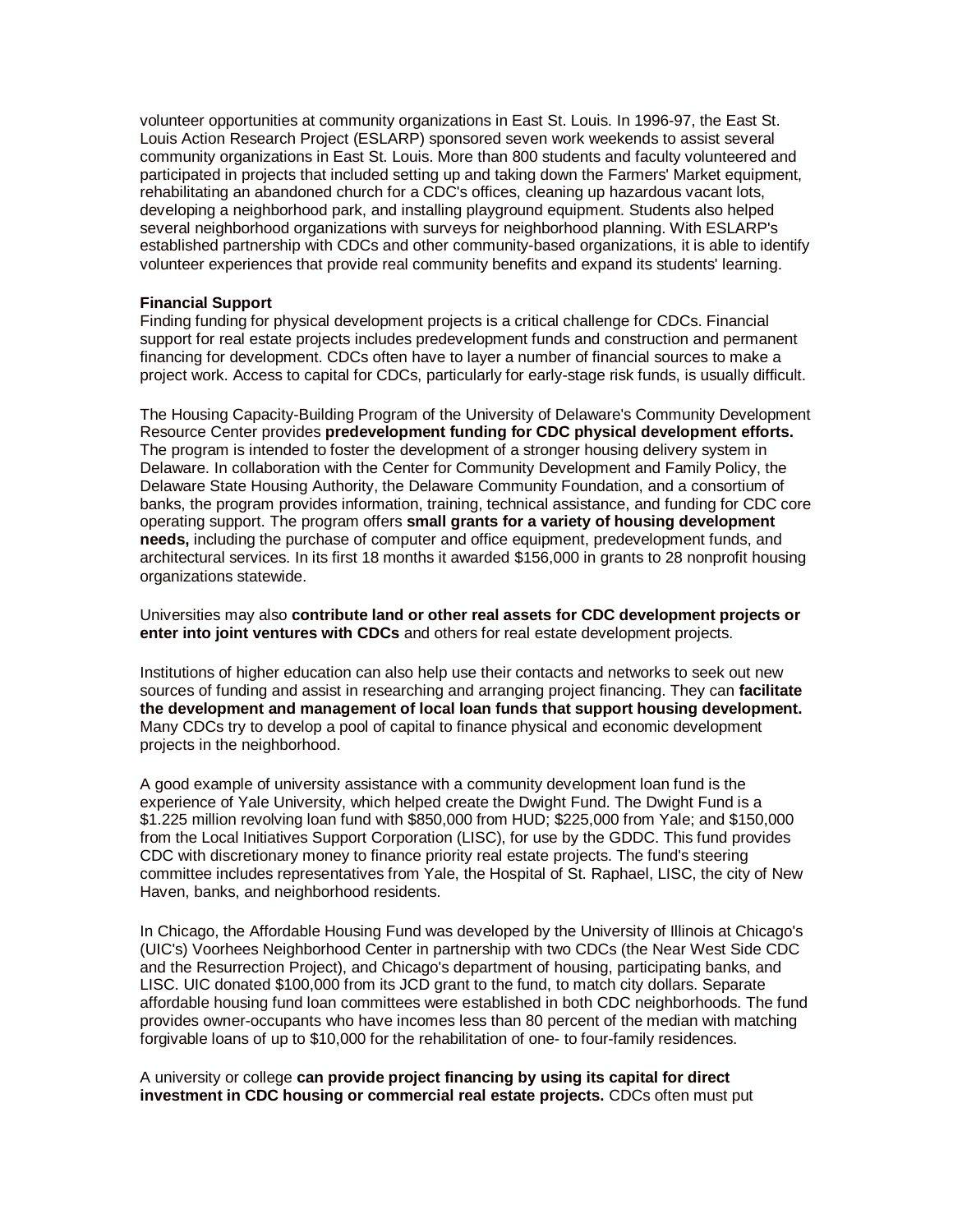volunteer opportunities at community organizations in East St. Louis. In 1996-97, the East St. Louis Action Research Project (ESLARP) sponsored seven work weekends to assist several community organizations in East St. Louis. More than 800 students and faculty volunteered and participated in projects that included setting up and taking down the Farmers' Market equipment, rehabilitating an abandoned church for a CDC's offices, cleaning up hazardous vacant lots, developing a neighborhood park, and installing playground equipment. Students also helped several neighborhood organizations with surveys for neighborhood planning. With ESLARP's established partnership with CDCs and other community-based organizations, it is able to identify volunteer experiences that provide real community benefits and expand its students' learning.

**Financial Support**

Finding funding for physical development projects is a critical challenge for CDCs. Financial support for real estate projects includes predevelopment funds and construction and permanent financing for development. CDCs often have to layer a number of financial sources to make a project work. Access to capital for CDCs, particularly for early-stage risk funds, is usually difficult.

The Housing Capacity-Building Program of the University of Delaware's Community Development Resource Center provides **predevelopment funding for CDC physical development efforts.** The program is intended to foster the development of a stronger housing delivery system in Delaware. In collaboration with the Center for Community Development and Family Policy, the Delaware State Housing Authority, the Delaware Community Foundation, and a consortium of banks, the program provides information, training, technical assistance, and funding for CDC core operating support. The program offers **small grants for a variety of housing development needs,** including the purchase of computer and office equipment, predevelopment funds, and architectural services. In its first 18 months it awarded $156,000 in grants to 28 nonprofit housing organizations statewide.

Universities may also **contribute land or other real assets for CDC development projects or enter into joint ventures with CDCs** and others for real estate development projects.

Institutions of higher education can also help use their contacts and networks to seek out new sources of funding and assist in researching and arranging project financing. They can **facilitate the development and management of local loan funds that support housing development.** Many CDCs try to develop a pool of capital to finance physical and economic development projects in the neighborhood.

A good example of university assistance with a community development loan fund is the experience of Yale University, which helped create the Dwight Fund. The Dwight Fund is a $1.225 million revolving loan fund with $850,000 from HUD; $225,000 from Yale; and $150,000 from the Local Initiatives Support Corporation (LISC), for use by the GDDC. This fund provides CDC with discretionary money to finance priority real estate projects. The fund's steering committee includes representatives from Yale, the Hospital of St. Raphael, LISC, the city of New Haven, banks, and neighborhood residents.

In Chicago, the Affordable Housing Fund was developed by the University of Illinois at Chicago's (UIC's) Voorhees Neighborhood Center in partnership with two CDCs (the Near West Side CDC and the Resurrection Project), and Chicago's department of housing, participating banks, and LISC. UIC donated $100,000 from its JCD grant to the fund, to match city dollars. Separate affordable housing fund loan committees were established in both CDC neighborhoods. The fund provides owner-occupants who have incomes less than 80 percent of the median with matching forgivable loans of up to $10,000 for the rehabilitation of one- to four-family residences.

A university or college **can provide project financing by using its capital for direct investment in CDC housing or commercial real estate projects.** CDCs often must put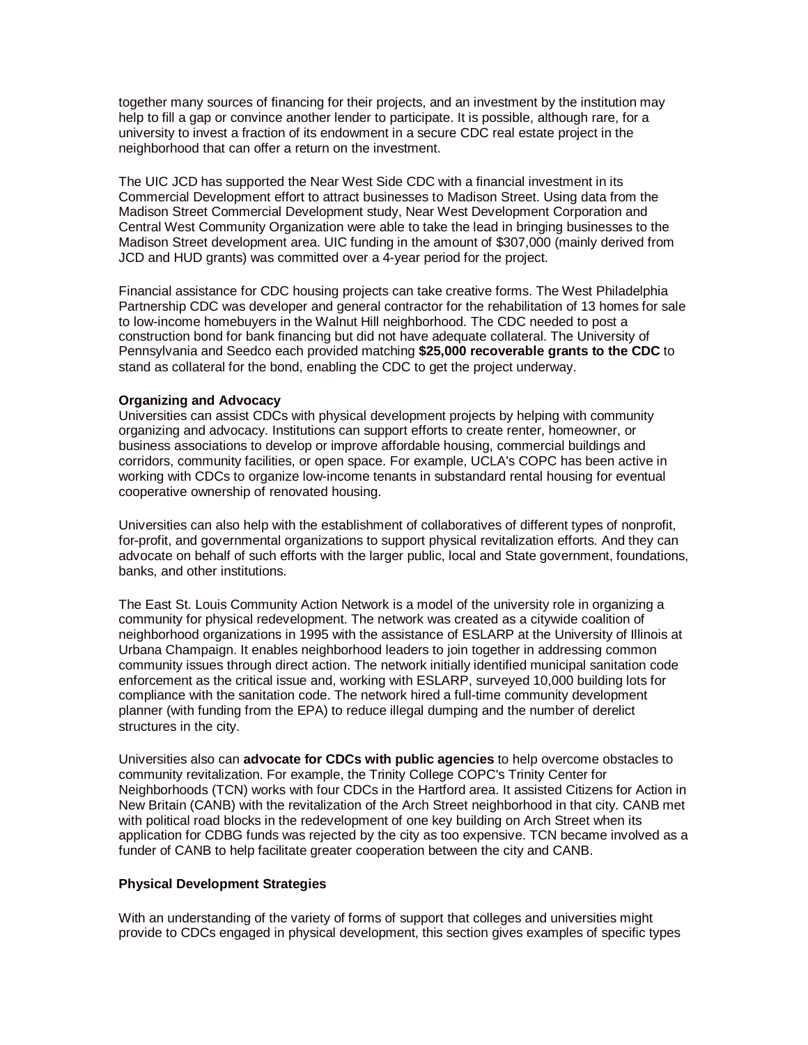together many sources of financing for their projects, and an investment by the institution may help to fill a gap or convince another lender to participate. It is possible, although rare, for a university to invest a fraction of its endowment in a secure CDC real estate project in the neighborhood that can offer a return on the investment.

The UIC JCD has supported the Near West Side CDC with a financial investment in its Commercial Development effort to attract businesses to Madison Street. Using data from the Madison Street Commercial Development study, Near West Development Corporation and Central West Community Organization were able to take the lead in bringing businesses to the Madison Street development area. UIC funding in the amount of $307,000 (mainly derived from JCD and HUD grants) was committed over a 4-year period for the project.

Financial assistance for CDC housing projects can take creative forms. The West Philadelphia Partnership CDC was developer and general contractor for the rehabilitation of 13 homes for sale to low-income homebuyers in the Walnut Hill neighborhood. The CDC needed to post a construction bond for bank financing but did not have adequate collateral. The University of Pennsylvania and Seedco each provided matching **$25,000 recoverable grants to the CDC** to stand as collateral for the bond, enabling the CDC to get the project underway.

**Organizing and Advocacy**

Universities can assist CDCs with physical development projects by helping with community organizing and advocacy. Institutions can support efforts to create renter, homeowner, or business associations to develop or improve affordable housing, commercial buildings and corridors, community facilities, or open space. For example, UCLA's COPC has been active in working with CDCs to organize low-income tenants in substandard rental housing for eventual cooperative ownership of renovated housing.

Universities can also help with the establishment of collaboratives of different types of nonprofit, for-profit, and governmental organizations to support physical revitalization efforts. And they can advocate on behalf of such efforts with the larger public, local and State government, foundations, banks, and other institutions.

The East St. Louis Community Action Network is a model of the university role in organizing a community for physical redevelopment. The network was created as a citywide coalition of neighborhood organizations in 1995 with the assistance of ESLARP at the University of Illinois at Urbana Champaign. It enables neighborhood leaders to join together in addressing common community issues through direct action. The network initially identified municipal sanitation code enforcement as the critical issue and, working with ESLARP, surveyed 10,000 building lots for compliance with the sanitation code. The network hired a full-time community development planner (with funding from the EPA) to reduce illegal dumping and the number of derelict structures in the city.

Universities also can **advocate for CDCs with public agencies** to help overcome obstacles to community revitalization. For example, the Trinity College COPC's Trinity Center for Neighborhoods (TCN) works with four CDCs in the Hartford area. It assisted Citizens for Action in New Britain (CANB) with the revitalization of the Arch Street neighborhood in that city. CANB met with political road blocks in the redevelopment of one key building on Arch Street when its application for CDBG funds was rejected by the city as too expensive. TCN became involved as a funder of CANB to help facilitate greater cooperation between the city and CANB.

**Physical Development Strategies**

With an understanding of the variety of forms of support that colleges and universities might provide to CDCs engaged in physical development, this section gives examples of specific types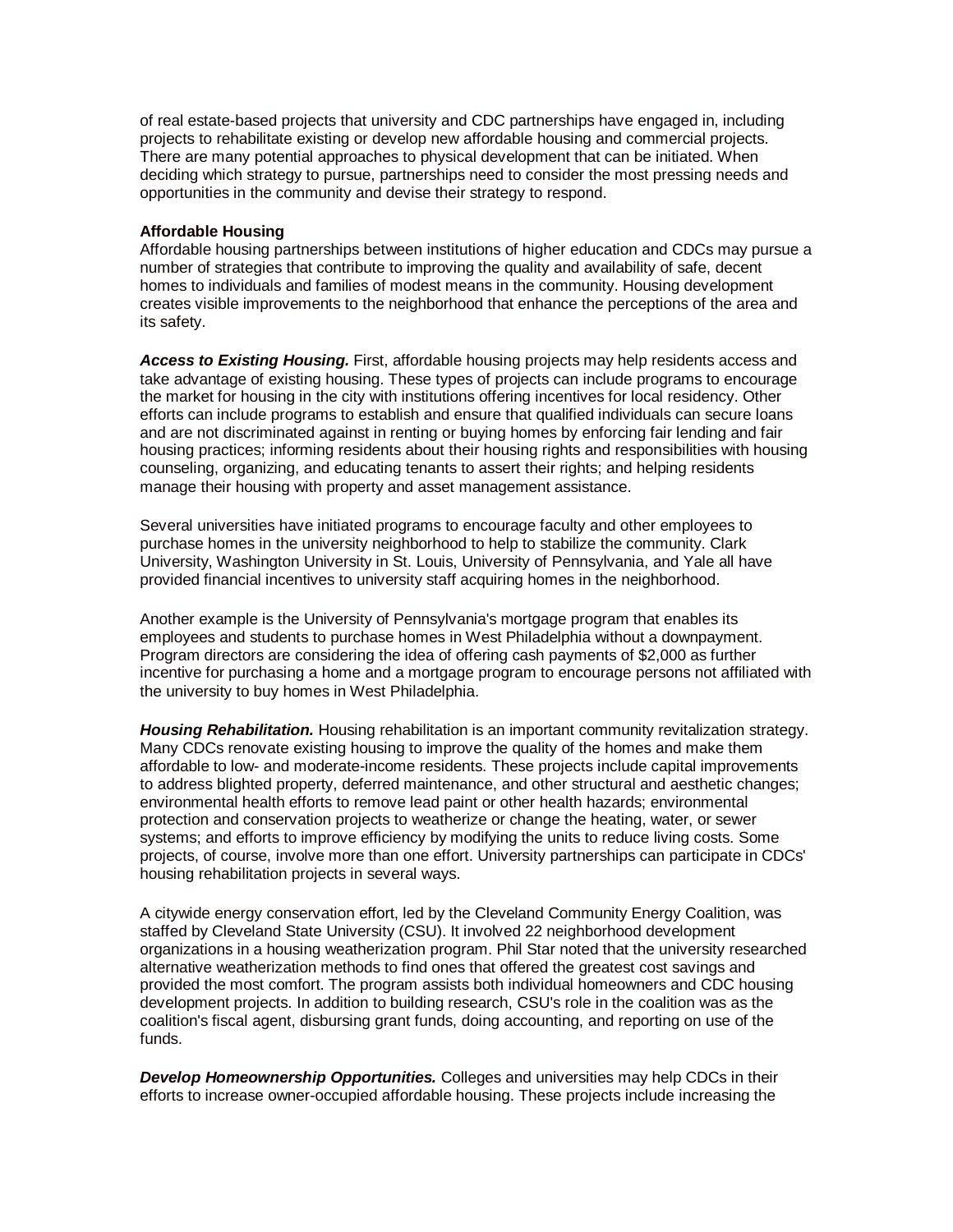of real estate-based projects that university and CDC partnerships have engaged in, including projects to rehabilitate existing or develop new affordable housing and commercial projects. There are many potential approaches to physical development that can be initiated. When deciding which strategy to pursue, partnerships need to consider the most pressing needs and opportunities in the community and devise their strategy to respond.

**Affordable Housing**

Affordable housing partnerships between institutions of higher education and CDCs may pursue a number of strategies that contribute to improving the quality and availability of safe, decent homes to individuals and families of modest means in the community. Housing development creates visible improvements to the neighborhood that enhance the perceptions of the area and its safety.

***Access to Existing Housing.*** First, affordable housing projects may help residents access and take advantage of existing housing. These types of projects can include programs to encourage the market for housing in the city with institutions offering incentives for local residency. Other efforts can include programs to establish and ensure that qualified individuals can secure loans and are not discriminated against in renting or buying homes by enforcing fair lending and fair housing practices; informing residents about their housing rights and responsibilities with housing counseling, organizing, and educating tenants to assert their rights; and helping residents manage their housing with property and asset management assistance.

Several universities have initiated programs to encourage faculty and other employees to purchase homes in the university neighborhood to help to stabilize the community. Clark University, Washington University in St. Louis, University of Pennsylvania, and Yale all have provided financial incentives to university staff acquiring homes in the neighborhood.

Another example is the University of Pennsylvania's mortgage program that enables its employees and students to purchase homes in West Philadelphia without a downpayment. Program directors are considering the idea of offering cash payments of $2,000 as further incentive for purchasing a home and a mortgage program to encourage persons not affiliated with the university to buy homes in West Philadelphia.

***Housing Rehabilitation.*** Housing rehabilitation is an important community revitalization strategy. Many CDCs renovate existing housing to improve the quality of the homes and make them affordable to low- and moderate-income residents. These projects include capital improvements to address blighted property, deferred maintenance, and other structural and aesthetic changes; environmental health efforts to remove lead paint or other health hazards; environmental protection and conservation projects to weatherize or change the heating, water, or sewer systems; and efforts to improve efficiency by modifying the units to reduce living costs. Some projects, of course, involve more than one effort. University partnerships can participate in CDCs' housing rehabilitation projects in several ways.

A citywide energy conservation effort, led by the Cleveland Community Energy Coalition, was staffed by Cleveland State University (CSU). It involved 22 neighborhood development organizations in a housing weatherization program. Phil Star noted that the university researched alternative weatherization methods to find ones that offered the greatest cost savings and provided the most comfort. The program assists both individual homeowners and CDC housing development projects. In addition to building research, CSU's role in the coalition was as the coalition's fiscal agent, disbursing grant funds, doing accounting, and reporting on use of the funds.

***Develop Homeownership Opportunities.*** Colleges and universities may help CDCs in their efforts to increase owner-occupied affordable housing. These projects include increasing the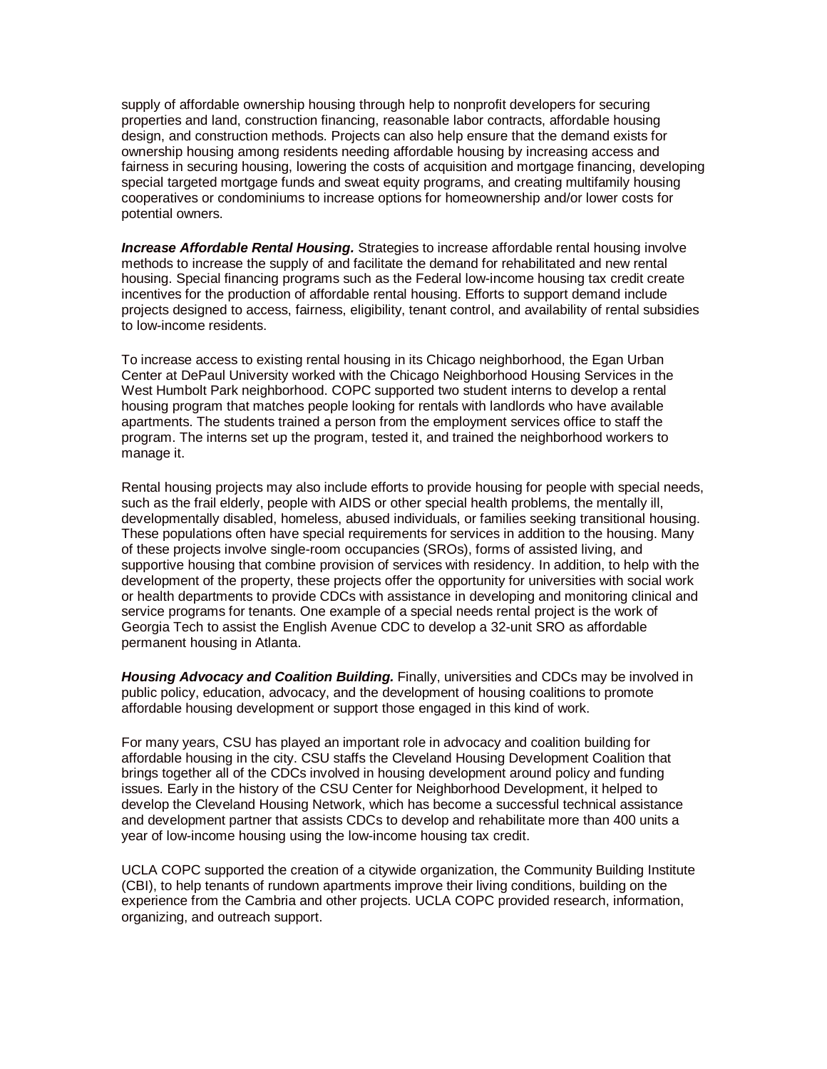supply of affordable ownership housing through help to nonprofit developers for securing properties and land, construction financing, reasonable labor contracts, affordable housing design, and construction methods. Projects can also help ensure that the demand exists for ownership housing among residents needing affordable housing by increasing access and fairness in securing housing, lowering the costs of acquisition and mortgage financing, developing special targeted mortgage funds and sweat equity programs, and creating multifamily housing cooperatives or condominiums to increase options for homeownership and/or lower costs for potential owners.

***Increase Affordable Rental Housing.*** Strategies to increase affordable rental housing involve methods to increase the supply of and facilitate the demand for rehabilitated and new rental housing. Special financing programs such as the Federal low-income housing tax credit create incentives for the production of affordable rental housing. Efforts to support demand include projects designed to access, fairness, eligibility, tenant control, and availability of rental subsidies to low-income residents.

To increase access to existing rental housing in its Chicago neighborhood, the Egan Urban Center at DePaul University worked with the Chicago Neighborhood Housing Services in the West Humbolt Park neighborhood. COPC supported two student interns to develop a rental housing program that matches people looking for rentals with landlords who have available apartments. The students trained a person from the employment services office to staff the program. The interns set up the program, tested it, and trained the neighborhood workers to manage it.

Rental housing projects may also include efforts to provide housing for people with special needs, such as the frail elderly, people with AIDS or other special health problems, the mentally ill, developmentally disabled, homeless, abused individuals, or families seeking transitional housing. These populations often have special requirements for services in addition to the housing. Many of these projects involve single-room occupancies (SROs), forms of assisted living, and supportive housing that combine provision of services with residency. In addition, to help with the development of the property, these projects offer the opportunity for universities with social work or health departments to provide CDCs with assistance in developing and monitoring clinical and service programs for tenants. One example of a special needs rental project is the work of Georgia Tech to assist the English Avenue CDC to develop a 32-unit SRO as affordable permanent housing in Atlanta.

***Housing Advocacy and Coalition Building.*** Finally, universities and CDCs may be involved in public policy, education, advocacy, and the development of housing coalitions to promote affordable housing development or support those engaged in this kind of work.

For many years, CSU has played an important role in advocacy and coalition building for affordable housing in the city. CSU staffs the Cleveland Housing Development Coalition that brings together all of the CDCs involved in housing development around policy and funding issues. Early in the history of the CSU Center for Neighborhood Development, it helped to develop the Cleveland Housing Network, which has become a successful technical assistance and development partner that assists CDCs to develop and rehabilitate more than 400 units a year of low-income housing using the low-income housing tax credit.

UCLA COPC supported the creation of a citywide organization, the Community Building Institute (CBI), to help tenants of rundown apartments improve their living conditions, building on the experience from the Cambria and other projects. UCLA COPC provided research, information, organizing, and outreach support.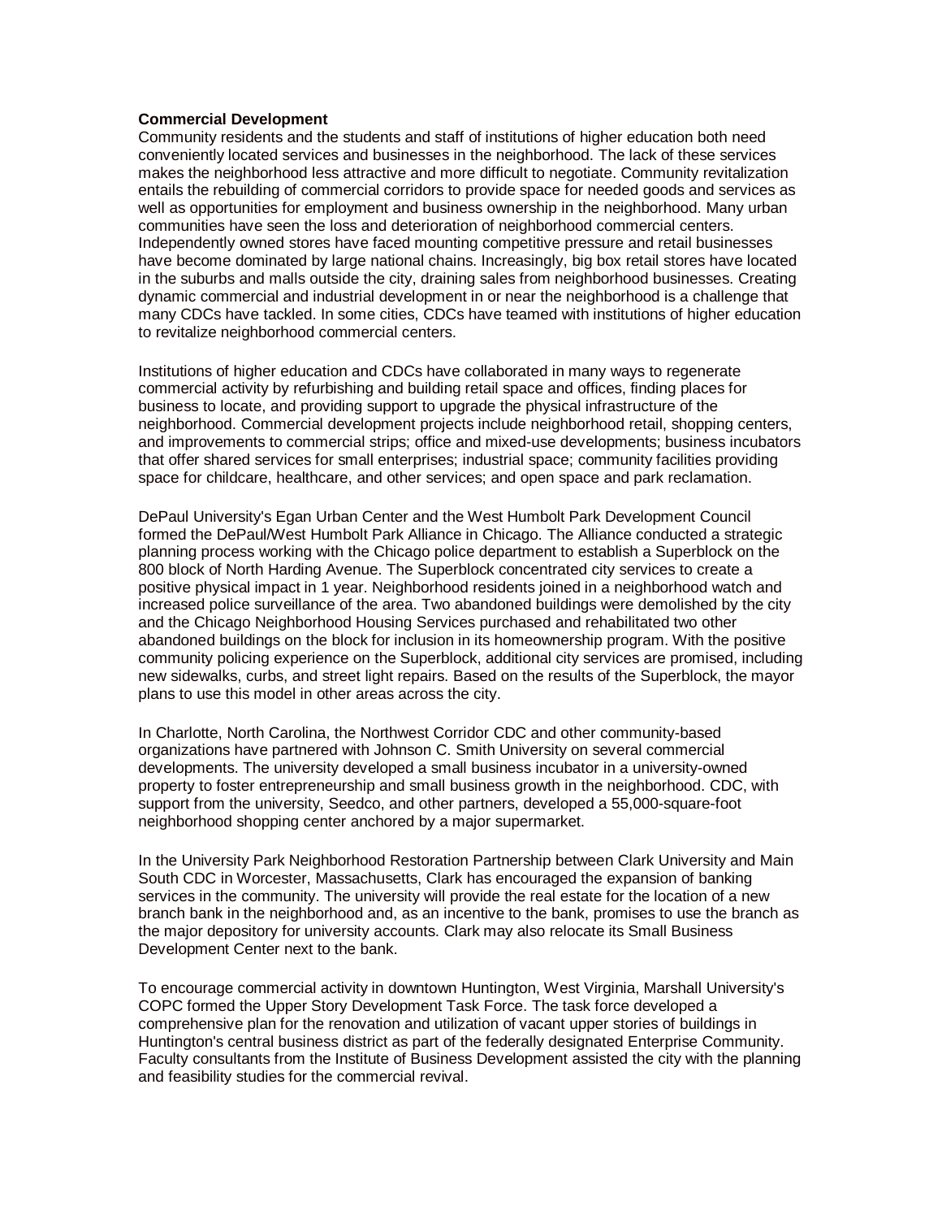**Commercial Development**

Community residents and the students and staff of institutions of higher education both need conveniently located services and businesses in the neighborhood. The lack of these services makes the neighborhood less attractive and more difficult to negotiate. Community revitalization entails the rebuilding of commercial corridors to provide space for needed goods and services as well as opportunities for employment and business ownership in the neighborhood. Many urban communities have seen the loss and deterioration of neighborhood commercial centers. Independently owned stores have faced mounting competitive pressure and retail businesses have become dominated by large national chains. Increasingly, big box retail stores have located in the suburbs and malls outside the city, draining sales from neighborhood businesses. Creating dynamic commercial and industrial development in or near the neighborhood is a challenge that many CDCs have tackled. In some cities, CDCs have teamed with institutions of higher education to revitalize neighborhood commercial centers.

Institutions of higher education and CDCs have collaborated in many ways to regenerate commercial activity by refurbishing and building retail space and offices, finding places for business to locate, and providing support to upgrade the physical infrastructure of the neighborhood. Commercial development projects include neighborhood retail, shopping centers, and improvements to commercial strips; office and mixed-use developments; business incubators that offer shared services for small enterprises; industrial space; community facilities providing space for childcare, healthcare, and other services; and open space and park reclamation.

DePaul University's Egan Urban Center and the West Humbolt Park Development Council formed the DePaul/West Humbolt Park Alliance in Chicago. The Alliance conducted a strategic planning process working with the Chicago police department to establish a Superblock on the 800 block of North Harding Avenue. The Superblock concentrated city services to create a positive physical impact in 1 year. Neighborhood residents joined in a neighborhood watch and increased police surveillance of the area. Two abandoned buildings were demolished by the city and the Chicago Neighborhood Housing Services purchased and rehabilitated two other abandoned buildings on the block for inclusion in its homeownership program. With the positive community policing experience on the Superblock, additional city services are promised, including new sidewalks, curbs, and street light repairs. Based on the results of the Superblock, the mayor plans to use this model in other areas across the city.

In Charlotte, North Carolina, the Northwest Corridor CDC and other community-based organizations have partnered with Johnson C. Smith University on several commercial developments. The university developed a small business incubator in a university-owned property to foster entrepreneurship and small business growth in the neighborhood. CDC, with support from the university, Seedco, and other partners, developed a 55,000-square-foot neighborhood shopping center anchored by a major supermarket.

In the University Park Neighborhood Restoration Partnership between Clark University and Main South CDC in Worcester, Massachusetts, Clark has encouraged the expansion of banking services in the community. The university will provide the real estate for the location of a new branch bank in the neighborhood and, as an incentive to the bank, promises to use the branch as the major depository for university accounts. Clark may also relocate its Small Business Development Center next to the bank.

To encourage commercial activity in downtown Huntington, West Virginia, Marshall University's COPC formed the Upper Story Development Task Force. The task force developed a comprehensive plan for the renovation and utilization of vacant upper stories of buildings in Huntington's central business district as part of the federally designated Enterprise Community. Faculty consultants from the Institute of Business Development assisted the city with the planning and feasibility studies for the commercial revival.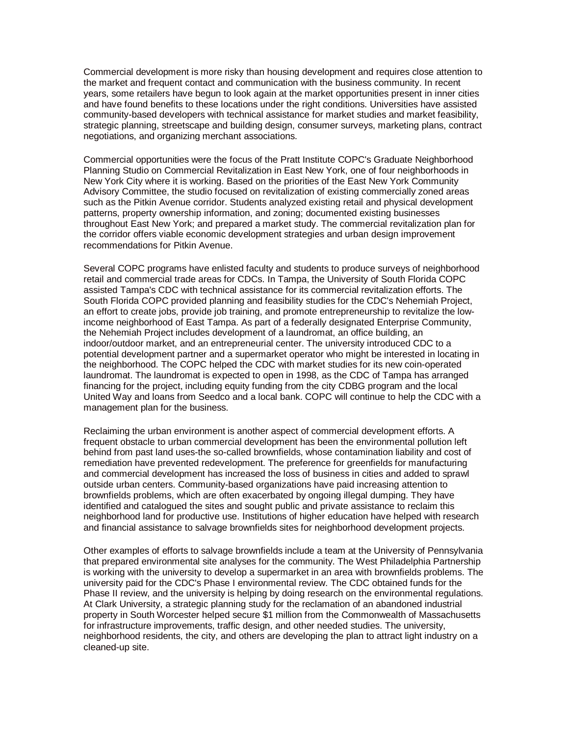Commercial development is more risky than housing development and requires close attention to the market and frequent contact and communication with the business community. In recent years, some retailers have begun to look again at the market opportunities present in inner cities and have found benefits to these locations under the right conditions. Universities have assisted community-based developers with technical assistance for market studies and market feasibility, strategic planning, streetscape and building design, consumer surveys, marketing plans, contract negotiations, and organizing merchant associations.

Commercial opportunities were the focus of the Pratt Institute COPC's Graduate Neighborhood Planning Studio on Commercial Revitalization in East New York, one of four neighborhoods in New York City where it is working. Based on the priorities of the East New York Community Advisory Committee, the studio focused on revitalization of existing commercially zoned areas such as the Pitkin Avenue corridor. Students analyzed existing retail and physical development patterns, property ownership information, and zoning; documented existing businesses throughout East New York; and prepared a market study. The commercial revitalization plan for the corridor offers viable economic development strategies and urban design improvement recommendations for Pitkin Avenue.

Several COPC programs have enlisted faculty and students to produce surveys of neighborhood retail and commercial trade areas for CDCs. In Tampa, the University of South Florida COPC assisted Tampa's CDC with technical assistance for its commercial revitalization efforts. The South Florida COPC provided planning and feasibility studies for the CDC's Nehemiah Project, an effort to create jobs, provide job training, and promote entrepreneurship to revitalize the low-income neighborhood of East Tampa. As part of a federally designated Enterprise Community, the Nehemiah Project includes development of a laundromat, an office building, an indoor/outdoor market, and an entrepreneurial center. The university introduced CDC to a potential development partner and a supermarket operator who might be interested in locating in the neighborhood. The COPC helped the CDC with market studies for its new coin-operated laundromat. The laundromat is expected to open in 1998, as the CDC of Tampa has arranged financing for the project, including equity funding from the city CDBG program and the local United Way and loans from Seedco and a local bank. COPC will continue to help the CDC with a management plan for the business.

Reclaiming the urban environment is another aspect of commercial development efforts. A frequent obstacle to urban commercial development has been the environmental pollution left behind from past land uses-the so-called brownfields, whose contamination liability and cost of remediation have prevented redevelopment. The preference for greenfields for manufacturing and commercial development has increased the loss of business in cities and added to sprawl outside urban centers. Community-based organizations have paid increasing attention to brownfields problems, which are often exacerbated by ongoing illegal dumping. They have identified and catalogued the sites and sought public and private assistance to reclaim this neighborhood land for productive use. Institutions of higher education have helped with research and financial assistance to salvage brownfields sites for neighborhood development projects.

Other examples of efforts to salvage brownfields include a team at the University of Pennsylvania that prepared environmental site analyses for the community. The West Philadelphia Partnership is working with the university to develop a supermarket in an area with brownfields problems. The university paid for the CDC's Phase I environmental review. The CDC obtained funds for the Phase II review, and the university is helping by doing research on the environmental regulations. At Clark University, a strategic planning study for the reclamation of an abandoned industrial property in South Worcester helped secure $1 million from the Commonwealth of Massachusetts for infrastructure improvements, traffic design, and other needed studies. The university, neighborhood residents, the city, and others are developing the plan to attract light industry on a cleaned-up site.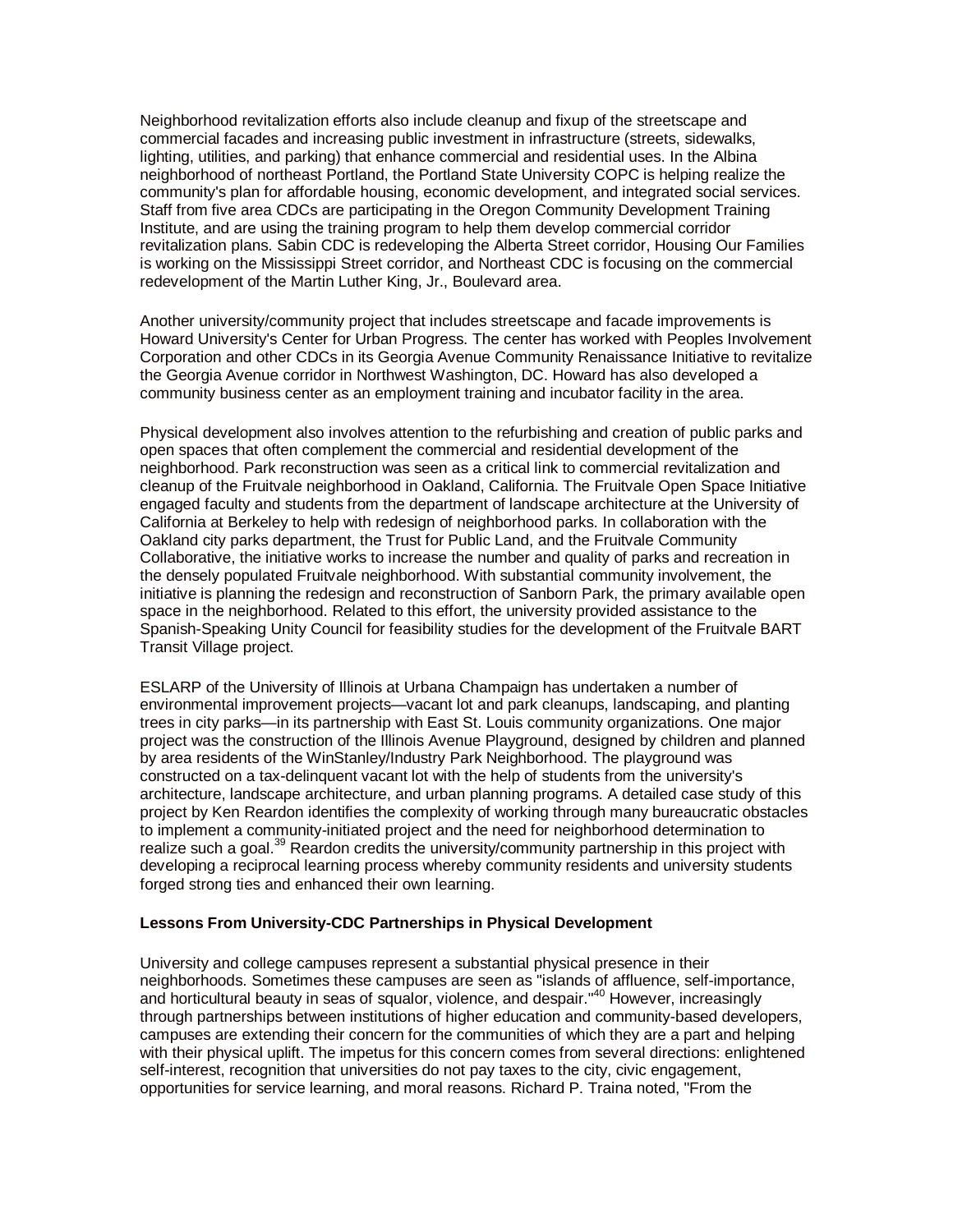Neighborhood revitalization efforts also include cleanup and fixup of the streetscape and commercial facades and increasing public investment in infrastructure (streets, sidewalks, lighting, utilities, and parking) that enhance commercial and residential uses. In the Albina neighborhood of northeast Portland, the Portland State University COPC is helping realize the community's plan for affordable housing, economic development, and integrated social services. Staff from five area CDCs are participating in the Oregon Community Development Training Institute, and are using the training program to help them develop commercial corridor revitalization plans. Sabin CDC is redeveloping the Alberta Street corridor, Housing Our Families is working on the Mississippi Street corridor, and Northeast CDC is focusing on the commercial redevelopment of the Martin Luther King, Jr., Boulevard area.

Another university/community project that includes streetscape and facade improvements is Howard University's Center for Urban Progress. The center has worked with Peoples Involvement Corporation and other CDCs in its Georgia Avenue Community Renaissance Initiative to revitalize the Georgia Avenue corridor in Northwest Washington, DC. Howard has also developed a community business center as an employment training and incubator facility in the area.

Physical development also involves attention to the refurbishing and creation of public parks and open spaces that often complement the commercial and residential development of the neighborhood. Park reconstruction was seen as a critical link to commercial revitalization and cleanup of the Fruitvale neighborhood in Oakland, California. The Fruitvale Open Space Initiative engaged faculty and students from the department of landscape architecture at the University of California at Berkeley to help with redesign of neighborhood parks. In collaboration with the Oakland city parks department, the Trust for Public Land, and the Fruitvale Community Collaborative, the initiative works to increase the number and quality of parks and recreation in the densely populated Fruitvale neighborhood. With substantial community involvement, the initiative is planning the redesign and reconstruction of Sanborn Park, the primary available open space in the neighborhood. Related to this effort, the university provided assistance to the Spanish-Speaking Unity Council for feasibility studies for the development of the Fruitvale BART Transit Village project.

ESLARP of the University of Illinois at Urbana Champaign has undertaken a number of environmental improvement projects—vacant lot and park cleanups, landscaping, and planting trees in city parks—in its partnership with East St. Louis community organizations. One major project was the construction of the Illinois Avenue Playground, designed by children and planned by area residents of the WinStanley/Industry Park Neighborhood. The playground was constructed on a tax-delinquent vacant lot with the help of students from the university's architecture, landscape architecture, and urban planning programs. A detailed case study of this project by Ken Reardon identifies the complexity of working through many bureaucratic obstacles to implement a community-initiated project and the need for neighborhood determination to realize such a goal.[39] Reardon credits the university/community partnership in this project with developing a reciprocal learning process whereby community residents and university students forged strong ties and enhanced their own learning.

**Lessons From University-CDC Partnerships in Physical Development**

University and college campuses represent a substantial physical presence in their neighborhoods. Sometimes these campuses are seen as "islands of affluence, self-importance, and horticultural beauty in seas of squalor, violence, and despair."[40] However, increasingly through partnerships between institutions of higher education and community-based developers, campuses are extending their concern for the communities of which they are a part and helping with their physical uplift. The impetus for this concern comes from several directions: enlightened self-interest, recognition that universities do not pay taxes to the city, civic engagement, opportunities for service learning, and moral reasons. Richard P. Traina noted, "From the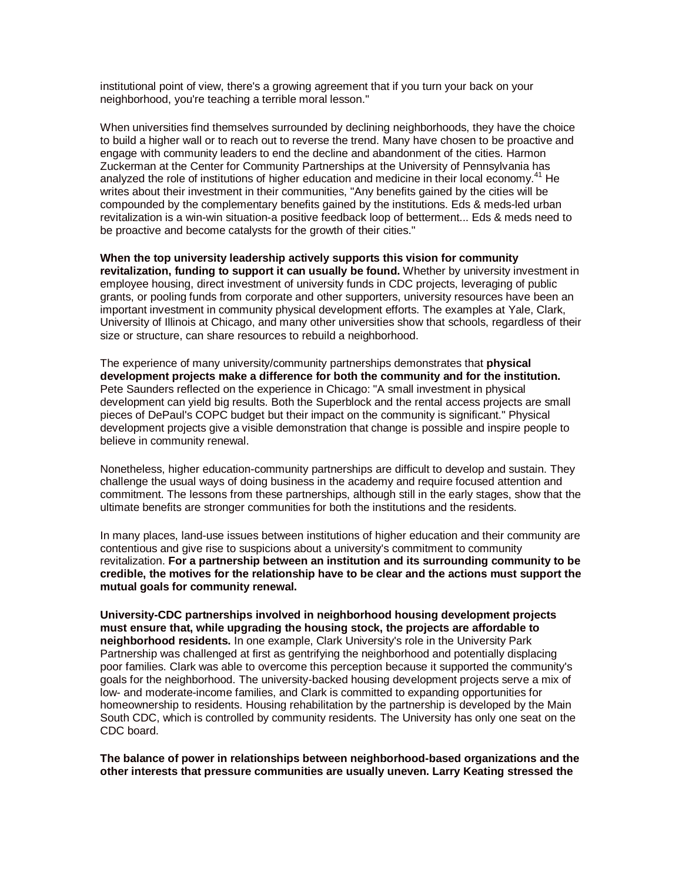institutional point of view, there's a growing agreement that if you turn your back on your neighborhood, you're teaching a terrible moral lesson."

When universities find themselves surrounded by declining neighborhoods, they have the choice to build a higher wall or to reach out to reverse the trend. Many have chosen to be proactive and engage with community leaders to end the decline and abandonment of the cities. Harmon Zuckerman at the Center for Community Partnerships at the University of Pennsylvania has analyzed the role of institutions of higher education and medicine in their local economy.[41] He writes about their investment in their communities, "Any benefits gained by the cities will be compounded by the complementary benefits gained by the institutions. Eds & meds-led urban revitalization is a win-win situation-a positive feedback loop of betterment... Eds & meds need to be proactive and become catalysts for the growth of their cities."

**When the top university leadership actively supports this vision for community revitalization, funding to support it can usually be found.** Whether by university investment in employee housing, direct investment of university funds in CDC projects, leveraging of public grants, or pooling funds from corporate and other supporters, university resources have been an important investment in community physical development efforts. The examples at Yale, Clark, University of Illinois at Chicago, and many other universities show that schools, regardless of their size or structure, can share resources to rebuild a neighborhood.

The experience of many university/community partnerships demonstrates that **physical development projects make a difference for both the community and for the institution.** Pete Saunders reflected on the experience in Chicago: "A small investment in physical development can yield big results. Both the Superblock and the rental access projects are small pieces of DePaul's COPC budget but their impact on the community is significant." Physical development projects give a visible demonstration that change is possible and inspire people to believe in community renewal.

Nonetheless, higher education-community partnerships are difficult to develop and sustain. They challenge the usual ways of doing business in the academy and require focused attention and commitment. The lessons from these partnerships, although still in the early stages, show that the ultimate benefits are stronger communities for both the institutions and the residents.

In many places, land-use issues between institutions of higher education and their community are contentious and give rise to suspicions about a university's commitment to community revitalization. **For a partnership between an institution and its surrounding community to be credible, the motives for the relationship have to be clear and the actions must support the mutual goals for community renewal.**

**University-CDC partnerships involved in neighborhood housing development projects must ensure that, while upgrading the housing stock, the projects are affordable to neighborhood residents.** In one example, Clark University's role in the University Park Partnership was challenged at first as gentrifying the neighborhood and potentially displacing poor families. Clark was able to overcome this perception because it supported the community's goals for the neighborhood. The university-backed housing development projects serve a mix of low- and moderate-income families, and Clark is committed to expanding opportunities for homeownership to residents. Housing rehabilitation by the partnership is developed by the Main South CDC, which is controlled by community residents. The University has only one seat on the CDC board.

**The balance of power in relationships between neighborhood-based organizations and the other interests that pressure communities are usually uneven. Larry Keating stressed the**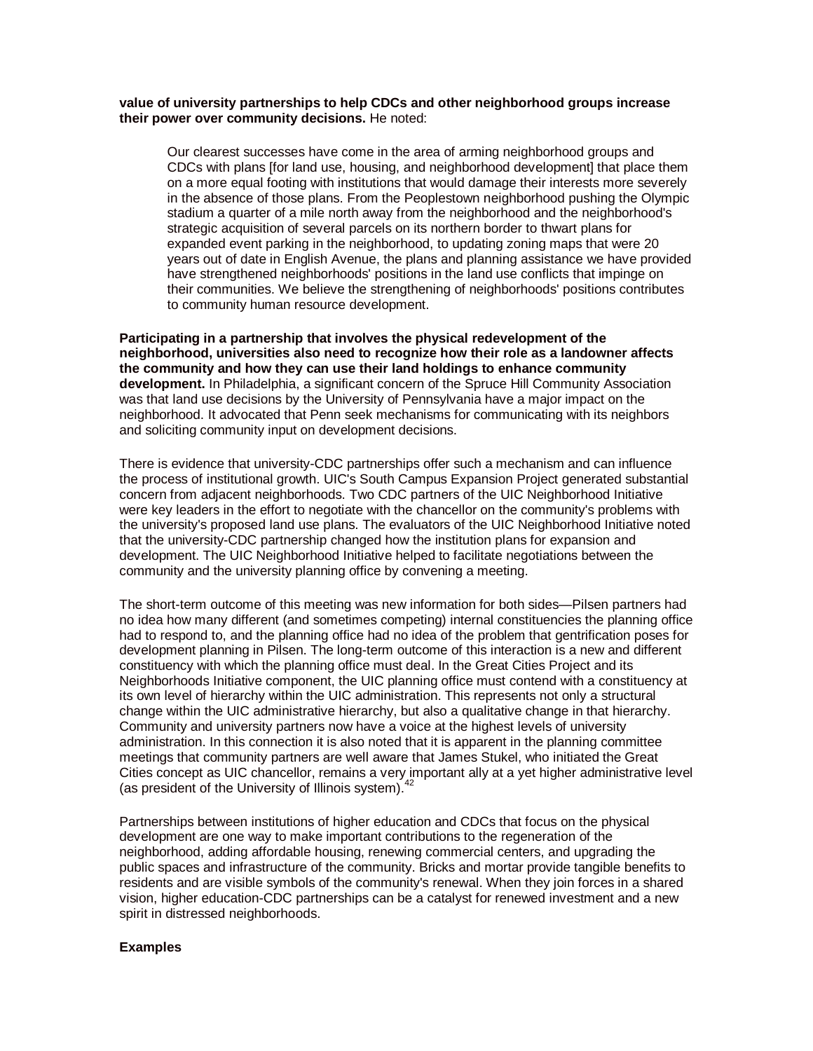**value of university partnerships to help CDCs and other neighborhood groups increase their power over community decisions.** He noted:

> Our clearest successes have come in the area of arming neighborhood groups and CDCs with plans [for land use, housing, and neighborhood development] that place them on a more equal footing with institutions that would damage their interests more severely in the absence of those plans. From the Peoplestown neighborhood pushing the Olympic stadium a quarter of a mile north away from the neighborhood and the neighborhood's strategic acquisition of several parcels on its northern border to thwart plans for expanded event parking in the neighborhood, to updating zoning maps that were 20 years out of date in English Avenue, the plans and planning assistance we have provided have strengthened neighborhoods' positions in the land use conflicts that impinge on their communities. We believe the strengthening of neighborhoods' positions contributes to community human resource development.

**Participating in a partnership that involves the physical redevelopment of the neighborhood, universities also need to recognize how their role as a landowner affects the community and how they can use their land holdings to enhance community development.** In Philadelphia, a significant concern of the Spruce Hill Community Association was that land use decisions by the University of Pennsylvania have a major impact on the neighborhood. It advocated that Penn seek mechanisms for communicating with its neighbors and soliciting community input on development decisions.

There is evidence that university-CDC partnerships offer such a mechanism and can influence the process of institutional growth. UIC's South Campus Expansion Project generated substantial concern from adjacent neighborhoods. Two CDC partners of the UIC Neighborhood Initiative were key leaders in the effort to negotiate with the chancellor on the community's problems with the university's proposed land use plans. The evaluators of the UIC Neighborhood Initiative noted that the university-CDC partnership changed how the institution plans for expansion and development. The UIC Neighborhood Initiative helped to facilitate negotiations between the community and the university planning office by convening a meeting.

The short-term outcome of this meeting was new information for both sides—Pilsen partners had no idea how many different (and sometimes competing) internal constituencies the planning office had to respond to, and the planning office had no idea of the problem that gentrification poses for development planning in Pilsen. The long-term outcome of this interaction is a new and different constituency with which the planning office must deal. In the Great Cities Project and its Neighborhoods Initiative component, the UIC planning office must contend with a constituency at its own level of hierarchy within the UIC administration. This represents not only a structural change within the UIC administrative hierarchy, but also a qualitative change in that hierarchy. Community and university partners now have a voice at the highest levels of university administration. In this connection it is also noted that it is apparent in the planning committee meetings that community partners are well aware that James Stukel, who initiated the Great Cities concept as UIC chancellor, remains a very important ally at a yet higher administrative level (as president of the University of Illinois system).[42]

Partnerships between institutions of higher education and CDCs that focus on the physical development are one way to make important contributions to the regeneration of the neighborhood, adding affordable housing, renewing commercial centers, and upgrading the public spaces and infrastructure of the community. Bricks and mortar provide tangible benefits to residents and are visible symbols of the community's renewal. When they join forces in a shared vision, higher education-CDC partnerships can be a catalyst for renewed investment and a new spirit in distressed neighborhoods.

**Examples**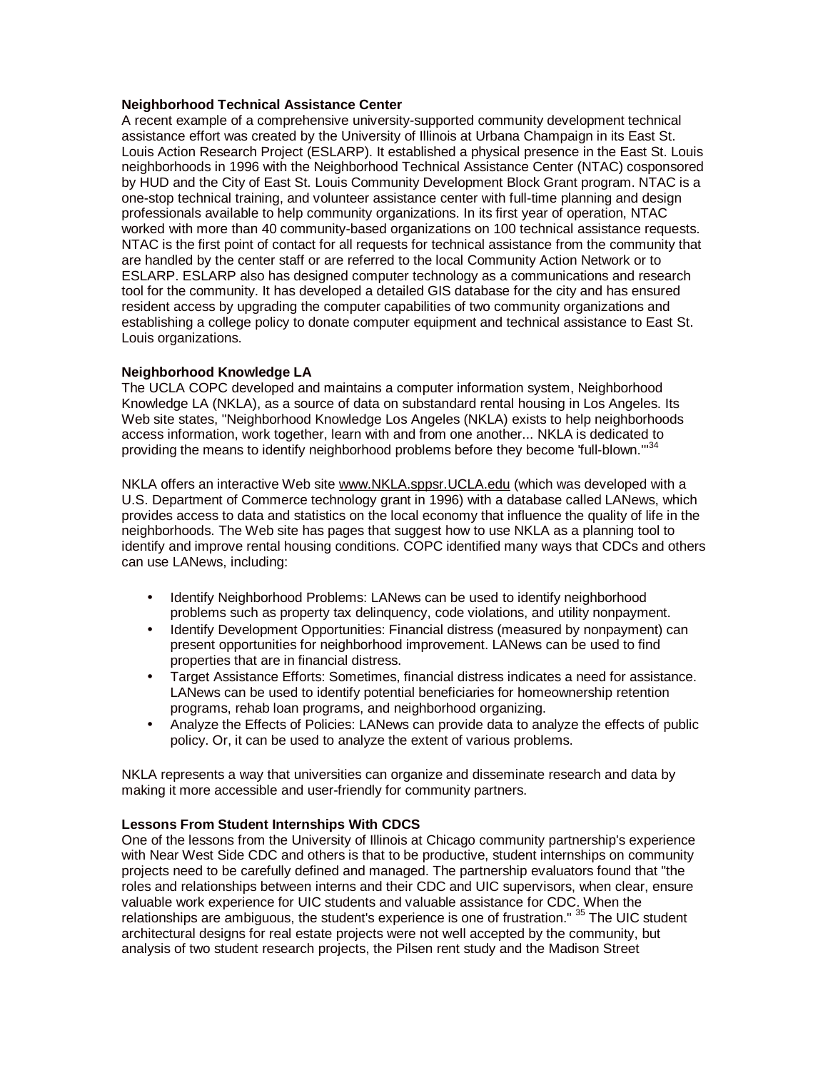**Neighborhood Technical Assistance Center**

A recent example of a comprehensive university-supported community development technical assistance effort was created by the University of Illinois at Urbana Champaign in its East St. Louis Action Research Project (ESLARP). It established a physical presence in the East St. Louis neighborhoods in 1996 with the Neighborhood Technical Assistance Center (NTAC) cosponsored by HUD and the City of East St. Louis Community Development Block Grant program. NTAC is a one-stop technical training, and volunteer assistance center with full-time planning and design professionals available to help community organizations. In its first year of operation, NTAC worked with more than 40 community-based organizations on 100 technical assistance requests. NTAC is the first point of contact for all requests for technical assistance from the community that are handled by the center staff or are referred to the local Community Action Network or to ESLARP. ESLARP also has designed computer technology as a communications and research tool for the community. It has developed a detailed GIS database for the city and has ensured resident access by upgrading the computer capabilities of two community organizations and establishing a college policy to donate computer equipment and technical assistance to East St. Louis organizations.

**Neighborhood Knowledge LA**

The UCLA COPC developed and maintains a computer information system, Neighborhood Knowledge LA (NKLA), as a source of data on substandard rental housing in Los Angeles. Its Web site states, "Neighborhood Knowledge Los Angeles (NKLA) exists to help neighborhoods access information, work together, learn with and from one another... NKLA is dedicated to providing the means to identify neighborhood problems before they become 'full-blown.'"[34]

NKLA offers an interactive Web site www.NKLA.sppsr.UCLA.edu (which was developed with a U.S. Department of Commerce technology grant in 1996) with a database called LANews, which provides access to data and statistics on the local economy that influence the quality of life in the neighborhoods. The Web site has pages that suggest how to use NKLA as a planning tool to identify and improve rental housing conditions. COPC identified many ways that CDCs and others can use LANews, including:

- Identify Neighborhood Problems: LANews can be used to identify neighborhood problems such as property tax delinquency, code violations, and utility nonpayment.
- Identify Development Opportunities: Financial distress (measured by nonpayment) can present opportunities for neighborhood improvement. LANews can be used to find properties that are in financial distress.
- Target Assistance Efforts: Sometimes, financial distress indicates a need for assistance. LANews can be used to identify potential beneficiaries for homeownership retention programs, rehab loan programs, and neighborhood organizing.
- Analyze the Effects of Policies: LANews can provide data to analyze the effects of public policy. Or, it can be used to analyze the extent of various problems.

NKLA represents a way that universities can organize and disseminate research and data by making it more accessible and user-friendly for community partners.

**Lessons From Student Internships With CDCS**

One of the lessons from the University of Illinois at Chicago community partnership's experience with Near West Side CDC and others is that to be productive, student internships on community projects need to be carefully defined and managed. The partnership evaluators found that "the roles and relationships between interns and their CDC and UIC supervisors, when clear, ensure valuable work experience for UIC students and valuable assistance for CDC. When the relationships are ambiguous, the student's experience is one of frustration." [35] The UIC student architectural designs for real estate projects were not well accepted by the community, but analysis of two student research projects, the Pilsen rent study and the Madison Street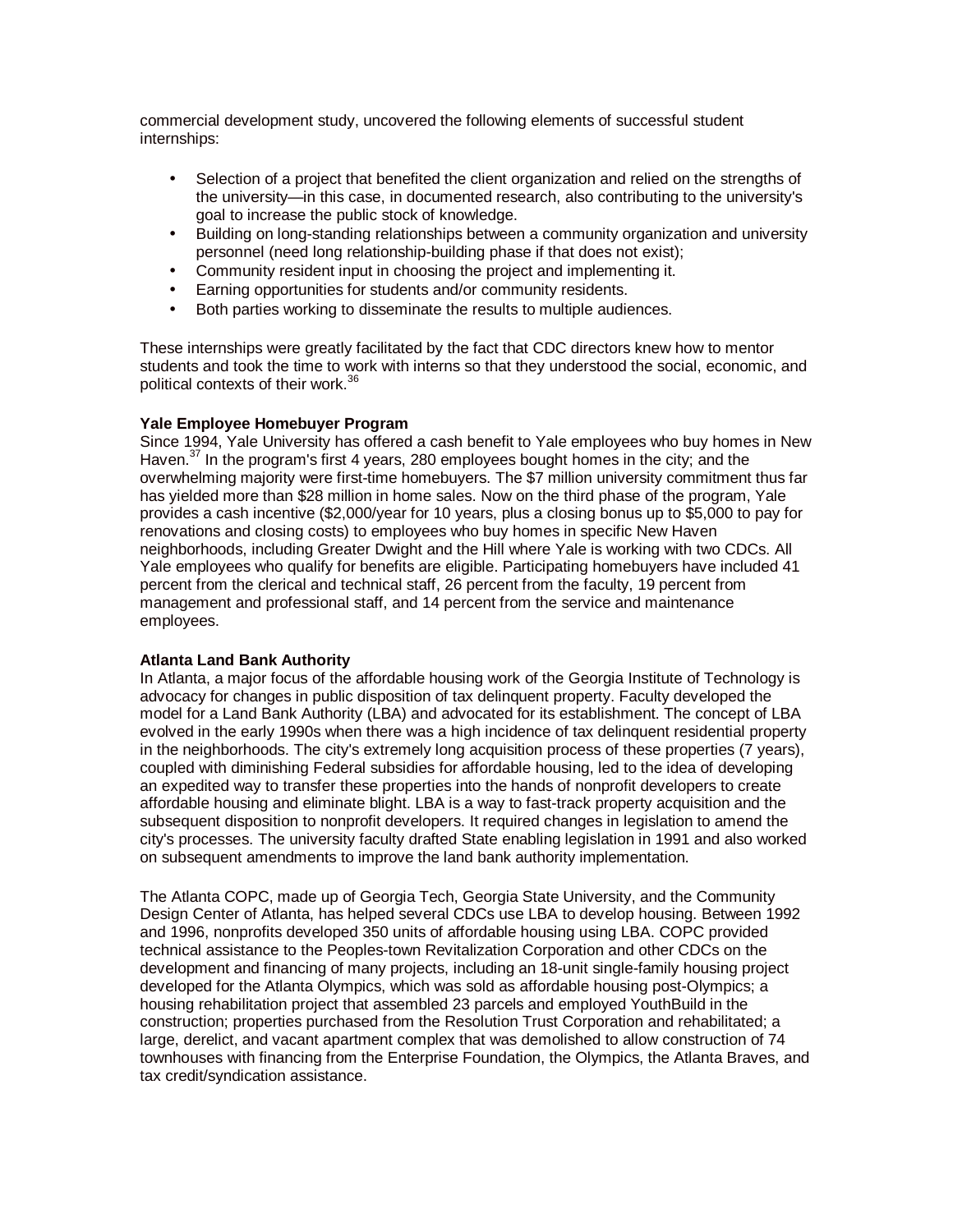commercial development study, uncovered the following elements of successful student internships:

- Selection of a project that benefited the client organization and relied on the strengths of the university—in this case, in documented research, also contributing to the university's goal to increase the public stock of knowledge.
- Building on long-standing relationships between a community organization and university personnel (need long relationship-building phase if that does not exist);
- Community resident input in choosing the project and implementing it.
- Earning opportunities for students and/or community residents.
- Both parties working to disseminate the results to multiple audiences.

These internships were greatly facilitated by the fact that CDC directors knew how to mentor students and took the time to work with interns so that they understood the social, economic, and political contexts of their work.[36]

**Yale Employee Homebuyer Program**

Since 1994, Yale University has offered a cash benefit to Yale employees who buy homes in New Haven.[37] In the program's first 4 years, 280 employees bought homes in the city; and the overwhelming majority were first-time homebuyers. The $7 million university commitment thus far has yielded more than $28 million in home sales. Now on the third phase of the program, Yale provides a cash incentive ($2,000/year for 10 years, plus a closing bonus up to $5,000 to pay for renovations and closing costs) to employees who buy homes in specific New Haven neighborhoods, including Greater Dwight and the Hill where Yale is working with two CDCs. All Yale employees who qualify for benefits are eligible. Participating homebuyers have included 41 percent from the clerical and technical staff, 26 percent from the faculty, 19 percent from management and professional staff, and 14 percent from the service and maintenance employees.

**Atlanta Land Bank Authority**

In Atlanta, a major focus of the affordable housing work of the Georgia Institute of Technology is advocacy for changes in public disposition of tax delinquent property. Faculty developed the model for a Land Bank Authority (LBA) and advocated for its establishment. The concept of LBA evolved in the early 1990s when there was a high incidence of tax delinquent residential property in the neighborhoods. The city's extremely long acquisition process of these properties (7 years), coupled with diminishing Federal subsidies for affordable housing, led to the idea of developing an expedited way to transfer these properties into the hands of nonprofit developers to create affordable housing and eliminate blight. LBA is a way to fast-track property acquisition and the subsequent disposition to nonprofit developers. It required changes in legislation to amend the city's processes. The university faculty drafted State enabling legislation in 1991 and also worked on subsequent amendments to improve the land bank authority implementation.

The Atlanta COPC, made up of Georgia Tech, Georgia State University, and the Community Design Center of Atlanta, has helped several CDCs use LBA to develop housing. Between 1992 and 1996, nonprofits developed 350 units of affordable housing using LBA. COPC provided technical assistance to the Peoples-town Revitalization Corporation and other CDCs on the development and financing of many projects, including an 18-unit single-family housing project developed for the Atlanta Olympics, which was sold as affordable housing post-Olympics; a housing rehabilitation project that assembled 23 parcels and employed YouthBuild in the construction; properties purchased from the Resolution Trust Corporation and rehabilitated; a large, derelict, and vacant apartment complex that was demolished to allow construction of 74 townhouses with financing from the Enterprise Foundation, the Olympics, the Atlanta Braves, and tax credit/syndication assistance.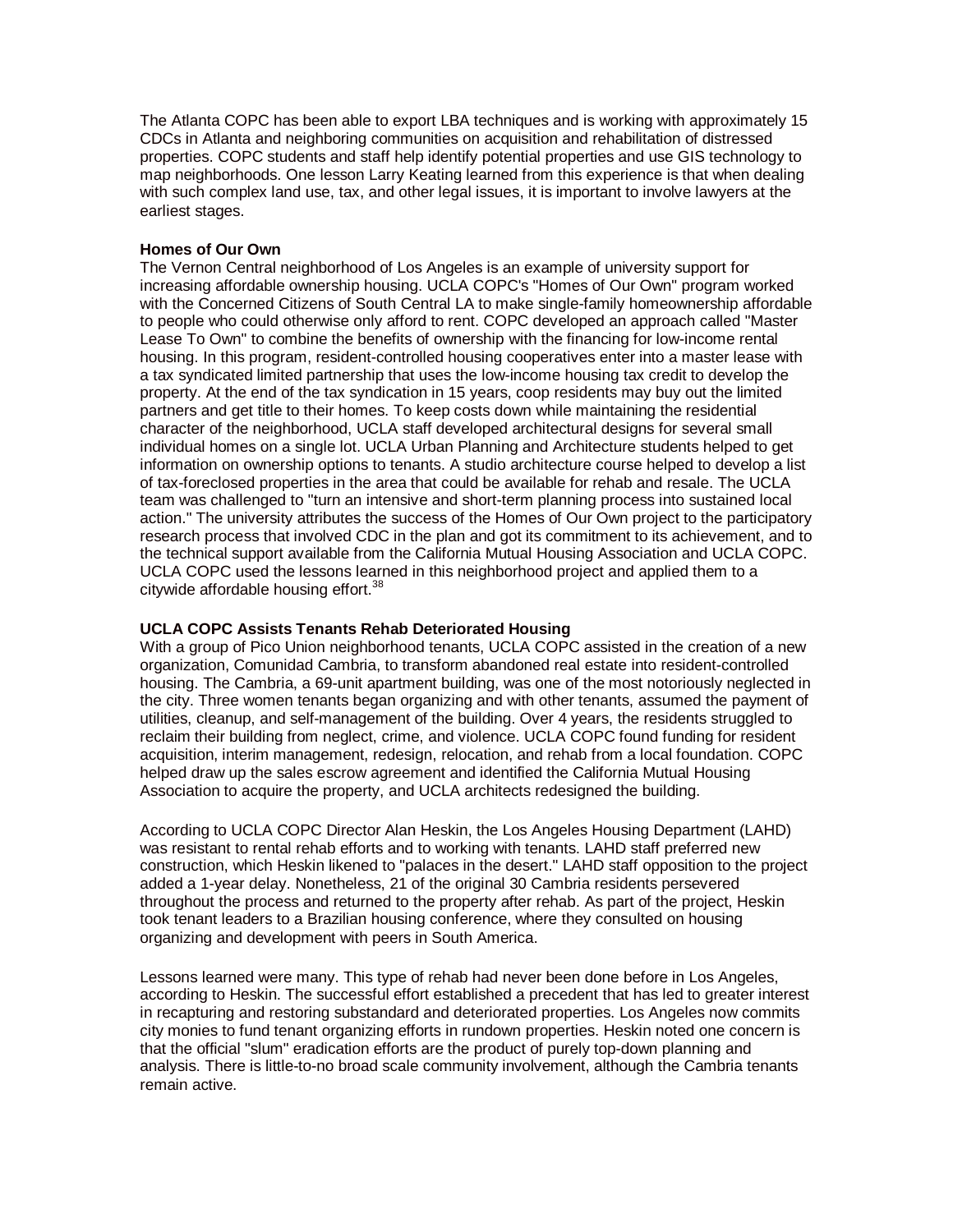The Atlanta COPC has been able to export LBA techniques and is working with approximately 15 CDCs in Atlanta and neighboring communities on acquisition and rehabilitation of distressed properties. COPC students and staff help identify potential properties and use GIS technology to map neighborhoods. One lesson Larry Keating learned from this experience is that when dealing with such complex land use, tax, and other legal issues, it is important to involve lawyers at the earliest stages.

**Homes of Our Own**

The Vernon Central neighborhood of Los Angeles is an example of university support for increasing affordable ownership housing. UCLA COPC's "Homes of Our Own" program worked with the Concerned Citizens of South Central LA to make single-family homeownership affordable to people who could otherwise only afford to rent. COPC developed an approach called "Master Lease To Own" to combine the benefits of ownership with the financing for low-income rental housing. In this program, resident-controlled housing cooperatives enter into a master lease with a tax syndicated limited partnership that uses the low-income housing tax credit to develop the property. At the end of the tax syndication in 15 years, coop residents may buy out the limited partners and get title to their homes. To keep costs down while maintaining the residential character of the neighborhood, UCLA staff developed architectural designs for several small individual homes on a single lot. UCLA Urban Planning and Architecture students helped to get information on ownership options to tenants. A studio architecture course helped to develop a list of tax-foreclosed properties in the area that could be available for rehab and resale. The UCLA team was challenged to "turn an intensive and short-term planning process into sustained local action." The university attributes the success of the Homes of Our Own project to the participatory research process that involved CDC in the plan and got its commitment to its achievement, and to the technical support available from the California Mutual Housing Association and UCLA COPC. UCLA COPC used the lessons learned in this neighborhood project and applied them to a citywide affordable housing effort.[38]

**UCLA COPC Assists Tenants Rehab Deteriorated Housing**

With a group of Pico Union neighborhood tenants, UCLA COPC assisted in the creation of a new organization, Comunidad Cambria, to transform abandoned real estate into resident-controlled housing. The Cambria, a 69-unit apartment building, was one of the most notoriously neglected in the city. Three women tenants began organizing and with other tenants, assumed the payment of utilities, cleanup, and self-management of the building. Over 4 years, the residents struggled to reclaim their building from neglect, crime, and violence. UCLA COPC found funding for resident acquisition, interim management, redesign, relocation, and rehab from a local foundation. COPC helped draw up the sales escrow agreement and identified the California Mutual Housing Association to acquire the property, and UCLA architects redesigned the building.

According to UCLA COPC Director Alan Heskin, the Los Angeles Housing Department (LAHD) was resistant to rental rehab efforts and to working with tenants. LAHD staff preferred new construction, which Heskin likened to "palaces in the desert." LAHD staff opposition to the project added a 1-year delay. Nonetheless, 21 of the original 30 Cambria residents persevered throughout the process and returned to the property after rehab. As part of the project, Heskin took tenant leaders to a Brazilian housing conference, where they consulted on housing organizing and development with peers in South America.

Lessons learned were many. This type of rehab had never been done before in Los Angeles, according to Heskin. The successful effort established a precedent that has led to greater interest in recapturing and restoring substandard and deteriorated properties. Los Angeles now commits city monies to fund tenant organizing efforts in rundown properties. Heskin noted one concern is that the official "slum" eradication efforts are the product of purely top-down planning and analysis. There is little-to-no broad scale community involvement, although the Cambria tenants remain active.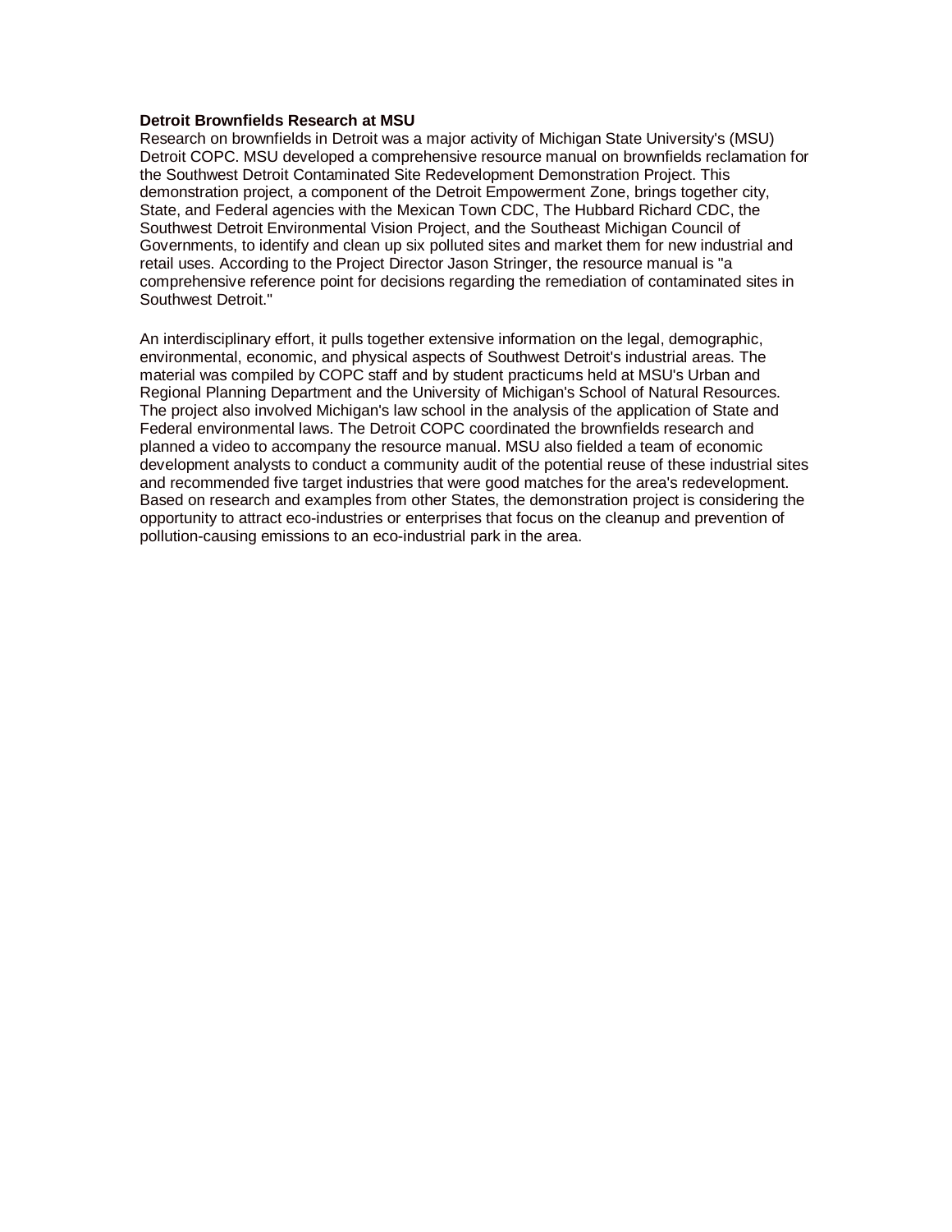**Detroit Brownfields Research at MSU**

Research on brownfields in Detroit was a major activity of Michigan State University's (MSU) Detroit COPC. MSU developed a comprehensive resource manual on brownfields reclamation for the Southwest Detroit Contaminated Site Redevelopment Demonstration Project. This demonstration project, a component of the Detroit Empowerment Zone, brings together city, State, and Federal agencies with the Mexican Town CDC, The Hubbard Richard CDC, the Southwest Detroit Environmental Vision Project, and the Southeast Michigan Council of Governments, to identify and clean up six polluted sites and market them for new industrial and retail uses. According to the Project Director Jason Stringer, the resource manual is "a comprehensive reference point for decisions regarding the remediation of contaminated sites in Southwest Detroit."

An interdisciplinary effort, it pulls together extensive information on the legal, demographic, environmental, economic, and physical aspects of Southwest Detroit's industrial areas. The material was compiled by COPC staff and by student practicums held at MSU's Urban and Regional Planning Department and the University of Michigan's School of Natural Resources. The project also involved Michigan's law school in the analysis of the application of State and Federal environmental laws. The Detroit COPC coordinated the brownfields research and planned a video to accompany the resource manual. MSU also fielded a team of economic development analysts to conduct a community audit of the potential reuse of these industrial sites and recommended five target industries that were good matches for the area's redevelopment. Based on research and examples from other States, the demonstration project is considering the opportunity to attract eco-industries or enterprises that focus on the cleanup and prevention of pollution-causing emissions to an eco-industrial park in the area.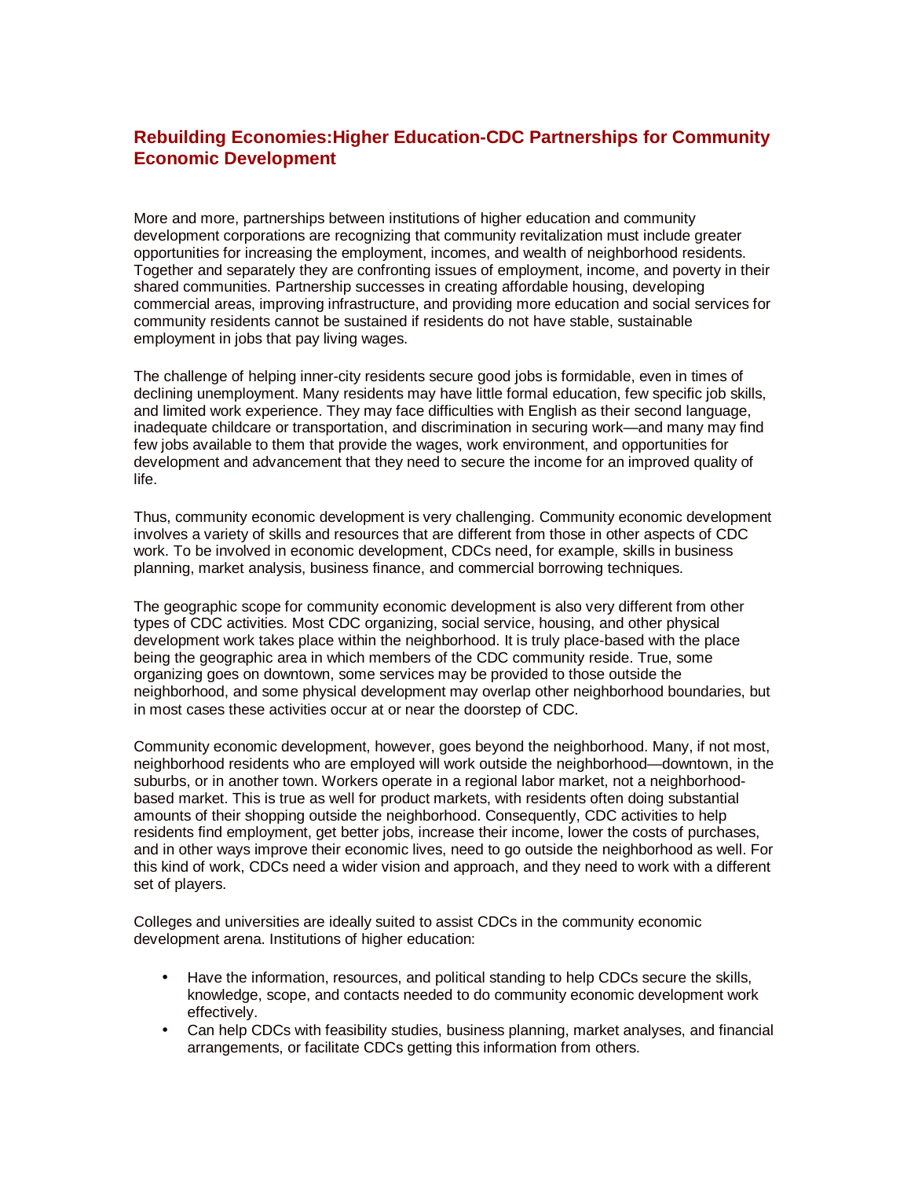## Rebuilding Economies:Higher Education-CDC Partnerships for Community Economic Development

More and more, partnerships between institutions of higher education and community development corporations are recognizing that community revitalization must include greater opportunities for increasing the employment, incomes, and wealth of neighborhood residents. Together and separately they are confronting issues of employment, income, and poverty in their shared communities. Partnership successes in creating affordable housing, developing commercial areas, improving infrastructure, and providing more education and social services for community residents cannot be sustained if residents do not have stable, sustainable employment in jobs that pay living wages.

The challenge of helping inner-city residents secure good jobs is formidable, even in times of declining unemployment. Many residents may have little formal education, few specific job skills, and limited work experience. They may face difficulties with English as their second language, inadequate childcare or transportation, and discrimination in securing work—and many may find few jobs available to them that provide the wages, work environment, and opportunities for development and advancement that they need to secure the income for an improved quality of life.

Thus, community economic development is very challenging. Community economic development involves a variety of skills and resources that are different from those in other aspects of CDC work. To be involved in economic development, CDCs need, for example, skills in business planning, market analysis, business finance, and commercial borrowing techniques.

The geographic scope for community economic development is also very different from other types of CDC activities. Most CDC organizing, social service, housing, and other physical development work takes place within the neighborhood. It is truly place-based with the place being the geographic area in which members of the CDC community reside. True, some organizing goes on downtown, some services may be provided to those outside the neighborhood, and some physical development may overlap other neighborhood boundaries, but in most cases these activities occur at or near the doorstep of CDC.

Community economic development, however, goes beyond the neighborhood. Many, if not most, neighborhood residents who are employed will work outside the neighborhood—downtown, in the suburbs, or in another town. Workers operate in a regional labor market, not a neighborhood-based market. This is true as well for product markets, with residents often doing substantial amounts of their shopping outside the neighborhood. Consequently, CDC activities to help residents find employment, get better jobs, increase their income, lower the costs of purchases, and in other ways improve their economic lives, need to go outside the neighborhood as well. For this kind of work, CDCs need a wider vision and approach, and they need to work with a different set of players.

Colleges and universities are ideally suited to assist CDCs in the community economic development arena. Institutions of higher education:

- Have the information, resources, and political standing to help CDCs secure the skills, knowledge, scope, and contacts needed to do community economic development work effectively.
- Can help CDCs with feasibility studies, business planning, market analyses, and financial arrangements, or facilitate CDCs getting this information from others.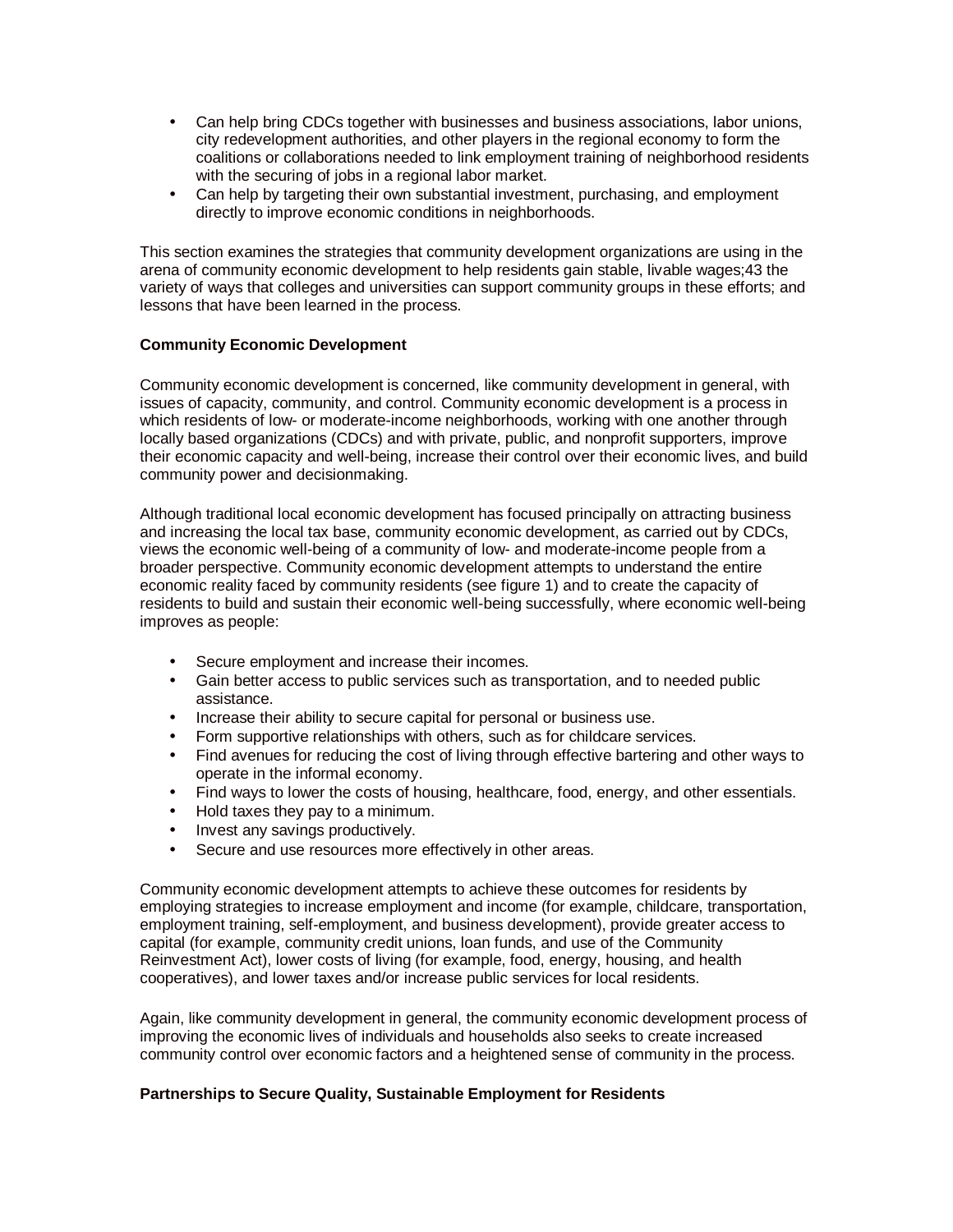- Can help bring CDCs together with businesses and business associations, labor unions, city redevelopment authorities, and other players in the regional economy to form the coalitions or collaborations needed to link employment training of neighborhood residents with the securing of jobs in a regional labor market.
- Can help by targeting their own substantial investment, purchasing, and employment directly to improve economic conditions in neighborhoods.

This section examines the strategies that community development organizations are using in the arena of community economic development to help residents gain stable, livable wages;43 the variety of ways that colleges and universities can support community groups in these efforts; and lessons that have been learned in the process.

**Community Economic Development**

Community economic development is concerned, like community development in general, with issues of capacity, community, and control. Community economic development is a process in which residents of low- or moderate-income neighborhoods, working with one another through locally based organizations (CDCs) and with private, public, and nonprofit supporters, improve their economic capacity and well-being, increase their control over their economic lives, and build community power and decisionmaking.

Although traditional local economic development has focused principally on attracting business and increasing the local tax base, community economic development, as carried out by CDCs, views the economic well-being of a community of low- and moderate-income people from a broader perspective. Community economic development attempts to understand the entire economic reality faced by community residents (see figure 1) and to create the capacity of residents to build and sustain their economic well-being successfully, where economic well-being improves as people:

- Secure employment and increase their incomes.
- Gain better access to public services such as transportation, and to needed public assistance.
- Increase their ability to secure capital for personal or business use.
- Form supportive relationships with others, such as for childcare services.
- Find avenues for reducing the cost of living through effective bartering and other ways to operate in the informal economy.
- Find ways to lower the costs of housing, healthcare, food, energy, and other essentials.
- Hold taxes they pay to a minimum.
- Invest any savings productively.
- Secure and use resources more effectively in other areas.

Community economic development attempts to achieve these outcomes for residents by employing strategies to increase employment and income (for example, childcare, transportation, employment training, self-employment, and business development), provide greater access to capital (for example, community credit unions, loan funds, and use of the Community Reinvestment Act), lower costs of living (for example, food, energy, housing, and health cooperatives), and lower taxes and/or increase public services for local residents.

Again, like community development in general, the community economic development process of improving the economic lives of individuals and households also seeks to create increased community control over economic factors and a heightened sense of community in the process.

**Partnerships to Secure Quality, Sustainable Employment for Residents**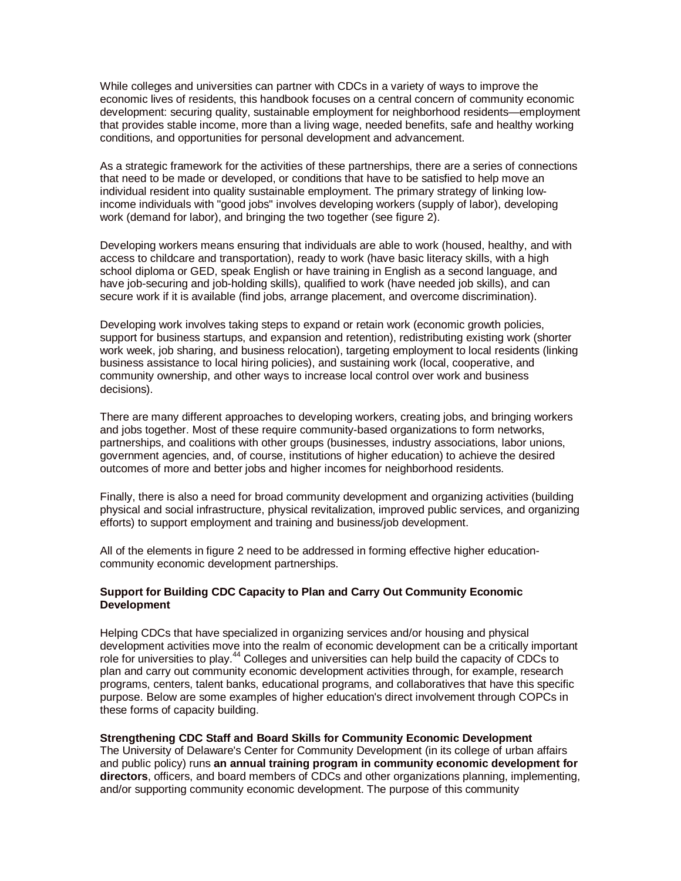While colleges and universities can partner with CDCs in a variety of ways to improve the economic lives of residents, this handbook focuses on a central concern of community economic development: securing quality, sustainable employment for neighborhood residents—employment that provides stable income, more than a living wage, needed benefits, safe and healthy working conditions, and opportunities for personal development and advancement.

As a strategic framework for the activities of these partnerships, there are a series of connections that need to be made or developed, or conditions that have to be satisfied to help move an individual resident into quality sustainable employment. The primary strategy of linking low-income individuals with "good jobs" involves developing workers (supply of labor), developing work (demand for labor), and bringing the two together (see figure 2).

Developing workers means ensuring that individuals are able to work (housed, healthy, and with access to childcare and transportation), ready to work (have basic literacy skills, with a high school diploma or GED, speak English or have training in English as a second language, and have job-securing and job-holding skills), qualified to work (have needed job skills), and can secure work if it is available (find jobs, arrange placement, and overcome discrimination).

Developing work involves taking steps to expand or retain work (economic growth policies, support for business startups, and expansion and retention), redistributing existing work (shorter work week, job sharing, and business relocation), targeting employment to local residents (linking business assistance to local hiring policies), and sustaining work (local, cooperative, and community ownership, and other ways to increase local control over work and business decisions).

There are many different approaches to developing workers, creating jobs, and bringing workers and jobs together. Most of these require community-based organizations to form networks, partnerships, and coalitions with other groups (businesses, industry associations, labor unions, government agencies, and, of course, institutions of higher education) to achieve the desired outcomes of more and better jobs and higher incomes for neighborhood residents.

Finally, there is also a need for broad community development and organizing activities (building physical and social infrastructure, physical revitalization, improved public services, and organizing efforts) to support employment and training and business/job development.

All of the elements in figure 2 need to be addressed in forming effective higher education-community economic development partnerships.

**Support for Building CDC Capacity to Plan and Carry Out Community Economic Development**

Helping CDCs that have specialized in organizing services and/or housing and physical development activities move into the realm of economic development can be a critically important role for universities to play.[44] Colleges and universities can help build the capacity of CDCs to plan and carry out community economic development activities through, for example, research programs, centers, talent banks, educational programs, and collaboratives that have this specific purpose. Below are some examples of higher education's direct involvement through COPCs in these forms of capacity building.

**Strengthening CDC Staff and Board Skills for Community Economic Development**
The University of Delaware's Center for Community Development (in its college of urban affairs and public policy) runs **an annual training program in community economic development for directors**, officers, and board members of CDCs and other organizations planning, implementing, and/or supporting community economic development. The purpose of this community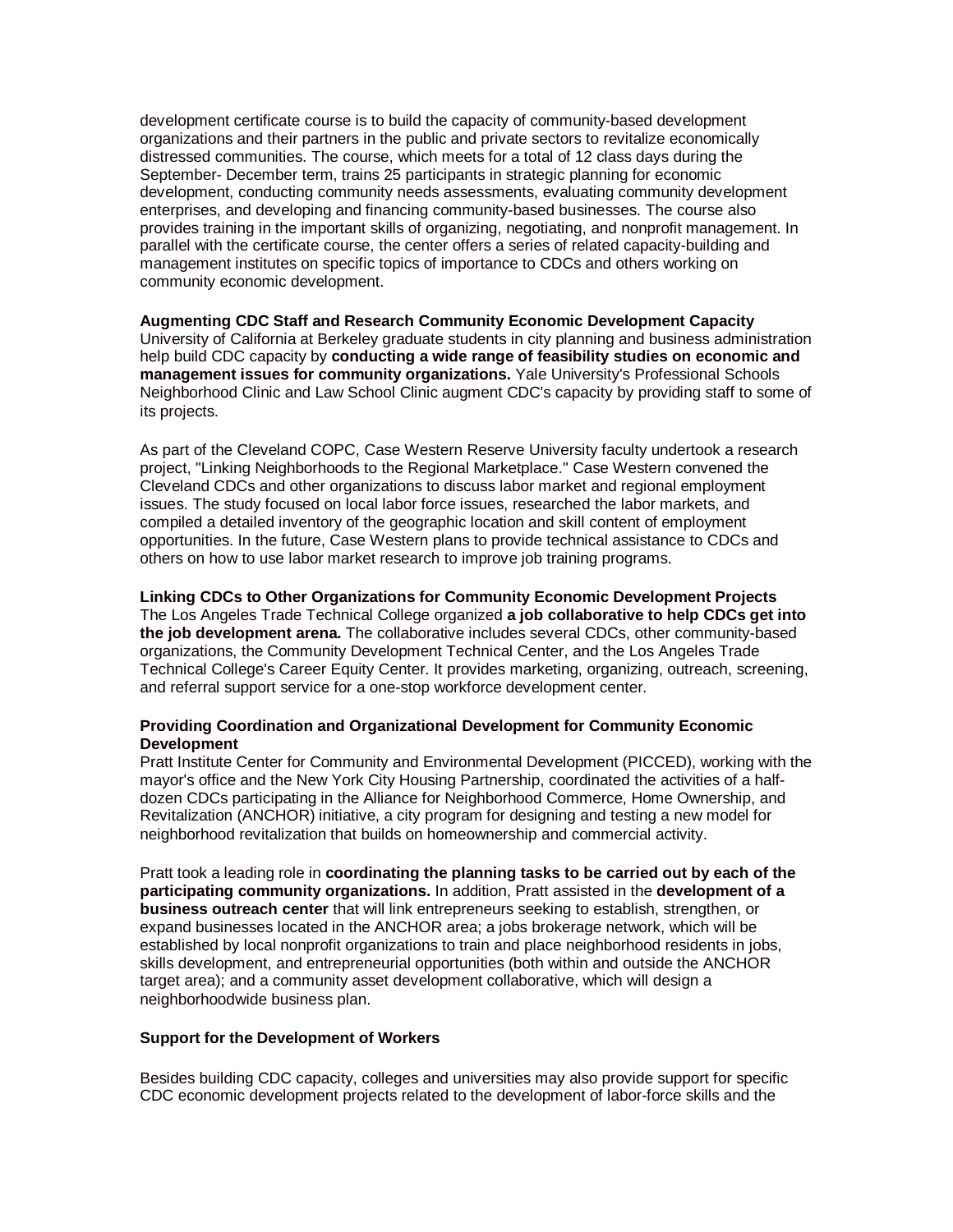development certificate course is to build the capacity of community-based development organizations and their partners in the public and private sectors to revitalize economically distressed communities. The course, which meets for a total of 12 class days during the September- December term, trains 25 participants in strategic planning for economic development, conducting community needs assessments, evaluating community development enterprises, and developing and financing community-based businesses. The course also provides training in the important skills of organizing, negotiating, and nonprofit management. In parallel with the certificate course, the center offers a series of related capacity-building and management institutes on specific topics of importance to CDCs and others working on community economic development.

**Augmenting CDC Staff and Research Community Economic Development Capacity**
University of California at Berkeley graduate students in city planning and business administration help build CDC capacity by **conducting a wide range of feasibility studies on economic and management issues for community organizations.** Yale University's Professional Schools Neighborhood Clinic and Law School Clinic augment CDC's capacity by providing staff to some of its projects.

As part of the Cleveland COPC, Case Western Reserve University faculty undertook a research project, "Linking Neighborhoods to the Regional Marketplace." Case Western convened the Cleveland CDCs and other organizations to discuss labor market and regional employment issues. The study focused on local labor force issues, researched the labor markets, and compiled a detailed inventory of the geographic location and skill content of employment opportunities. In the future, Case Western plans to provide technical assistance to CDCs and others on how to use labor market research to improve job training programs.

**Linking CDCs to Other Organizations for Community Economic Development Projects**
The Los Angeles Trade Technical College organized **a job collaborative to help CDCs get into the job development arena.** The collaborative includes several CDCs, other community-based organizations, the Community Development Technical Center, and the Los Angeles Trade Technical College's Career Equity Center. It provides marketing, organizing, outreach, screening, and referral support service for a one-stop workforce development center.

**Providing Coordination and Organizational Development for Community Economic Development**
Pratt Institute Center for Community and Environmental Development (PICCED), working with the mayor's office and the New York City Housing Partnership, coordinated the activities of a half-dozen CDCs participating in the Alliance for Neighborhood Commerce, Home Ownership, and Revitalization (ANCHOR) initiative, a city program for designing and testing a new model for neighborhood revitalization that builds on homeownership and commercial activity.

Pratt took a leading role in **coordinating the planning tasks to be carried out by each of the participating community organizations.** In addition, Pratt assisted in the **development of a business outreach center** that will link entrepreneurs seeking to establish, strengthen, or expand businesses located in the ANCHOR area; a jobs brokerage network, which will be established by local nonprofit organizations to train and place neighborhood residents in jobs, skills development, and entrepreneurial opportunities (both within and outside the ANCHOR target area); and a community asset development collaborative, which will design a neighborhoodwide business plan.

**Support for the Development of Workers**

Besides building CDC capacity, colleges and universities may also provide support for specific CDC economic development projects related to the development of labor-force skills and the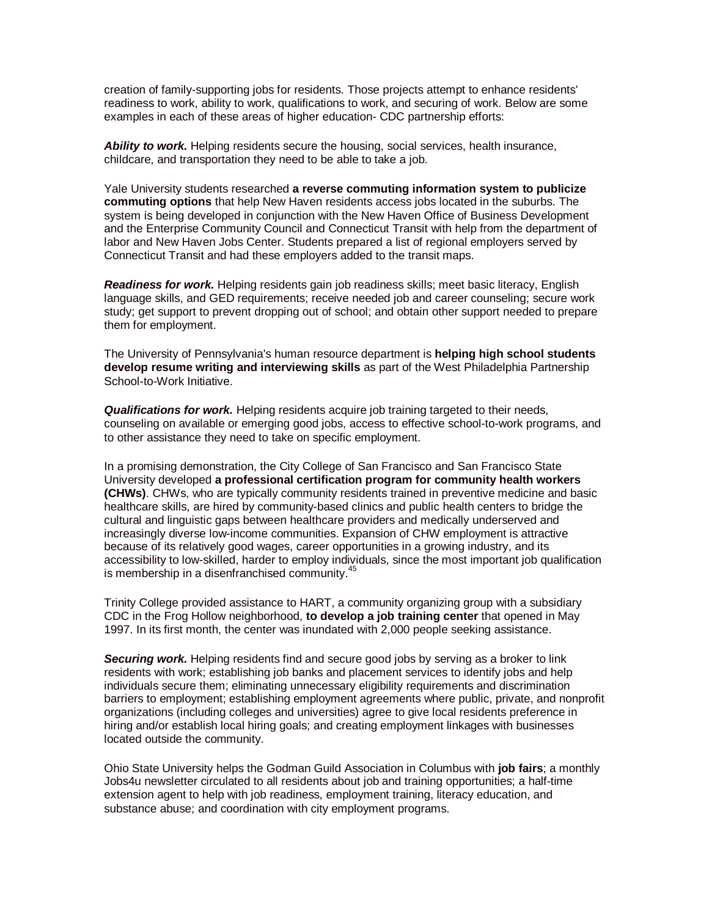creation of family-supporting jobs for residents. Those projects attempt to enhance residents' readiness to work, ability to work, qualifications to work, and securing of work. Below are some examples in each of these areas of higher education- CDC partnership efforts:

***Ability to work.*** Helping residents secure the housing, social services, health insurance, childcare, and transportation they need to be able to take a job.

Yale University students researched **a reverse commuting information system to publicize commuting options** that help New Haven residents access jobs located in the suburbs. The system is being developed in conjunction with the New Haven Office of Business Development and the Enterprise Community Council and Connecticut Transit with help from the department of labor and New Haven Jobs Center. Students prepared a list of regional employers served by Connecticut Transit and had these employers added to the transit maps.

***Readiness for work.*** Helping residents gain job readiness skills; meet basic literacy, English language skills, and GED requirements; receive needed job and career counseling; secure work study; get support to prevent dropping out of school; and obtain other support needed to prepare them for employment.

The University of Pennsylvania's human resource department is **helping high school students develop resume writing and interviewing skills** as part of the West Philadelphia Partnership School-to-Work Initiative.

***Qualifications for work.*** Helping residents acquire job training targeted to their needs, counseling on available or emerging good jobs, access to effective school-to-work programs, and to other assistance they need to take on specific employment.

In a promising demonstration, the City College of San Francisco and San Francisco State University developed **a professional certification program for community health workers (CHWs)**. CHWs, who are typically community residents trained in preventive medicine and basic healthcare skills, are hired by community-based clinics and public health centers to bridge the cultural and linguistic gaps between healthcare providers and medically underserved and increasingly diverse low-income communities. Expansion of CHW employment is attractive because of its relatively good wages, career opportunities in a growing industry, and its accessibility to low-skilled, harder to employ individuals, since the most important job qualification is membership in a disenfranchised community.[45]

Trinity College provided assistance to HART, a community organizing group with a subsidiary CDC in the Frog Hollow neighborhood, **to develop a job training center** that opened in May 1997. In its first month, the center was inundated with 2,000 people seeking assistance.

***Securing work.*** Helping residents find and secure good jobs by serving as a broker to link residents with work; establishing job banks and placement services to identify jobs and help individuals secure them; eliminating unnecessary eligibility requirements and discrimination barriers to employment; establishing employment agreements where public, private, and nonprofit organizations (including colleges and universities) agree to give local residents preference in hiring and/or establish local hiring goals; and creating employment linkages with businesses located outside the community.

Ohio State University helps the Godman Guild Association in Columbus with **job fairs**; a monthly Jobs4u newsletter circulated to all residents about job and training opportunities; a half-time extension agent to help with job readiness, employment training, literacy education, and substance abuse; and coordination with city employment programs.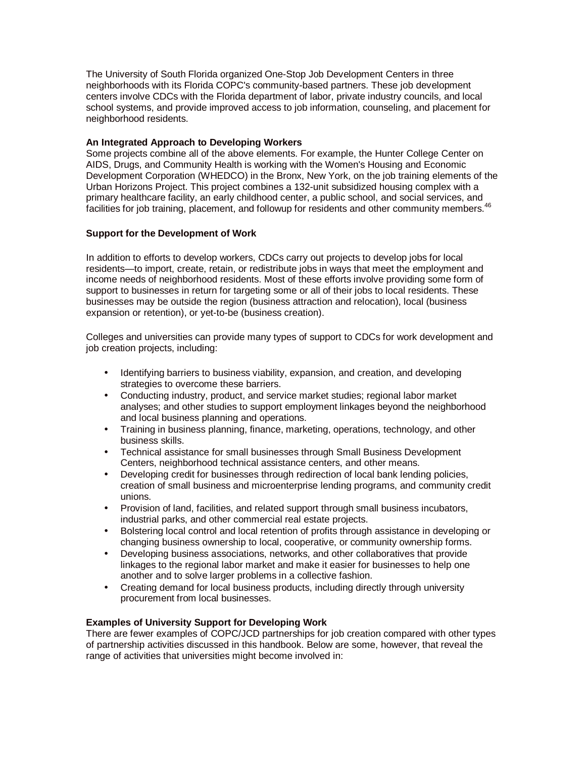The University of South Florida organized One-Stop Job Development Centers in three neighborhoods with its Florida COPC's community-based partners. These job development centers involve CDCs with the Florida department of labor, private industry councils, and local school systems, and provide improved access to job information, counseling, and placement for neighborhood residents.

**An Integrated Approach to Developing Workers**

Some projects combine all of the above elements. For example, the Hunter College Center on AIDS, Drugs, and Community Health is working with the Women's Housing and Economic Development Corporation (WHEDCO) in the Bronx, New York, on the job training elements of the Urban Horizons Project. This project combines a 132-unit subsidized housing complex with a primary healthcare facility, an early childhood center, a public school, and social services, and facilities for job training, placement, and followup for residents and other community members.[46]

**Support for the Development of Work**

In addition to efforts to develop workers, CDCs carry out projects to develop jobs for local residents—to import, create, retain, or redistribute jobs in ways that meet the employment and income needs of neighborhood residents. Most of these efforts involve providing some form of support to businesses in return for targeting some or all of their jobs to local residents. These businesses may be outside the region (business attraction and relocation), local (business expansion or retention), or yet-to-be (business creation).

Colleges and universities can provide many types of support to CDCs for work development and job creation projects, including:

- Identifying barriers to business viability, expansion, and creation, and developing strategies to overcome these barriers.
- Conducting industry, product, and service market studies; regional labor market analyses; and other studies to support employment linkages beyond the neighborhood and local business planning and operations.
- Training in business planning, finance, marketing, operations, technology, and other business skills.
- Technical assistance for small businesses through Small Business Development Centers, neighborhood technical assistance centers, and other means.
- Developing credit for businesses through redirection of local bank lending policies, creation of small business and microenterprise lending programs, and community credit unions.
- Provision of land, facilities, and related support through small business incubators, industrial parks, and other commercial real estate projects.
- Bolstering local control and local retention of profits through assistance in developing or changing business ownership to local, cooperative, or community ownership forms.
- Developing business associations, networks, and other collaboratives that provide linkages to the regional labor market and make it easier for businesses to help one another and to solve larger problems in a collective fashion.
- Creating demand for local business products, including directly through university procurement from local businesses.

**Examples of University Support for Developing Work**

There are fewer examples of COPC/JCD partnerships for job creation compared with other types of partnership activities discussed in this handbook. Below are some, however, that reveal the range of activities that universities might become involved in: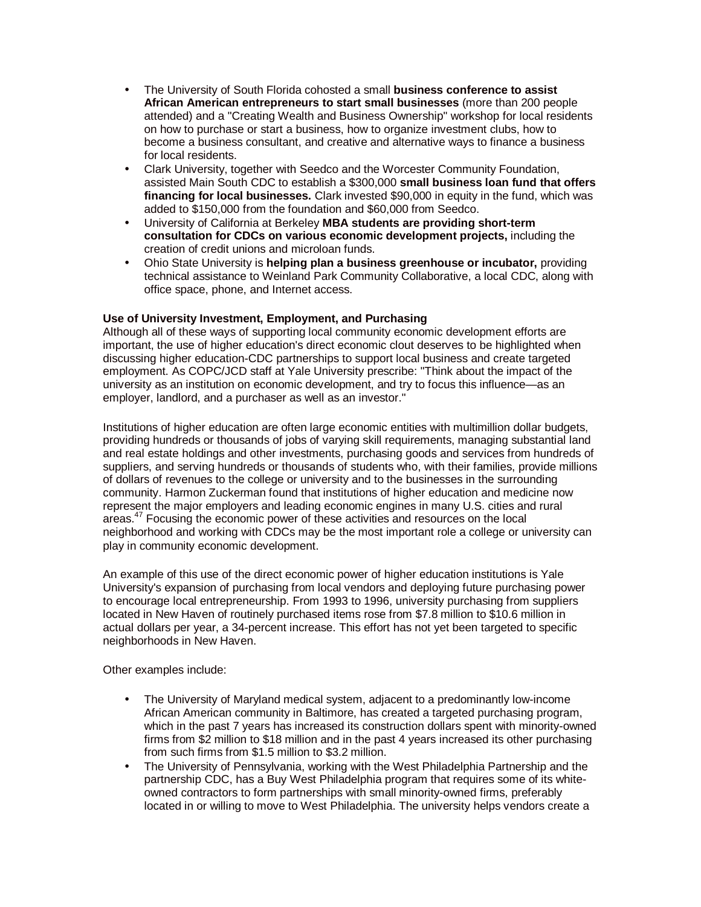- The University of South Florida cohosted a small **business conference to assist African American entrepreneurs to start small businesses** (more than 200 people attended) and a "Creating Wealth and Business Ownership" workshop for local residents on how to purchase or start a business, how to organize investment clubs, how to become a business consultant, and creative and alternative ways to finance a business for local residents.
- Clark University, together with Seedco and the Worcester Community Foundation, assisted Main South CDC to establish a $300,000 **small business loan fund that offers financing for local businesses.** Clark invested $90,000 in equity in the fund, which was added to $150,000 from the foundation and $60,000 from Seedco.
- University of California at Berkeley **MBA students are providing short-term consultation for CDCs on various economic development projects,** including the creation of credit unions and microloan funds.
- Ohio State University is **helping plan a business greenhouse or incubator,** providing technical assistance to Weinland Park Community Collaborative, a local CDC, along with office space, phone, and Internet access.

**Use of University Investment, Employment, and Purchasing**

Although all of these ways of supporting local community economic development efforts are important, the use of higher education's direct economic clout deserves to be highlighted when discussing higher education-CDC partnerships to support local business and create targeted employment. As COPC/JCD staff at Yale University prescribe: "Think about the impact of the university as an institution on economic development, and try to focus this influence—as an employer, landlord, and a purchaser as well as an investor."

Institutions of higher education are often large economic entities with multimillion dollar budgets, providing hundreds or thousands of jobs of varying skill requirements, managing substantial land and real estate holdings and other investments, purchasing goods and services from hundreds of suppliers, and serving hundreds or thousands of students who, with their families, provide millions of dollars of revenues to the college or university and to the businesses in the surrounding community. Harmon Zuckerman found that institutions of higher education and medicine now represent the major employers and leading economic engines in many U.S. cities and rural areas.[47] Focusing the economic power of these activities and resources on the local neighborhood and working with CDCs may be the most important role a college or university can play in community economic development.

An example of this use of the direct economic power of higher education institutions is Yale University's expansion of purchasing from local vendors and deploying future purchasing power to encourage local entrepreneurship. From 1993 to 1996, university purchasing from suppliers located in New Haven of routinely purchased items rose from $7.8 million to $10.6 million in actual dollars per year, a 34-percent increase. This effort has not yet been targeted to specific neighborhoods in New Haven.

Other examples include:

- The University of Maryland medical system, adjacent to a predominantly low-income African American community in Baltimore, has created a targeted purchasing program, which in the past 7 years has increased its construction dollars spent with minority-owned firms from $2 million to $18 million and in the past 4 years increased its other purchasing from such firms from $1.5 million to $3.2 million.
- The University of Pennsylvania, working with the West Philadelphia Partnership and the partnership CDC, has a Buy West Philadelphia program that requires some of its white-owned contractors to form partnerships with small minority-owned firms, preferably located in or willing to move to West Philadelphia. The university helps vendors create a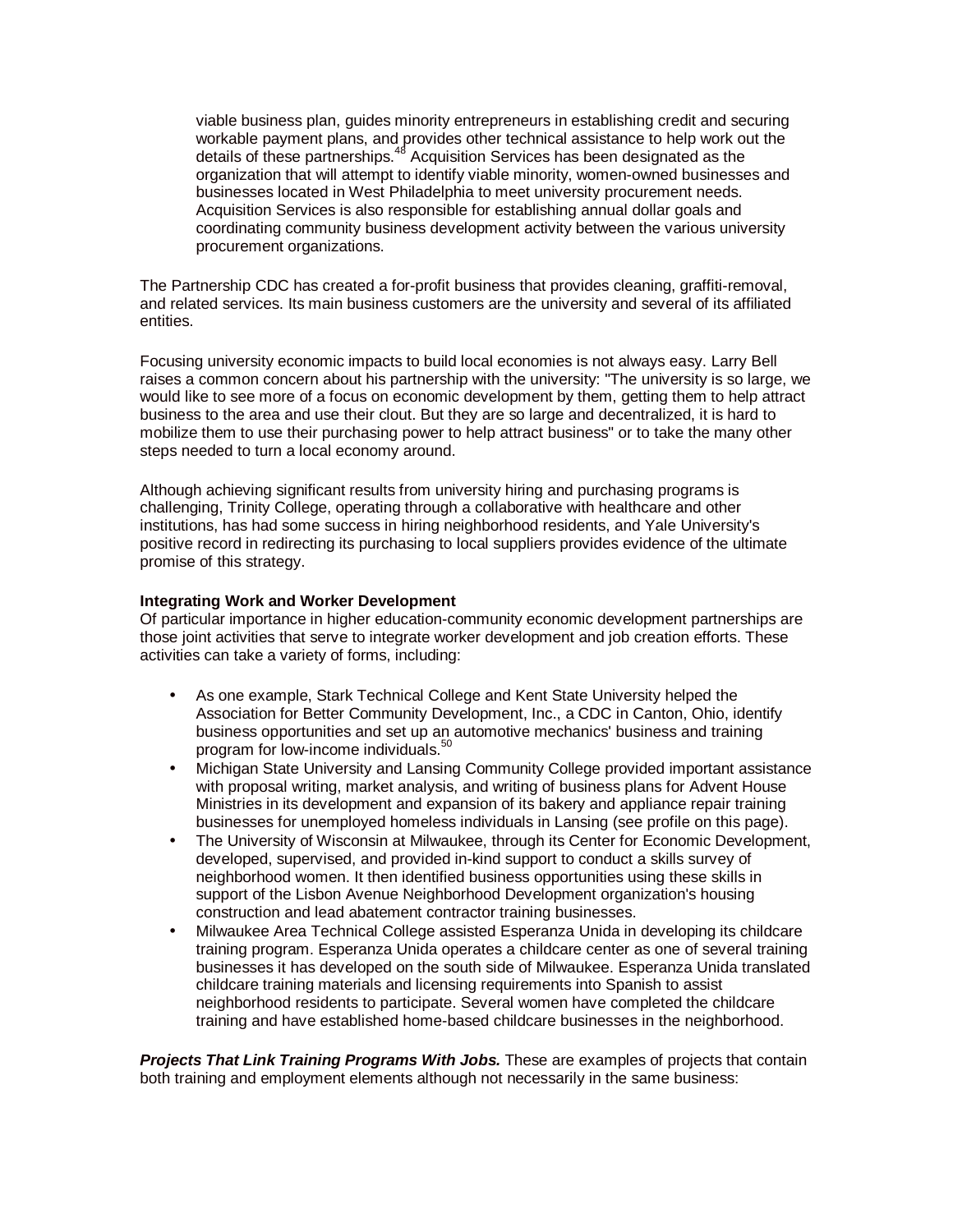viable business plan, guides minority entrepreneurs in establishing credit and securing workable payment plans, and provides other technical assistance to help work out the details of these partnerships.[48] Acquisition Services has been designated as the organization that will attempt to identify viable minority, women-owned businesses and businesses located in West Philadelphia to meet university procurement needs. Acquisition Services is also responsible for establishing annual dollar goals and coordinating community business development activity between the various university procurement organizations.

The Partnership CDC has created a for-profit business that provides cleaning, graffiti-removal, and related services. Its main business customers are the university and several of its affiliated entities.

Focusing university economic impacts to build local economies is not always easy. Larry Bell raises a common concern about his partnership with the university: "The university is so large, we would like to see more of a focus on economic development by them, getting them to help attract business to the area and use their clout. But they are so large and decentralized, it is hard to mobilize them to use their purchasing power to help attract business" or to take the many other steps needed to turn a local economy around.

Although achieving significant results from university hiring and purchasing programs is challenging, Trinity College, operating through a collaborative with healthcare and other institutions, has had some success in hiring neighborhood residents, and Yale University's positive record in redirecting its purchasing to local suppliers provides evidence of the ultimate promise of this strategy.

**Integrating Work and Worker Development**

Of particular importance in higher education-community economic development partnerships are those joint activities that serve to integrate worker development and job creation efforts. These activities can take a variety of forms, including:

- As one example, Stark Technical College and Kent State University helped the Association for Better Community Development, Inc., a CDC in Canton, Ohio, identify business opportunities and set up an automotive mechanics' business and training program for low-income individuals.[50]
- Michigan State University and Lansing Community College provided important assistance with proposal writing, market analysis, and writing of business plans for Advent House Ministries in its development and expansion of its bakery and appliance repair training businesses for unemployed homeless individuals in Lansing (see profile on this page).
- The University of Wisconsin at Milwaukee, through its Center for Economic Development, developed, supervised, and provided in-kind support to conduct a skills survey of neighborhood women. It then identified business opportunities using these skills in support of the Lisbon Avenue Neighborhood Development organization's housing construction and lead abatement contractor training businesses.
- Milwaukee Area Technical College assisted Esperanza Unida in developing its childcare training program. Esperanza Unida operates a childcare center as one of several training businesses it has developed on the south side of Milwaukee. Esperanza Unida translated childcare training materials and licensing requirements into Spanish to assist neighborhood residents to participate. Several women have completed the childcare training and have established home-based childcare businesses in the neighborhood.

***Projects That Link Training Programs With Jobs.*** These are examples of projects that contain both training and employment elements although not necessarily in the same business: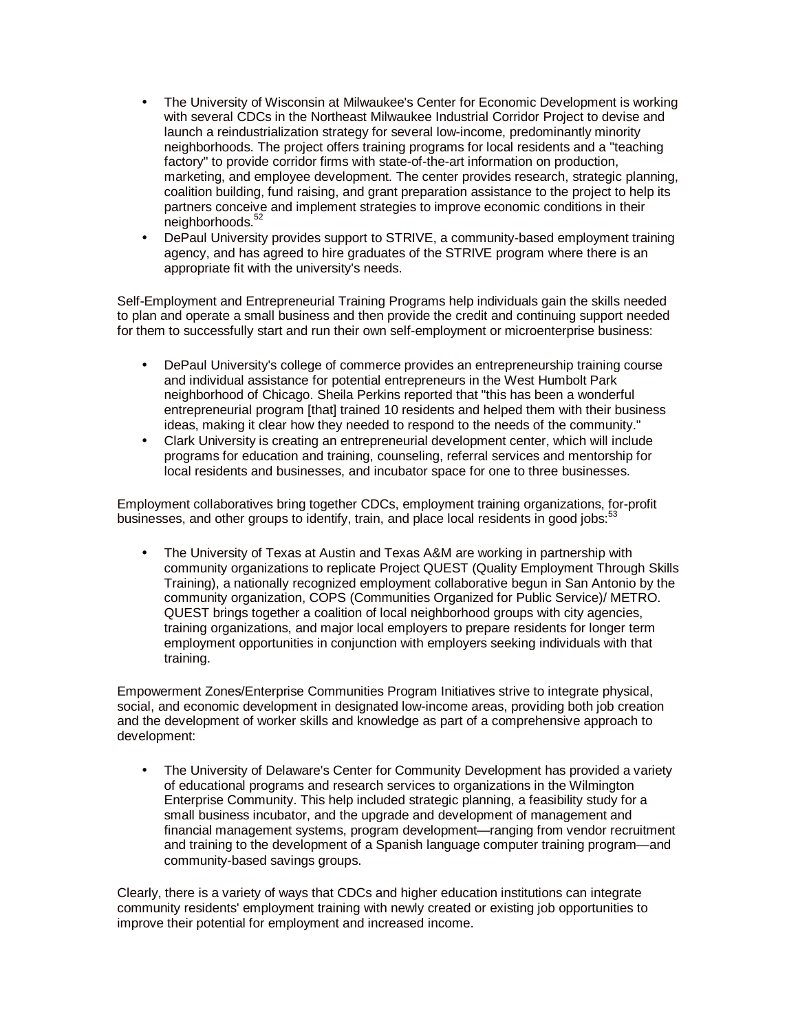- The University of Wisconsin at Milwaukee's Center for Economic Development is working with several CDCs in the Northeast Milwaukee Industrial Corridor Project to devise and launch a reindustrialization strategy for several low-income, predominantly minority neighborhoods. The project offers training programs for local residents and a "teaching factory" to provide corridor firms with state-of-the-art information on production, marketing, and employee development. The center provides research, strategic planning, coalition building, fund raising, and grant preparation assistance to the project to help its partners conceive and implement strategies to improve economic conditions in their neighborhoods.[52]
- DePaul University provides support to STRIVE, a community-based employment training agency, and has agreed to hire graduates of the STRIVE program where there is an appropriate fit with the university's needs.

Self-Employment and Entrepreneurial Training Programs help individuals gain the skills needed to plan and operate a small business and then provide the credit and continuing support needed for them to successfully start and run their own self-employment or microenterprise business:

- DePaul University's college of commerce provides an entrepreneurship training course and individual assistance for potential entrepreneurs in the West Humbolt Park neighborhood of Chicago. Sheila Perkins reported that "this has been a wonderful entrepreneurial program [that] trained 10 residents and helped them with their business ideas, making it clear how they needed to respond to the needs of the community."
- Clark University is creating an entrepreneurial development center, which will include programs for education and training, counseling, referral services and mentorship for local residents and businesses, and incubator space for one to three businesses.

Employment collaboratives bring together CDCs, employment training organizations, for-profit businesses, and other groups to identify, train, and place local residents in good jobs:[53]

- The University of Texas at Austin and Texas A&M are working in partnership with community organizations to replicate Project QUEST (Quality Employment Through Skills Training), a nationally recognized employment collaborative begun in San Antonio by the community organization, COPS (Communities Organized for Public Service)/ METRO. QUEST brings together a coalition of local neighborhood groups with city agencies, training organizations, and major local employers to prepare residents for longer term employment opportunities in conjunction with employers seeking individuals with that training.

Empowerment Zones/Enterprise Communities Program Initiatives strive to integrate physical, social, and economic development in designated low-income areas, providing both job creation and the development of worker skills and knowledge as part of a comprehensive approach to development:

- The University of Delaware's Center for Community Development has provided a variety of educational programs and research services to organizations in the Wilmington Enterprise Community. This help included strategic planning, a feasibility study for a small business incubator, and the upgrade and development of management and financial management systems, program development—ranging from vendor recruitment and training to the development of a Spanish language computer training program—and community-based savings groups.

Clearly, there is a variety of ways that CDCs and higher education institutions can integrate community residents' employment training with newly created or existing job opportunities to improve their potential for employment and increased income.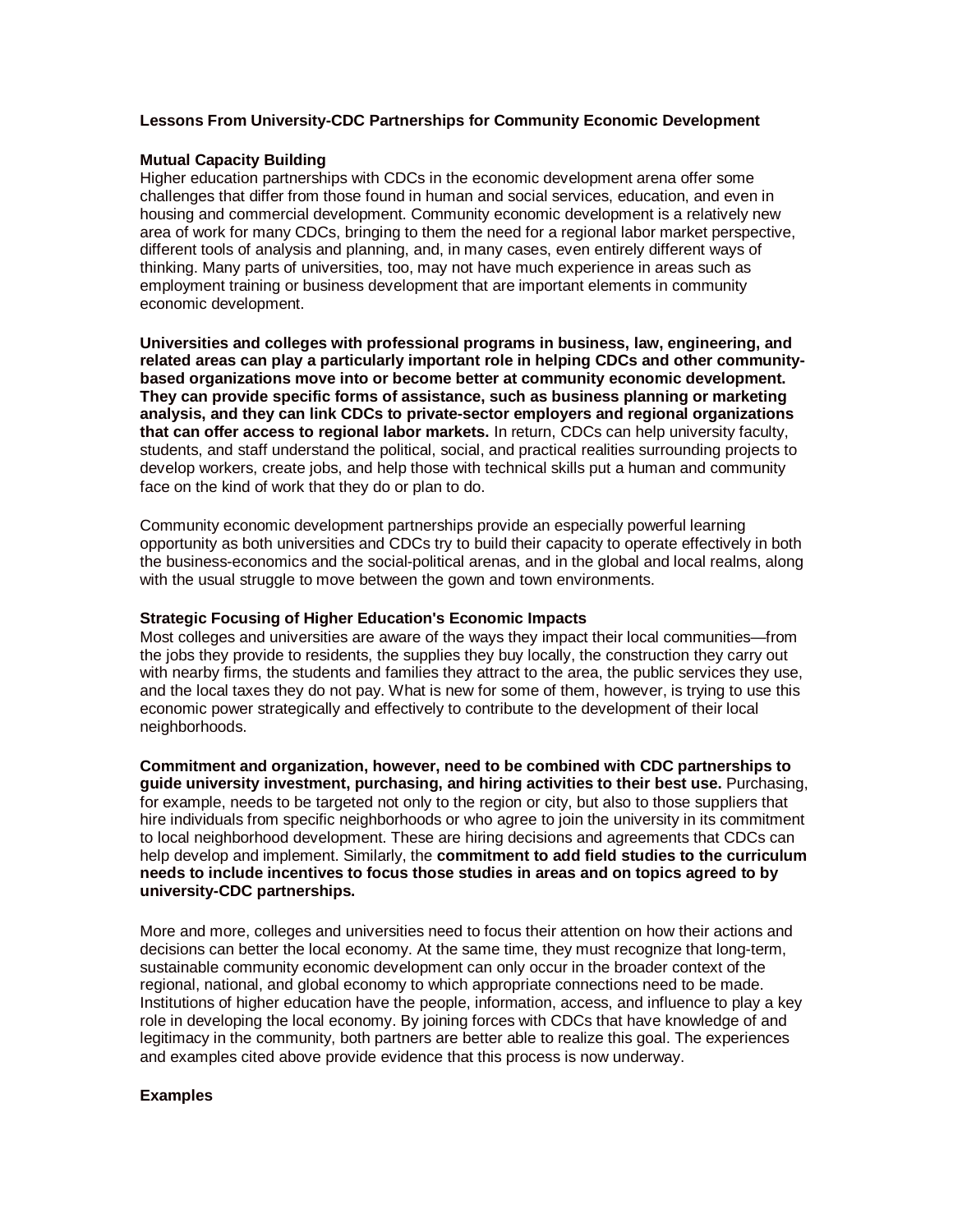## Lessons From University-CDC Partnerships for Community Economic Development

### Mutual Capacity Building

Higher education partnerships with CDCs in the economic development arena offer some challenges that differ from those found in human and social services, education, and even in housing and commercial development. Community economic development is a relatively new area of work for many CDCs, bringing to them the need for a regional labor market perspective, different tools of analysis and planning, and, in many cases, even entirely different ways of thinking. Many parts of universities, too, may not have much experience in areas such as employment training or business development that are important elements in community economic development.

**Universities and colleges with professional programs in business, law, engineering, and related areas can play a particularly important role in helping CDCs and other community-based organizations move into or become better at community economic development. They can provide specific forms of assistance, such as business planning or marketing analysis, and they can link CDCs to private-sector employers and regional organizations that can offer access to regional labor markets.** In return, CDCs can help university faculty, students, and staff understand the political, social, and practical realities surrounding projects to develop workers, create jobs, and help those with technical skills put a human and community face on the kind of work that they do or plan to do.

Community economic development partnerships provide an especially powerful learning opportunity as both universities and CDCs try to build their capacity to operate effectively in both the business-economics and the social-political arenas, and in the global and local realms, along with the usual struggle to move between the gown and town environments.

### Strategic Focusing of Higher Education's Economic Impacts

Most colleges and universities are aware of the ways they impact their local communities—from the jobs they provide to residents, the supplies they buy locally, the construction they carry out with nearby firms, the students and families they attract to the area, the public services they use, and the local taxes they do not pay. What is new for some of them, however, is trying to use this economic power strategically and effectively to contribute to the development of their local neighborhoods.

**Commitment and organization, however, need to be combined with CDC partnerships to guide university investment, purchasing, and hiring activities to their best use.** Purchasing, for example, needs to be targeted not only to the region or city, but also to those suppliers that hire individuals from specific neighborhoods or who agree to join the university in its commitment to local neighborhood development. These are hiring decisions and agreements that CDCs can help develop and implement. Similarly, the **commitment to add field studies to the curriculum needs to include incentives to focus those studies in areas and on topics agreed to by university-CDC partnerships.**

More and more, colleges and universities need to focus their attention on how their actions and decisions can better the local economy. At the same time, they must recognize that long-term, sustainable community economic development can only occur in the broader context of the regional, national, and global economy to which appropriate connections need to be made. Institutions of higher education have the people, information, access, and influence to play a key role in developing the local economy. By joining forces with CDCs that have knowledge of and legitimacy in the community, both partners are better able to realize this goal. The experiences and examples cited above provide evidence that this process is now underway.

### Examples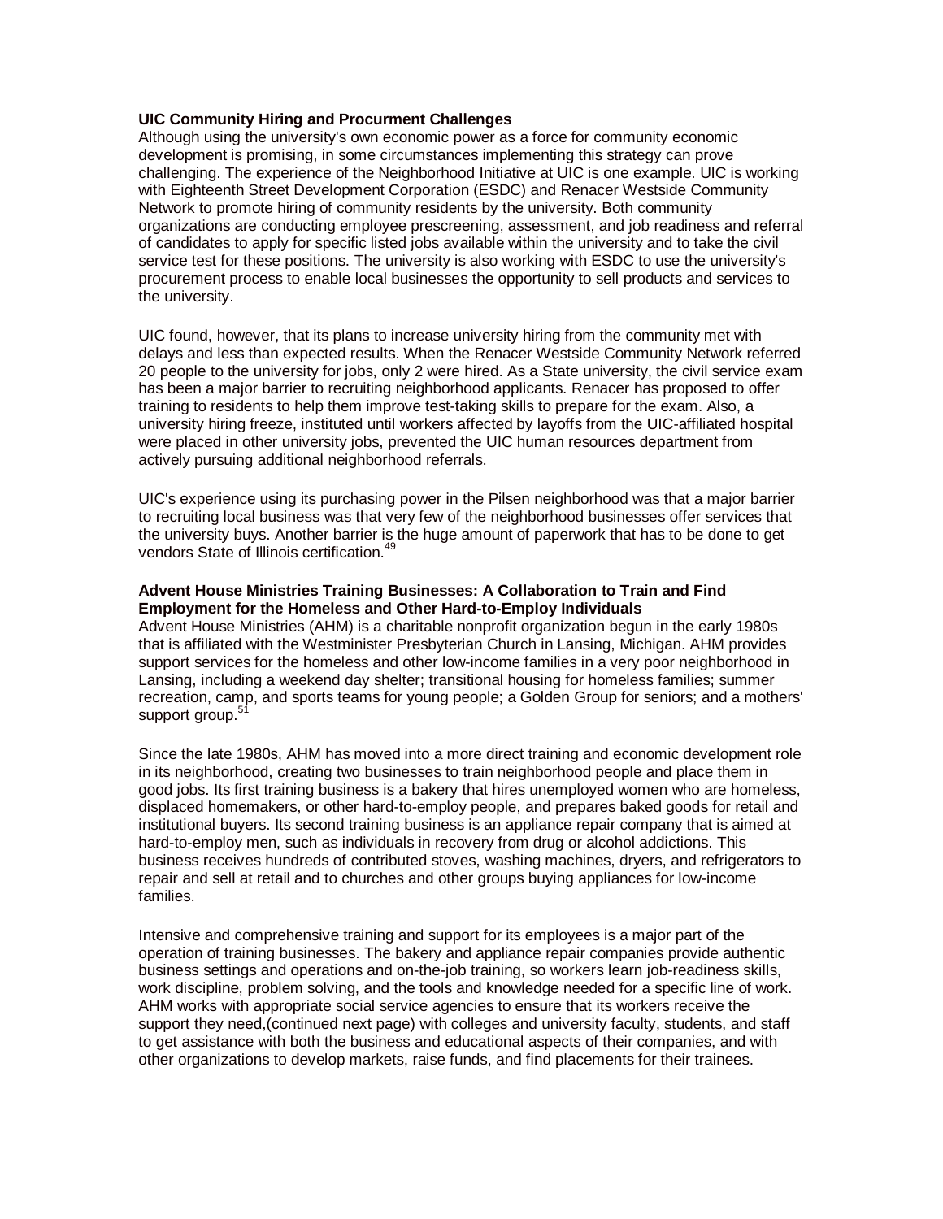**UIC Community Hiring and Procurment Challenges**

Although using the university's own economic power as a force for community economic development is promising, in some circumstances implementing this strategy can prove challenging. The experience of the Neighborhood Initiative at UIC is one example. UIC is working with Eighteenth Street Development Corporation (ESDC) and Renacer Westside Community Network to promote hiring of community residents by the university. Both community organizations are conducting employee prescreening, assessment, and job readiness and referral of candidates to apply for specific listed jobs available within the university and to take the civil service test for these positions. The university is also working with ESDC to use the university's procurement process to enable local businesses the opportunity to sell products and services to the university.

UIC found, however, that its plans to increase university hiring from the community met with delays and less than expected results. When the Renacer Westside Community Network referred 20 people to the university for jobs, only 2 were hired. As a State university, the civil service exam has been a major barrier to recruiting neighborhood applicants. Renacer has proposed to offer training to residents to help them improve test-taking skills to prepare for the exam. Also, a university hiring freeze, instituted until workers affected by layoffs from the UIC-affiliated hospital were placed in other university jobs, prevented the UIC human resources department from actively pursuing additional neighborhood referrals.

UIC's experience using its purchasing power in the Pilsen neighborhood was that a major barrier to recruiting local business was that very few of the neighborhood businesses offer services that the university buys. Another barrier is the huge amount of paperwork that has to be done to get vendors State of Illinois certification.[49]

**Advent House Ministries Training Businesses: A Collaboration to Train and Find Employment for the Homeless and Other Hard-to-Employ Individuals**

Advent House Ministries (AHM) is a charitable nonprofit organization begun in the early 1980s that is affiliated with the Westminister Presbyterian Church in Lansing, Michigan. AHM provides support services for the homeless and other low-income families in a very poor neighborhood in Lansing, including a weekend day shelter; transitional housing for homeless families; summer recreation, camp, and sports teams for young people; a Golden Group for seniors; and a mothers' support group.[51]

Since the late 1980s, AHM has moved into a more direct training and economic development role in its neighborhood, creating two businesses to train neighborhood people and place them in good jobs. Its first training business is a bakery that hires unemployed women who are homeless, displaced homemakers, or other hard-to-employ people, and prepares baked goods for retail and institutional buyers. Its second training business is an appliance repair company that is aimed at hard-to-employ men, such as individuals in recovery from drug or alcohol addictions. This business receives hundreds of contributed stoves, washing machines, dryers, and refrigerators to repair and sell at retail and to churches and other groups buying appliances for low-income families.

Intensive and comprehensive training and support for its employees is a major part of the operation of training businesses. The bakery and appliance repair companies provide authentic business settings and operations and on-the-job training, so workers learn job-readiness skills, work discipline, problem solving, and the tools and knowledge needed for a specific line of work. AHM works with appropriate social service agencies to ensure that its workers receive the support they need,(continued next page) with colleges and university faculty, students, and staff to get assistance with both the business and educational aspects of their companies, and with other organizations to develop markets, raise funds, and find placements for their trainees.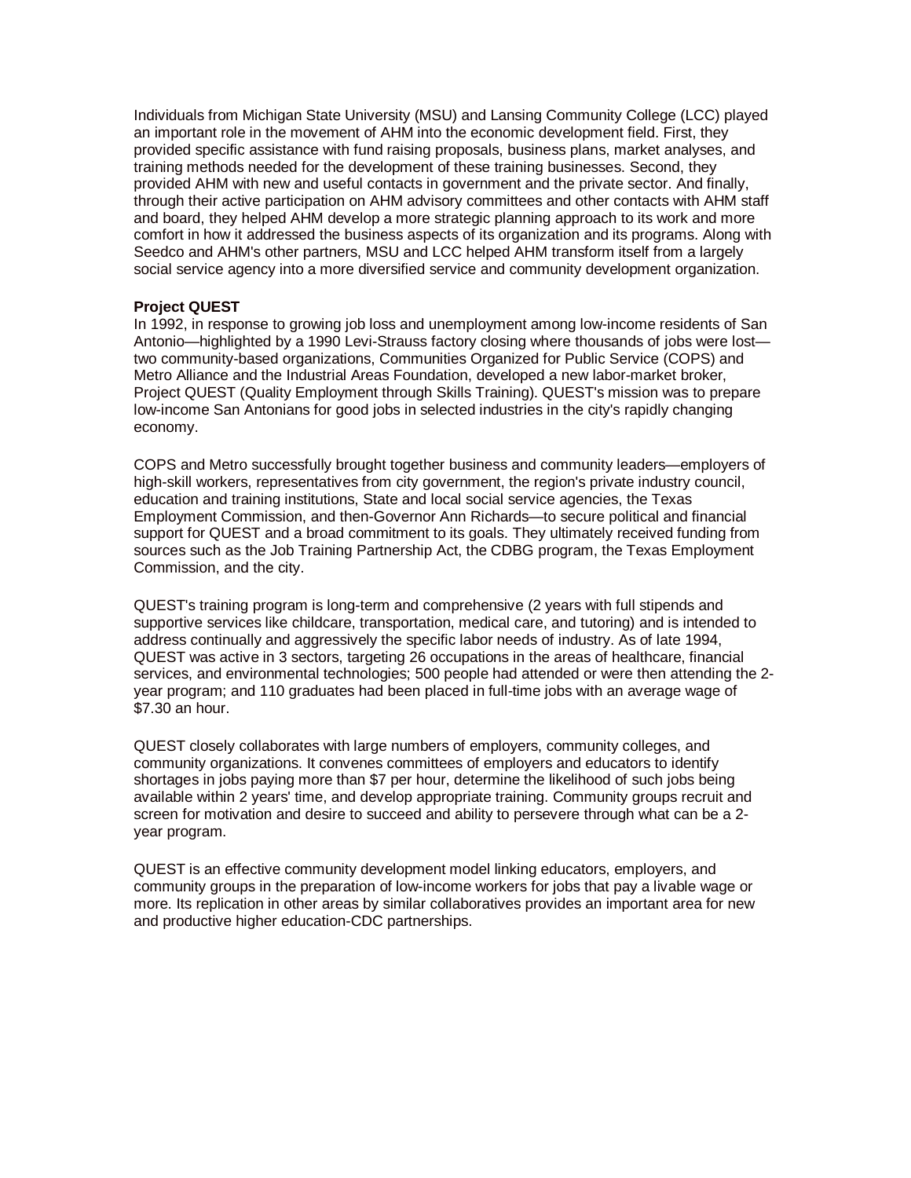Individuals from Michigan State University (MSU) and Lansing Community College (LCC) played an important role in the movement of AHM into the economic development field. First, they provided specific assistance with fund raising proposals, business plans, market analyses, and training methods needed for the development of these training businesses. Second, they provided AHM with new and useful contacts in government and the private sector. And finally, through their active participation on AHM advisory committees and other contacts with AHM staff and board, they helped AHM develop a more strategic planning approach to its work and more comfort in how it addressed the business aspects of its organization and its programs. Along with Seedco and AHM's other partners, MSU and LCC helped AHM transform itself from a largely social service agency into a more diversified service and community development organization.

**Project QUEST**

In 1992, in response to growing job loss and unemployment among low-income residents of San Antonio—highlighted by a 1990 Levi-Strauss factory closing where thousands of jobs were lost—two community-based organizations, Communities Organized for Public Service (COPS) and Metro Alliance and the Industrial Areas Foundation, developed a new labor-market broker, Project QUEST (Quality Employment through Skills Training). QUEST's mission was to prepare low-income San Antonians for good jobs in selected industries in the city's rapidly changing economy.

COPS and Metro successfully brought together business and community leaders—employers of high-skill workers, representatives from city government, the region's private industry council, education and training institutions, State and local social service agencies, the Texas Employment Commission, and then-Governor Ann Richards—to secure political and financial support for QUEST and a broad commitment to its goals. They ultimately received funding from sources such as the Job Training Partnership Act, the CDBG program, the Texas Employment Commission, and the city.

QUEST's training program is long-term and comprehensive (2 years with full stipends and supportive services like childcare, transportation, medical care, and tutoring) and is intended to address continually and aggressively the specific labor needs of industry. As of late 1994, QUEST was active in 3 sectors, targeting 26 occupations in the areas of healthcare, financial services, and environmental technologies; 500 people had attended or were then attending the 2-year program; and 110 graduates had been placed in full-time jobs with an average wage of $7.30 an hour.

QUEST closely collaborates with large numbers of employers, community colleges, and community organizations. It convenes committees of employers and educators to identify shortages in jobs paying more than $7 per hour, determine the likelihood of such jobs being available within 2 years' time, and develop appropriate training. Community groups recruit and screen for motivation and desire to succeed and ability to persevere through what can be a 2-year program.

QUEST is an effective community development model linking educators, employers, and community groups in the preparation of low-income workers for jobs that pay a livable wage or more. Its replication in other areas by similar collaboratives provides an important area for new and productive higher education-CDC partnerships.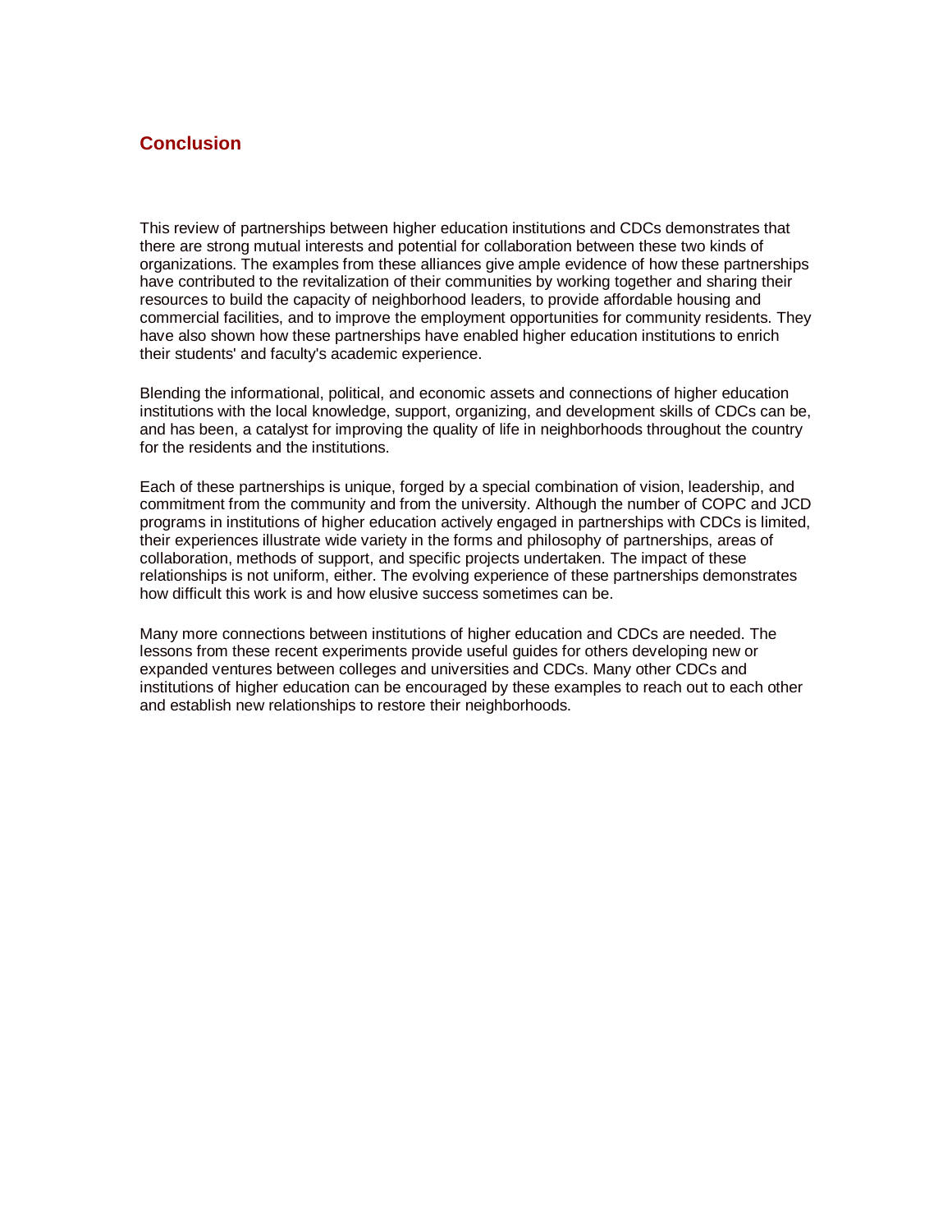## Conclusion

This review of partnerships between higher education institutions and CDCs demonstrates that there are strong mutual interests and potential for collaboration between these two kinds of organizations. The examples from these alliances give ample evidence of how these partnerships have contributed to the revitalization of their communities by working together and sharing their resources to build the capacity of neighborhood leaders, to provide affordable housing and commercial facilities, and to improve the employment opportunities for community residents. They have also shown how these partnerships have enabled higher education institutions to enrich their students' and faculty's academic experience.

Blending the informational, political, and economic assets and connections of higher education institutions with the local knowledge, support, organizing, and development skills of CDCs can be, and has been, a catalyst for improving the quality of life in neighborhoods throughout the country for the residents and the institutions.

Each of these partnerships is unique, forged by a special combination of vision, leadership, and commitment from the community and from the university. Although the number of COPC and JCD programs in institutions of higher education actively engaged in partnerships with CDCs is limited, their experiences illustrate wide variety in the forms and philosophy of partnerships, areas of collaboration, methods of support, and specific projects undertaken. The impact of these relationships is not uniform, either. The evolving experience of these partnerships demonstrates how difficult this work is and how elusive success sometimes can be.

Many more connections between institutions of higher education and CDCs are needed. The lessons from these recent experiments provide useful guides for others developing new or expanded ventures between colleges and universities and CDCs. Many other CDCs and institutions of higher education can be encouraged by these examples to reach out to each other and establish new relationships to restore their neighborhoods.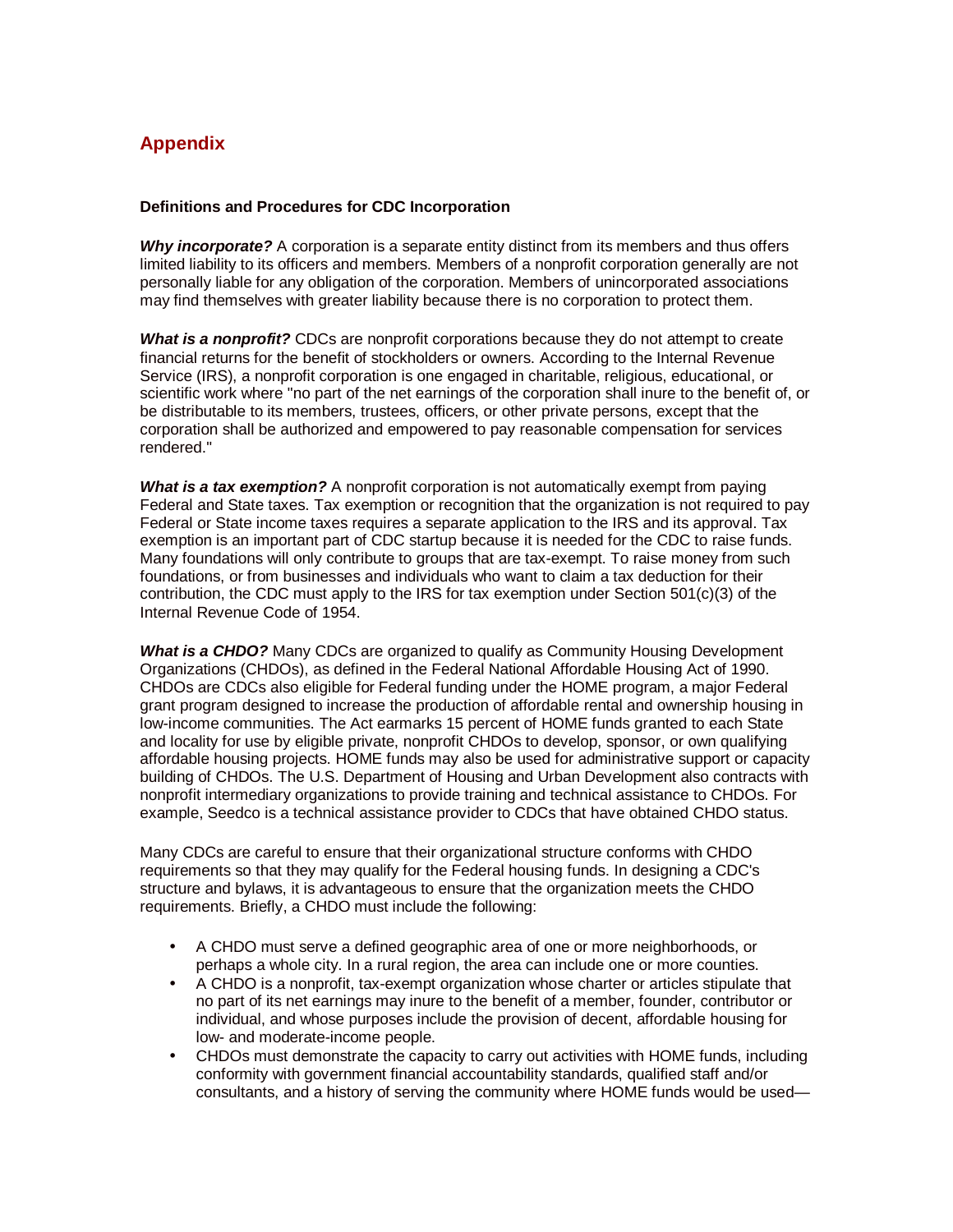## Appendix

### Definitions and Procedures for CDC Incorporation

***Why incorporate?*** A corporation is a separate entity distinct from its members and thus offers limited liability to its officers and members. Members of a nonprofit corporation generally are not personally liable for any obligation of the corporation. Members of unincorporated associations may find themselves with greater liability because there is no corporation to protect them.

***What is a nonprofit?*** CDCs are nonprofit corporations because they do not attempt to create financial returns for the benefit of stockholders or owners. According to the Internal Revenue Service (IRS), a nonprofit corporation is one engaged in charitable, religious, educational, or scientific work where "no part of the net earnings of the corporation shall inure to the benefit of, or be distributable to its members, trustees, officers, or other private persons, except that the corporation shall be authorized and empowered to pay reasonable compensation for services rendered."

***What is a tax exemption?*** A nonprofit corporation is not automatically exempt from paying Federal and State taxes. Tax exemption or recognition that the organization is not required to pay Federal or State income taxes requires a separate application to the IRS and its approval. Tax exemption is an important part of CDC startup because it is needed for the CDC to raise funds. Many foundations will only contribute to groups that are tax-exempt. To raise money from such foundations, or from businesses and individuals who want to claim a tax deduction for their contribution, the CDC must apply to the IRS for tax exemption under Section 501(c)(3) of the Internal Revenue Code of 1954.

***What is a CHDO?*** Many CDCs are organized to qualify as Community Housing Development Organizations (CHDOs), as defined in the Federal National Affordable Housing Act of 1990. CHDOs are CDCs also eligible for Federal funding under the HOME program, a major Federal grant program designed to increase the production of affordable rental and ownership housing in low-income communities. The Act earmarks 15 percent of HOME funds granted to each State and locality for use by eligible private, nonprofit CHDOs to develop, sponsor, or own qualifying affordable housing projects. HOME funds may also be used for administrative support or capacity building of CHDOs. The U.S. Department of Housing and Urban Development also contracts with nonprofit intermediary organizations to provide training and technical assistance to CHDOs. For example, Seedco is a technical assistance provider to CDCs that have obtained CHDO status.

Many CDCs are careful to ensure that their organizational structure conforms with CHDO requirements so that they may qualify for the Federal housing funds. In designing a CDC's structure and bylaws, it is advantageous to ensure that the organization meets the CHDO requirements. Briefly, a CHDO must include the following:

- A CHDO must serve a defined geographic area of one or more neighborhoods, or perhaps a whole city. In a rural region, the area can include one or more counties.
- A CHDO is a nonprofit, tax-exempt organization whose charter or articles stipulate that no part of its net earnings may inure to the benefit of a member, founder, contributor or individual, and whose purposes include the provision of decent, affordable housing for low- and moderate-income people.
- CHDOs must demonstrate the capacity to carry out activities with HOME funds, including conformity with government financial accountability standards, qualified staff and/or consultants, and a history of serving the community where HOME funds would be used—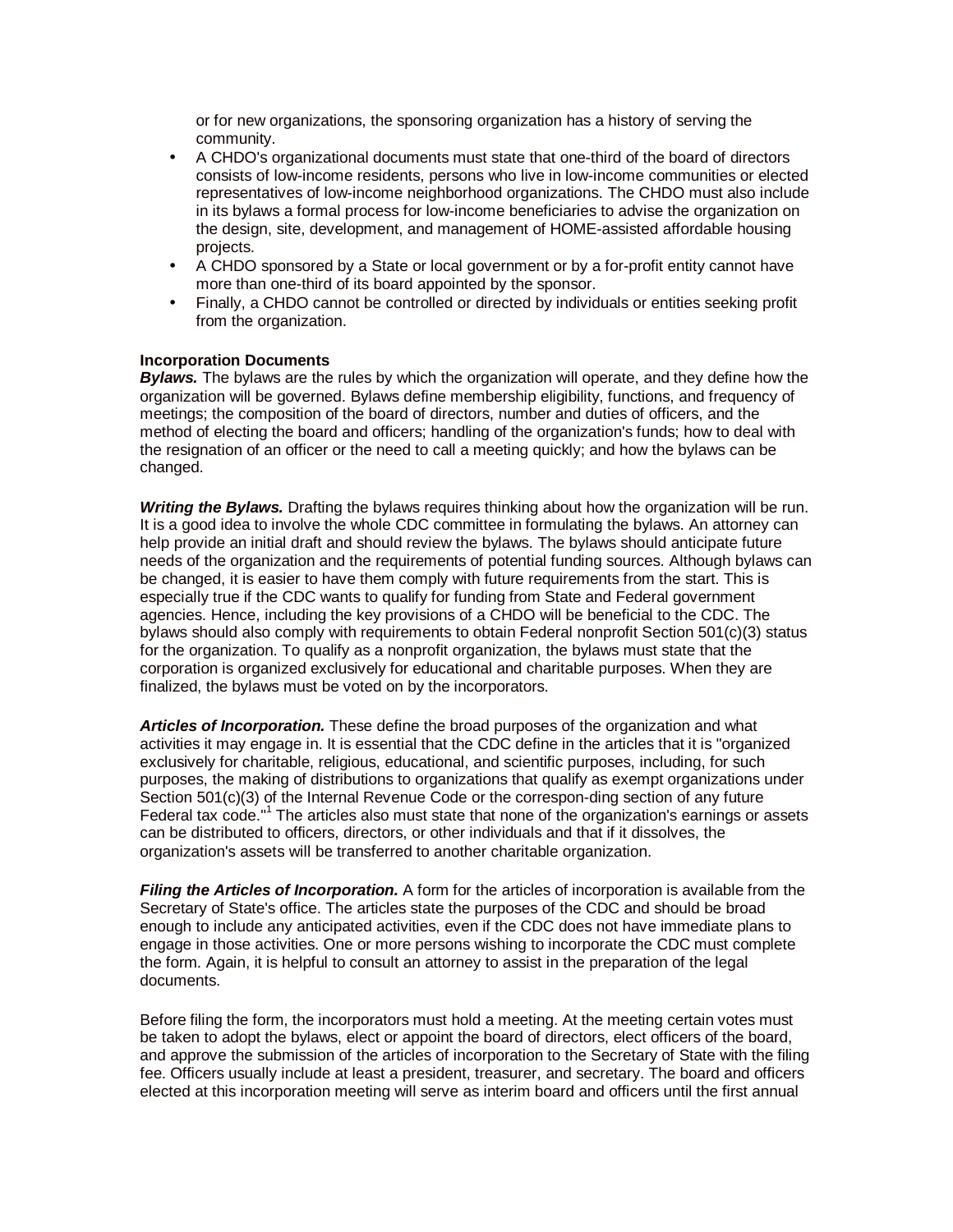or for new organizations, the sponsoring organization has a history of serving the community.

- A CHDO's organizational documents must state that one-third of the board of directors consists of low-income residents, persons who live in low-income communities or elected representatives of low-income neighborhood organizations. The CHDO must also include in its bylaws a formal process for low-income beneficiaries to advise the organization on the design, site, development, and management of HOME-assisted affordable housing projects.
- A CHDO sponsored by a State or local government or by a for-profit entity cannot have more than one-third of its board appointed by the sponsor.
- Finally, a CHDO cannot be controlled or directed by individuals or entities seeking profit from the organization.

**Incorporation Documents**

***Bylaws.*** The bylaws are the rules by which the organization will operate, and they define how the organization will be governed. Bylaws define membership eligibility, functions, and frequency of meetings; the composition of the board of directors, number and duties of officers, and the method of electing the board and officers; handling of the organization's funds; how to deal with the resignation of an officer or the need to call a meeting quickly; and how the bylaws can be changed.

***Writing the Bylaws.*** Drafting the bylaws requires thinking about how the organization will be run. It is a good idea to involve the whole CDC committee in formulating the bylaws. An attorney can help provide an initial draft and should review the bylaws. The bylaws should anticipate future needs of the organization and the requirements of potential funding sources. Although bylaws can be changed, it is easier to have them comply with future requirements from the start. This is especially true if the CDC wants to qualify for funding from State and Federal government agencies. Hence, including the key provisions of a CHDO will be beneficial to the CDC. The bylaws should also comply with requirements to obtain Federal nonprofit Section 501(c)(3) status for the organization. To qualify as a nonprofit organization, the bylaws must state that the corporation is organized exclusively for educational and charitable purposes. When they are finalized, the bylaws must be voted on by the incorporators.

***Articles of Incorporation.*** These define the broad purposes of the organization and what activities it may engage in. It is essential that the CDC define in the articles that it is "organized exclusively for charitable, religious, educational, and scientific purposes, including, for such purposes, the making of distributions to organizations that qualify as exempt organizations under Section 501(c)(3) of the Internal Revenue Code or the correspon-ding section of any future Federal tax code."[1] The articles also must state that none of the organization's earnings or assets can be distributed to officers, directors, or other individuals and that if it dissolves, the organization's assets will be transferred to another charitable organization.

***Filing the Articles of Incorporation.*** A form for the articles of incorporation is available from the Secretary of State's office. The articles state the purposes of the CDC and should be broad enough to include any anticipated activities, even if the CDC does not have immediate plans to engage in those activities. One or more persons wishing to incorporate the CDC must complete the form. Again, it is helpful to consult an attorney to assist in the preparation of the legal documents.

Before filing the form, the incorporators must hold a meeting. At the meeting certain votes must be taken to adopt the bylaws, elect or appoint the board of directors, elect officers of the board, and approve the submission of the articles of incorporation to the Secretary of State with the filing fee. Officers usually include at least a president, treasurer, and secretary. The board and officers elected at this incorporation meeting will serve as interim board and officers until the first annual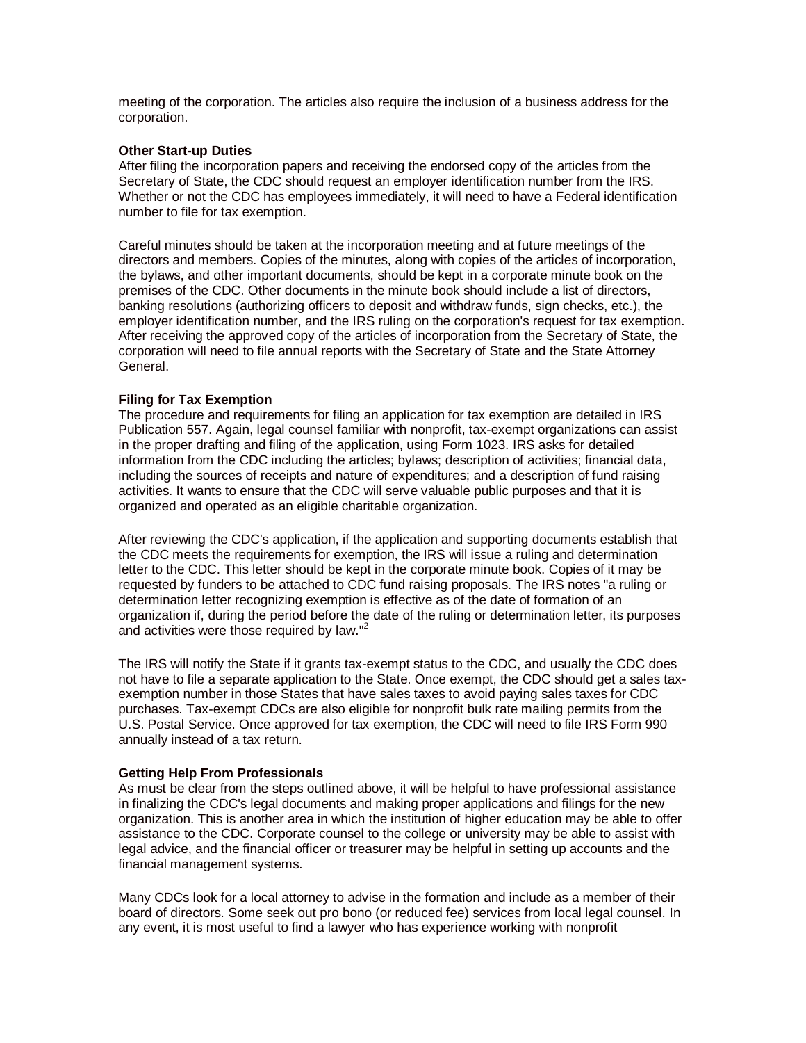meeting of the corporation. The articles also require the inclusion of a business address for the corporation.

**Other Start-up Duties**

After filing the incorporation papers and receiving the endorsed copy of the articles from the Secretary of State, the CDC should request an employer identification number from the IRS. Whether or not the CDC has employees immediately, it will need to have a Federal identification number to file for tax exemption.

Careful minutes should be taken at the incorporation meeting and at future meetings of the directors and members. Copies of the minutes, along with copies of the articles of incorporation, the bylaws, and other important documents, should be kept in a corporate minute book on the premises of the CDC. Other documents in the minute book should include a list of directors, banking resolutions (authorizing officers to deposit and withdraw funds, sign checks, etc.), the employer identification number, and the IRS ruling on the corporation's request for tax exemption. After receiving the approved copy of the articles of incorporation from the Secretary of State, the corporation will need to file annual reports with the Secretary of State and the State Attorney General.

**Filing for Tax Exemption**

The procedure and requirements for filing an application for tax exemption are detailed in IRS Publication 557. Again, legal counsel familiar with nonprofit, tax-exempt organizations can assist in the proper drafting and filing of the application, using Form 1023. IRS asks for detailed information from the CDC including the articles; bylaws; description of activities; financial data, including the sources of receipts and nature of expenditures; and a description of fund raising activities. It wants to ensure that the CDC will serve valuable public purposes and that it is organized and operated as an eligible charitable organization.

After reviewing the CDC's application, if the application and supporting documents establish that the CDC meets the requirements for exemption, the IRS will issue a ruling and determination letter to the CDC. This letter should be kept in the corporate minute book. Copies of it may be requested by funders to be attached to CDC fund raising proposals. The IRS notes "a ruling or determination letter recognizing exemption is effective as of the date of formation of an organization if, during the period before the date of the ruling or determination letter, its purposes and activities were those required by law."[2]

The IRS will notify the State if it grants tax-exempt status to the CDC, and usually the CDC does not have to file a separate application to the State. Once exempt, the CDC should get a sales tax-exemption number in those States that have sales taxes to avoid paying sales taxes for CDC purchases. Tax-exempt CDCs are also eligible for nonprofit bulk rate mailing permits from the U.S. Postal Service. Once approved for tax exemption, the CDC will need to file IRS Form 990 annually instead of a tax return.

**Getting Help From Professionals**

As must be clear from the steps outlined above, it will be helpful to have professional assistance in finalizing the CDC's legal documents and making proper applications and filings for the new organization. This is another area in which the institution of higher education may be able to offer assistance to the CDC. Corporate counsel to the college or university may be able to assist with legal advice, and the financial officer or treasurer may be helpful in setting up accounts and the financial management systems.

Many CDCs look for a local attorney to advise in the formation and include as a member of their board of directors. Some seek out pro bono (or reduced fee) services from local legal counsel. In any event, it is most useful to find a lawyer who has experience working with nonprofit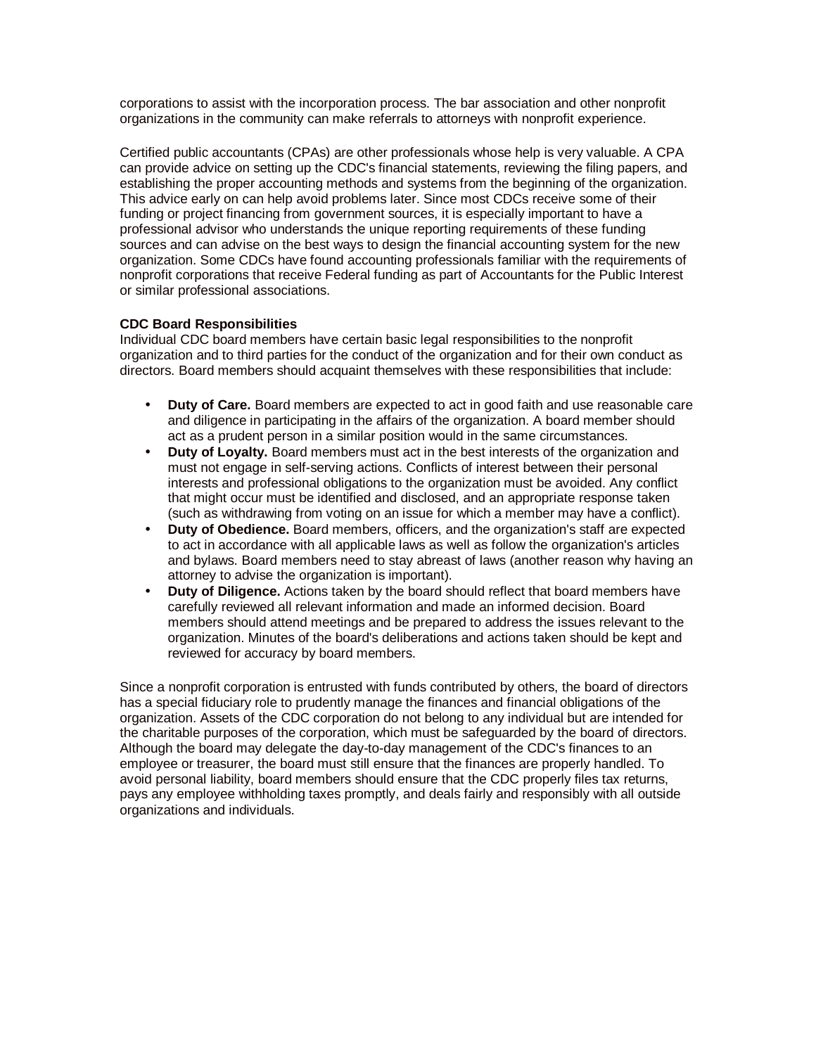corporations to assist with the incorporation process. The bar association and other nonprofit organizations in the community can make referrals to attorneys with nonprofit experience.

Certified public accountants (CPAs) are other professionals whose help is very valuable. A CPA can provide advice on setting up the CDC's financial statements, reviewing the filing papers, and establishing the proper accounting methods and systems from the beginning of the organization. This advice early on can help avoid problems later. Since most CDCs receive some of their funding or project financing from government sources, it is especially important to have a professional advisor who understands the unique reporting requirements of these funding sources and can advise on the best ways to design the financial accounting system for the new organization. Some CDCs have found accounting professionals familiar with the requirements of nonprofit corporations that receive Federal funding as part of Accountants for the Public Interest or similar professional associations.

**CDC Board Responsibilities**

Individual CDC board members have certain basic legal responsibilities to the nonprofit organization and to third parties for the conduct of the organization and for their own conduct as directors. Board members should acquaint themselves with these responsibilities that include:

- **Duty of Care.** Board members are expected to act in good faith and use reasonable care and diligence in participating in the affairs of the organization. A board member should act as a prudent person in a similar position would in the same circumstances.
- **Duty of Loyalty.** Board members must act in the best interests of the organization and must not engage in self-serving actions. Conflicts of interest between their personal interests and professional obligations to the organization must be avoided. Any conflict that might occur must be identified and disclosed, and an appropriate response taken (such as withdrawing from voting on an issue for which a member may have a conflict).
- **Duty of Obedience.** Board members, officers, and the organization's staff are expected to act in accordance with all applicable laws as well as follow the organization's articles and bylaws. Board members need to stay abreast of laws (another reason why having an attorney to advise the organization is important).
- **Duty of Diligence.** Actions taken by the board should reflect that board members have carefully reviewed all relevant information and made an informed decision. Board members should attend meetings and be prepared to address the issues relevant to the organization. Minutes of the board's deliberations and actions taken should be kept and reviewed for accuracy by board members.

Since a nonprofit corporation is entrusted with funds contributed by others, the board of directors has a special fiduciary role to prudently manage the finances and financial obligations of the organization. Assets of the CDC corporation do not belong to any individual but are intended for the charitable purposes of the corporation, which must be safeguarded by the board of directors. Although the board may delegate the day-to-day management of the CDC's finances to an employee or treasurer, the board must still ensure that the finances are properly handled. To avoid personal liability, board members should ensure that the CDC properly files tax returns, pays any employee withholding taxes promptly, and deals fairly and responsibly with all outside organizations and individuals.